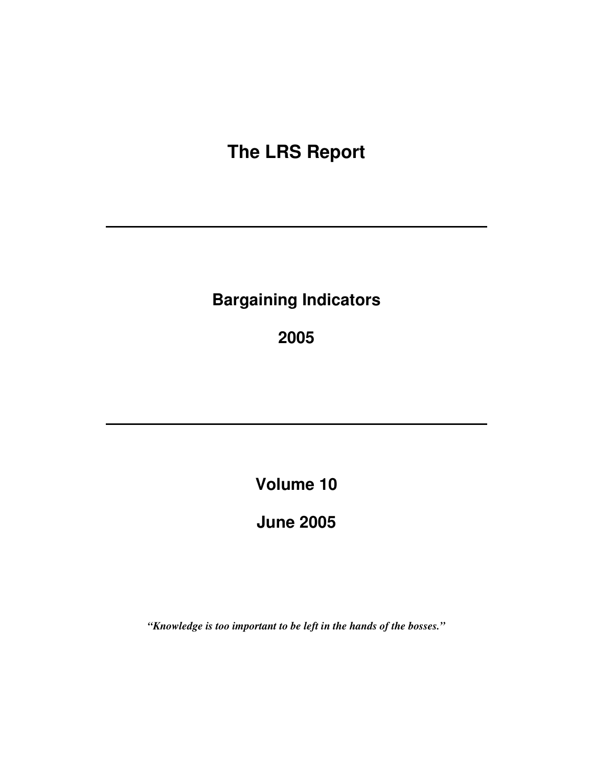# The LRS Report

---

## Bargaining Indicators

## 2005

---

## Volume 10

## June 2005

***"Knowledge is too important to be left in the hands of the bosses."***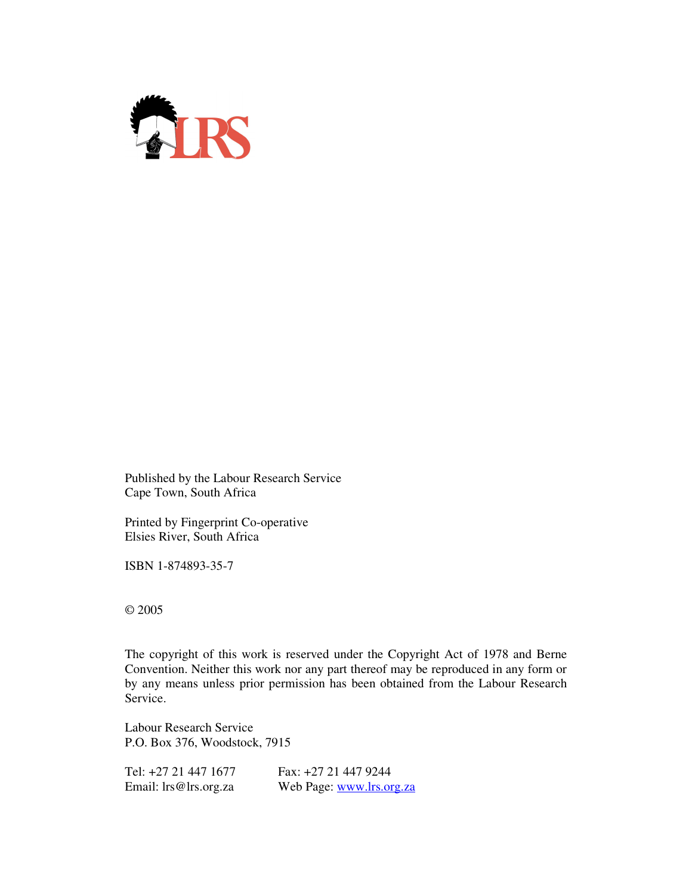LRS

Published by the Labour Research Service
Cape Town, South Africa

Printed by Fingerprint Co-operative
Elsies River, South Africa

ISBN 1-874893-35-7

© 2005

The copyright of this work is reserved under the Copyright Act of 1978 and Berne Convention. Neither this work nor any part thereof may be reproduced in any form or by any means unless prior permission has been obtained from the Labour Research Service.

Labour Research Service
P.O. Box 376, Woodstock, 7915

Tel: +27 21 447 1677
Email: lrs@lrs.org.za

Fax: +27 21 447 9244
Web Page: www.lrs.org.za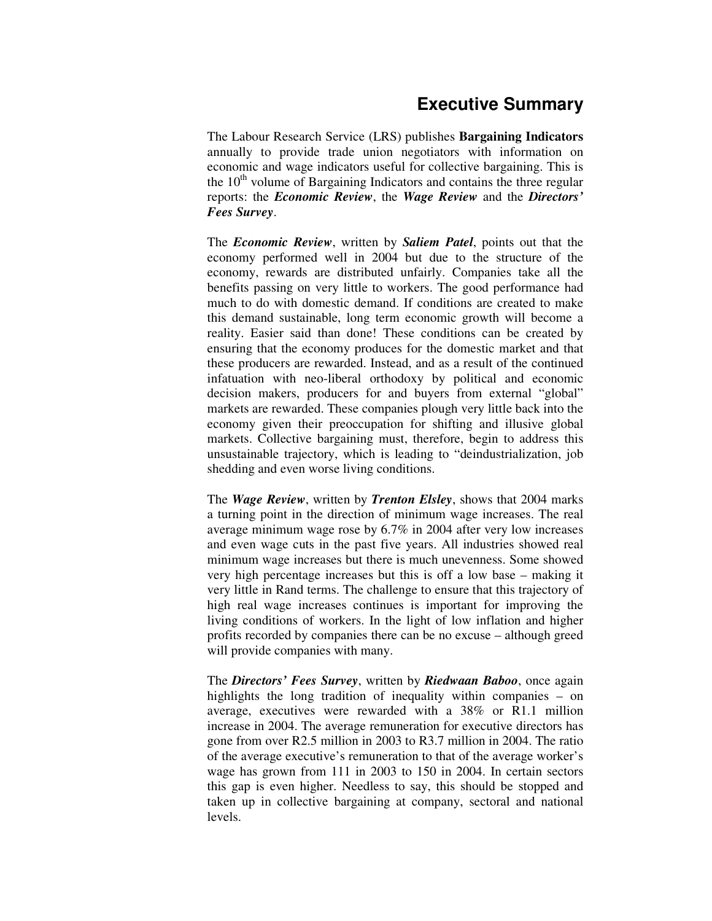# Executive Summary

The Labour Research Service (LRS) publishes **Bargaining Indicators** annually to provide trade union negotiators with information on economic and wage indicators useful for collective bargaining. This is the 10th volume of Bargaining Indicators and contains the three regular reports: the ***Economic Review***, the ***Wage Review*** and the ***Directors' Fees Survey***.

The ***Economic Review***, written by ***Saliem Patel***, points out that the economy performed well in 2004 but due to the structure of the economy, rewards are distributed unfairly. Companies take all the benefits passing on very little to workers. The good performance had much to do with domestic demand. If conditions are created to make this demand sustainable, long term economic growth will become a reality. Easier said than done! These conditions can be created by ensuring that the economy produces for the domestic market and that these producers are rewarded. Instead, and as a result of the continued infatuation with neo-liberal orthodoxy by political and economic decision makers, producers for and buyers from external "global" markets are rewarded. These companies plough very little back into the economy given their preoccupation for shifting and illusive global markets. Collective bargaining must, therefore, begin to address this unsustainable trajectory, which is leading to "deindustrialization, job shedding and even worse living conditions.

The ***Wage Review***, written by ***Trenton Elsley***, shows that 2004 marks a turning point in the direction of minimum wage increases. The real average minimum wage rose by 6.7% in 2004 after very low increases and even wage cuts in the past five years. All industries showed real minimum wage increases but there is much unevenness. Some showed very high percentage increases but this is off a low base – making it very little in Rand terms. The challenge to ensure that this trajectory of high real wage increases continues is important for improving the living conditions of workers. In the light of low inflation and higher profits recorded by companies there can be no excuse – although greed will provide companies with many.

The ***Directors' Fees Survey***, written by ***Riedwaan Baboo***, once again highlights the long tradition of inequality within companies – on average, executives were rewarded with a 38% or R1.1 million increase in 2004. The average remuneration for executive directors has gone from over R2.5 million in 2003 to R3.7 million in 2004. The ratio of the average executive's remuneration to that of the average worker's wage has grown from 111 in 2003 to 150 in 2004. In certain sectors this gap is even higher. Needless to say, this should be stopped and taken up in collective bargaining at company, sectoral and national levels.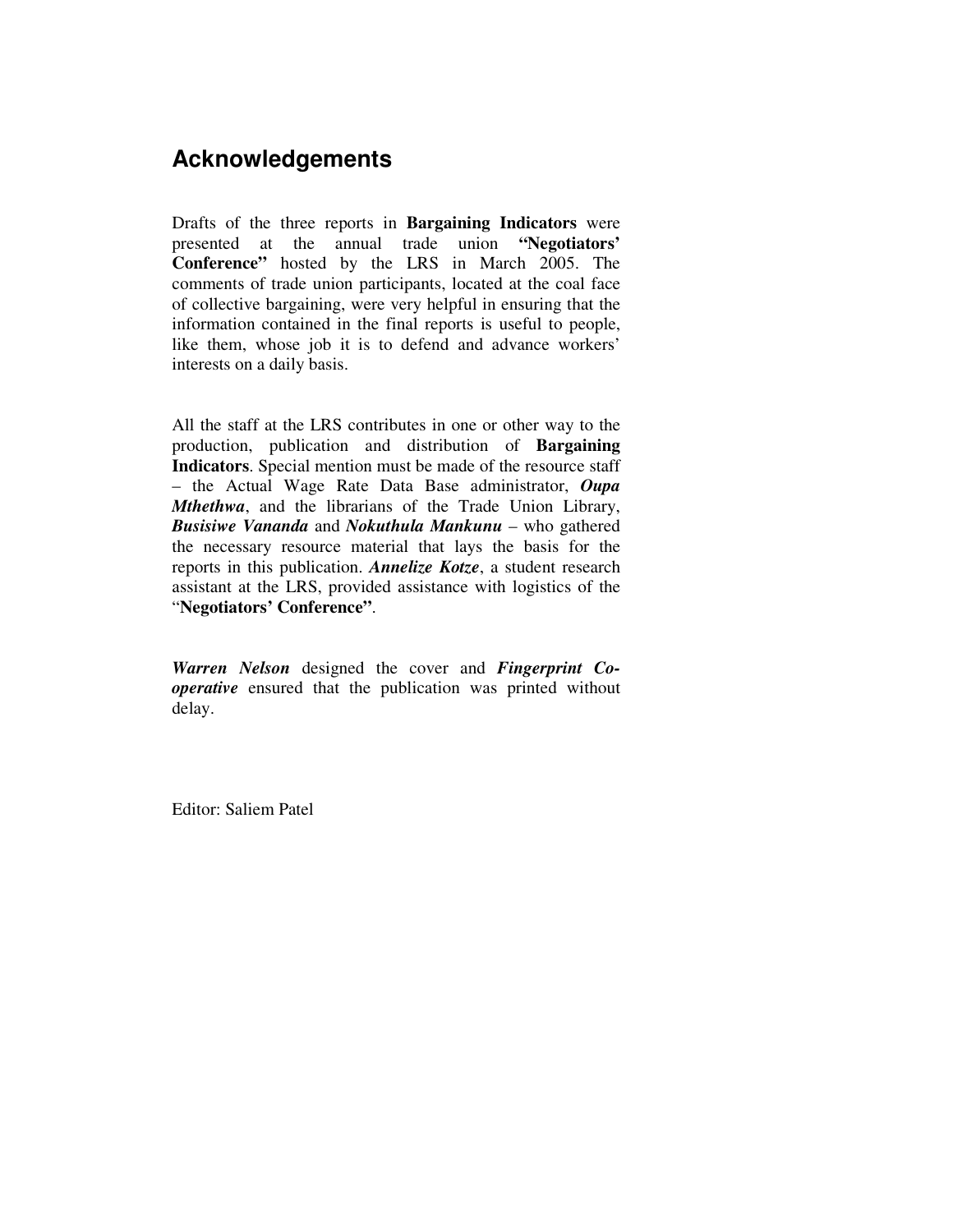## Acknowledgements

Drafts of the three reports in **Bargaining Indicators** were presented at the annual trade union **"Negotiators' Conference"** hosted by the LRS in March 2005. The comments of trade union participants, located at the coal face of collective bargaining, were very helpful in ensuring that the information contained in the final reports is useful to people, like them, whose job it is to defend and advance workers' interests on a daily basis.

All the staff at the LRS contributes in one or other way to the production, publication and distribution of **Bargaining Indicators**. Special mention must be made of the resource staff – the Actual Wage Rate Data Base administrator, ***Oupa Mthethwa***, and the librarians of the Trade Union Library, ***Busisiwe Vananda*** and ***Nokuthula Mankunu*** – who gathered the necessary resource material that lays the basis for the reports in this publication. ***Annelize Kotze***, a student research assistant at the LRS, provided assistance with logistics of the "**Negotiators' Conference"**.

***Warren Nelson*** designed the cover and ***Fingerprint Co-operative*** ensured that the publication was printed without delay.

Editor: Saliem Patel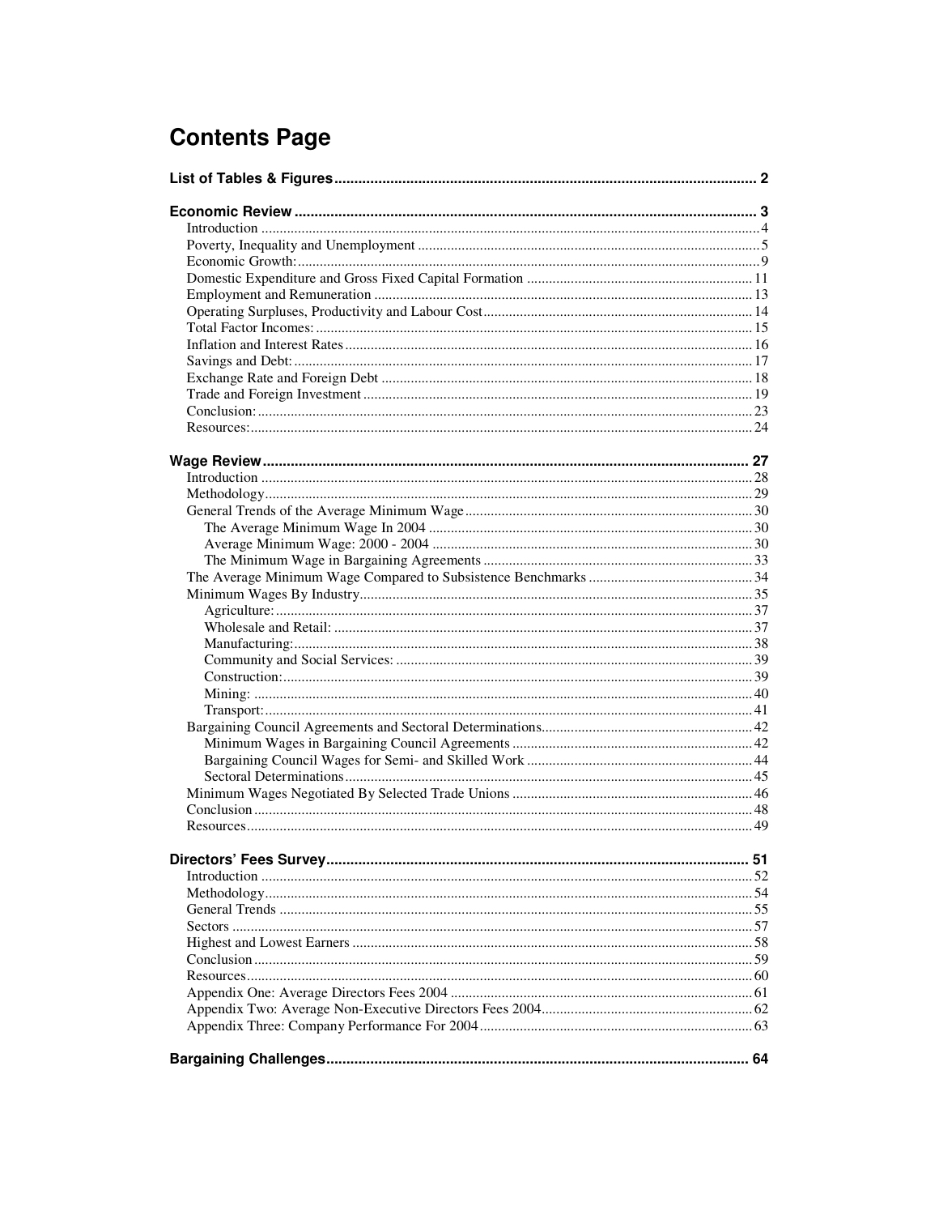# Contents Page

**List of Tables & Figures** ........ 2

**Economic Review** ........ 3

- Introduction ........ 4
- Poverty, Inequality and Unemployment ........ 5
- Economic Growth: ........ 9
- Domestic Expenditure and Gross Fixed Capital Formation ........ 11
- Employment and Remuneration ........ 13
- Operating Surpluses, Productivity and Labour Cost ........ 14
- Total Factor Incomes: ........ 15
- Inflation and Interest Rates ........ 16
- Savings and Debt: ........ 17
- Exchange Rate and Foreign Debt ........ 18
- Trade and Foreign Investment ........ 19
- Conclusion: ........ 23
- Resources: ........ 24

**Wage Review** ........ 27

- Introduction ........ 28
- Methodology ........ 29
- General Trends of the Average Minimum Wage ........ 30
  - The Average Minimum Wage In 2004 ........ 30
  - Average Minimum Wage: 2000 - 2004 ........ 30
  - The Minimum Wage in Bargaining Agreements ........ 33
- The Average Minimum Wage Compared to Subsistence Benchmarks ........ 34
- Minimum Wages By Industry ........ 35
  - Agriculture: ........ 37
  - Wholesale and Retail: ........ 37
  - Manufacturing: ........ 38
  - Community and Social Services: ........ 39
  - Construction: ........ 39
  - Mining: ........ 40
  - Transport: ........ 41
- Bargaining Council Agreements and Sectoral Determinations ........ 42
  - Minimum Wages in Bargaining Council Agreements ........ 42
  - Bargaining Council Wages for Semi- and Skilled Work ........ 44
  - Sectoral Determinations ........ 45
- Minimum Wages Negotiated By Selected Trade Unions ........ 46
- Conclusion ........ 48
- Resources ........ 49

**Directors' Fees Survey** ........ 51

- Introduction ........ 52
- Methodology ........ 54
- General Trends ........ 55
- Sectors ........ 57
- Highest and Lowest Earners ........ 58
- Conclusion ........ 59
- Resources ........ 60
- Appendix One: Average Directors Fees 2004 ........ 61
- Appendix Two: Average Non-Executive Directors Fees 2004 ........ 62
- Appendix Three: Company Performance For 2004 ........ 63

**Bargaining Challenges** ........ 64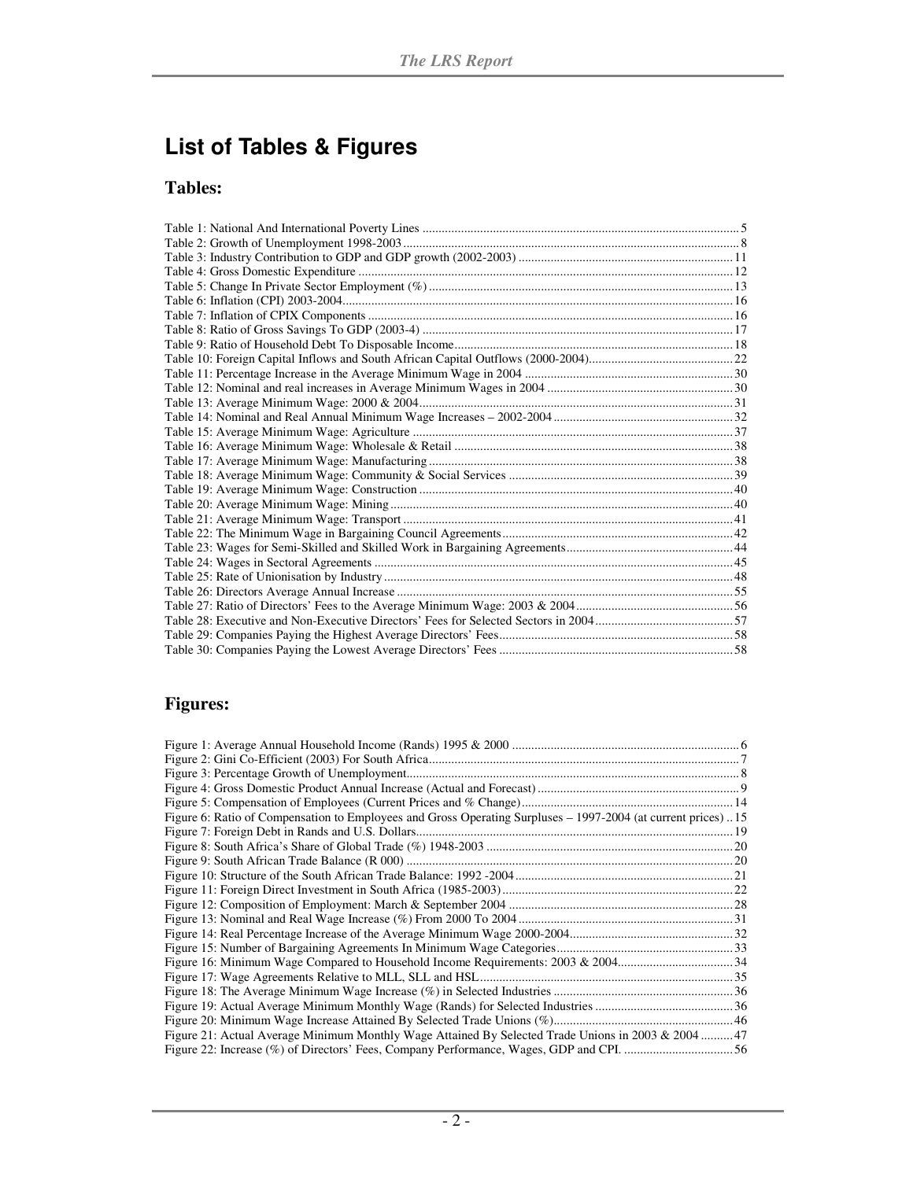# List of Tables & Figures

## Tables:

Table 1: National And International Poverty Lines ..... 5
Table 2: Growth of Unemployment 1998-2003 ..... 8
Table 3: Industry Contribution to GDP and GDP growth (2002-2003) ..... 11
Table 4: Gross Domestic Expenditure ..... 12
Table 5: Change In Private Sector Employment (%) ..... 13
Table 6: Inflation (CPI) 2003-2004 ..... 16
Table 7: Inflation of CPIX Components ..... 16
Table 8: Ratio of Gross Savings To GDP (2003-4) ..... 17
Table 9: Ratio of Household Debt To Disposable Income ..... 18
Table 10: Foreign Capital Inflows and South African Capital Outflows (2000-2004) ..... 22
Table 11: Percentage Increase in the Average Minimum Wage in 2004 ..... 30
Table 12: Nominal and real increases in Average Minimum Wages in 2004 ..... 30
Table 13: Average Minimum Wage: 2000 & 2004 ..... 31
Table 14: Nominal and Real Annual Minimum Wage Increases – 2002-2004 ..... 32
Table 15: Average Minimum Wage: Agriculture ..... 37
Table 16: Average Minimum Wage: Wholesale & Retail ..... 38
Table 17: Average Minimum Wage: Manufacturing ..... 38
Table 18: Average Minimum Wage: Community & Social Services ..... 39
Table 19: Average Minimum Wage: Construction ..... 40
Table 20: Average Minimum Wage: Mining ..... 40
Table 21: Average Minimum Wage: Transport ..... 41
Table 22: The Minimum Wage in Bargaining Council Agreements ..... 42
Table 23: Wages for Semi-Skilled and Skilled Work in Bargaining Agreements ..... 44
Table 24: Wages in Sectoral Agreements ..... 45
Table 25: Rate of Unionisation by Industry ..... 48
Table 26: Directors Average Annual Increase ..... 55
Table 27: Ratio of Directors' Fees to the Average Minimum Wage: 2003 & 2004 ..... 56
Table 28: Executive and Non-Executive Directors' Fees for Selected Sectors in 2004 ..... 57
Table 29: Companies Paying the Highest Average Directors' Fees ..... 58
Table 30: Companies Paying the Lowest Average Directors' Fees ..... 58

## Figures:

Figure 1: Average Annual Household Income (Rands) 1995 & 2000 ..... 6
Figure 2: Gini Co-Efficient (2003) For South Africa ..... 7
Figure 3: Percentage Growth of Unemployment ..... 8
Figure 4: Gross Domestic Product Annual Increase (Actual and Forecast) ..... 9
Figure 5: Compensation of Employees (Current Prices and % Change) ..... 14
Figure 6: Ratio of Compensation to Employees and Gross Operating Surpluses – 1997-2004 (at current prices) .. 15
Figure 7: Foreign Debt in Rands and U.S. Dollars ..... 19
Figure 8: South Africa's Share of Global Trade (%) 1948-2003 ..... 20
Figure 9: South African Trade Balance (R 000) ..... 20
Figure 10: Structure of the South African Trade Balance: 1992 -2004 ..... 21
Figure 11: Foreign Direct Investment in South Africa (1985-2003) ..... 22
Figure 12: Composition of Employment: March & September 2004 ..... 28
Figure 13: Nominal and Real Wage Increase (%) From 2000 To 2004 ..... 31
Figure 14: Real Percentage Increase of the Average Minimum Wage 2000-2004 ..... 32
Figure 15: Number of Bargaining Agreements In Minimum Wage Categories ..... 33
Figure 16: Minimum Wage Compared to Household Income Requirements: 2003 & 2004 ..... 34
Figure 17: Wage Agreements Relative to MLL, SLL and HSL ..... 35
Figure 18: The Average Minimum Wage Increase (%) in Selected Industries ..... 36
Figure 19: Actual Average Minimum Monthly Wage (Rands) for Selected Industries ..... 36
Figure 20: Minimum Wage Increase Attained By Selected Trade Unions (%) ..... 46
Figure 21: Actual Average Minimum Monthly Wage Attained By Selected Trade Unions in 2003 & 2004 ..... 47
Figure 22: Increase (%) of Directors' Fees, Company Performance, Wages, GDP and CPI. ..... 56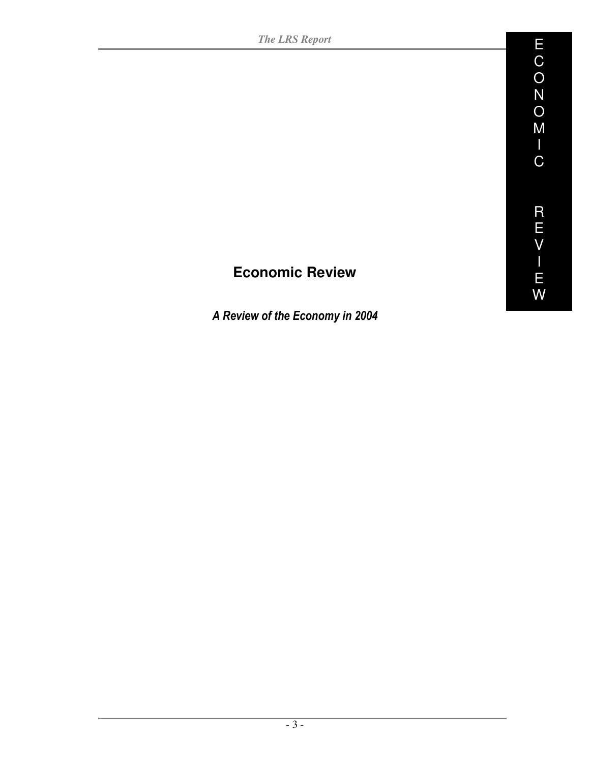# Economic Review

***A Review of the Economy in 2004***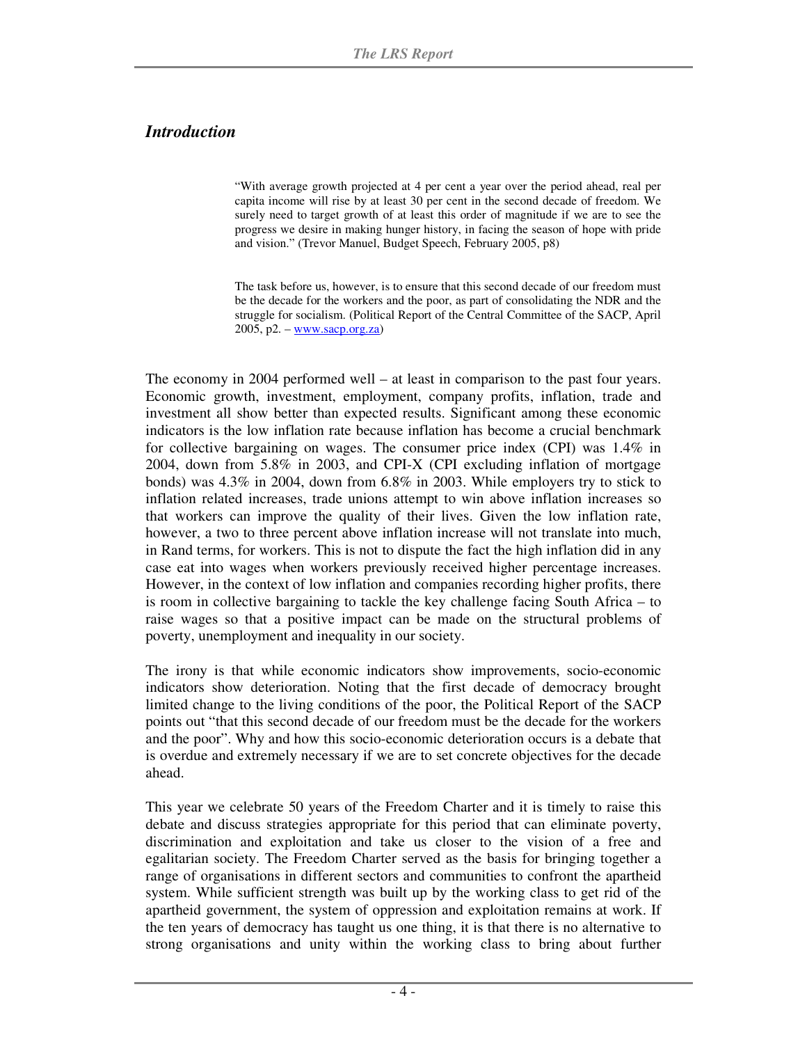## *Introduction*

> "With average growth projected at 4 per cent a year over the period ahead, real per capita income will rise by at least 30 per cent in the second decade of freedom. We surely need to target growth of at least this order of magnitude if we are to see the progress we desire in making hunger history, in facing the season of hope with pride and vision." (Trevor Manuel, Budget Speech, February 2005, p8)

> The task before us, however, is to ensure that this second decade of our freedom must be the decade for the workers and the poor, as part of consolidating the NDR and the struggle for socialism. (Political Report of the Central Committee of the SACP, April 2005, p2. – www.sacp.org.za)

The economy in 2004 performed well – at least in comparison to the past four years. Economic growth, investment, employment, company profits, inflation, trade and investment all show better than expected results. Significant among these economic indicators is the low inflation rate because inflation has become a crucial benchmark for collective bargaining on wages. The consumer price index (CPI) was 1.4% in 2004, down from 5.8% in 2003, and CPI-X (CPI excluding inflation of mortgage bonds) was 4.3% in 2004, down from 6.8% in 2003. While employers try to stick to inflation related increases, trade unions attempt to win above inflation increases so that workers can improve the quality of their lives. Given the low inflation rate, however, a two to three percent above inflation increase will not translate into much, in Rand terms, for workers. This is not to dispute the fact the high inflation did in any case eat into wages when workers previously received higher percentage increases. However, in the context of low inflation and companies recording higher profits, there is room in collective bargaining to tackle the key challenge facing South Africa – to raise wages so that a positive impact can be made on the structural problems of poverty, unemployment and inequality in our society.

The irony is that while economic indicators show improvements, socio-economic indicators show deterioration. Noting that the first decade of democracy brought limited change to the living conditions of the poor, the Political Report of the SACP points out "that this second decade of our freedom must be the decade for the workers and the poor". Why and how this socio-economic deterioration occurs is a debate that is overdue and extremely necessary if we are to set concrete objectives for the decade ahead.

This year we celebrate 50 years of the Freedom Charter and it is timely to raise this debate and discuss strategies appropriate for this period that can eliminate poverty, discrimination and exploitation and take us closer to the vision of a free and egalitarian society. The Freedom Charter served as the basis for bringing together a range of organisations in different sectors and communities to confront the apartheid system. While sufficient strength was built up by the working class to get rid of the apartheid government, the system of oppression and exploitation remains at work. If the ten years of democracy has taught us one thing, it is that there is no alternative to strong organisations and unity within the working class to bring about further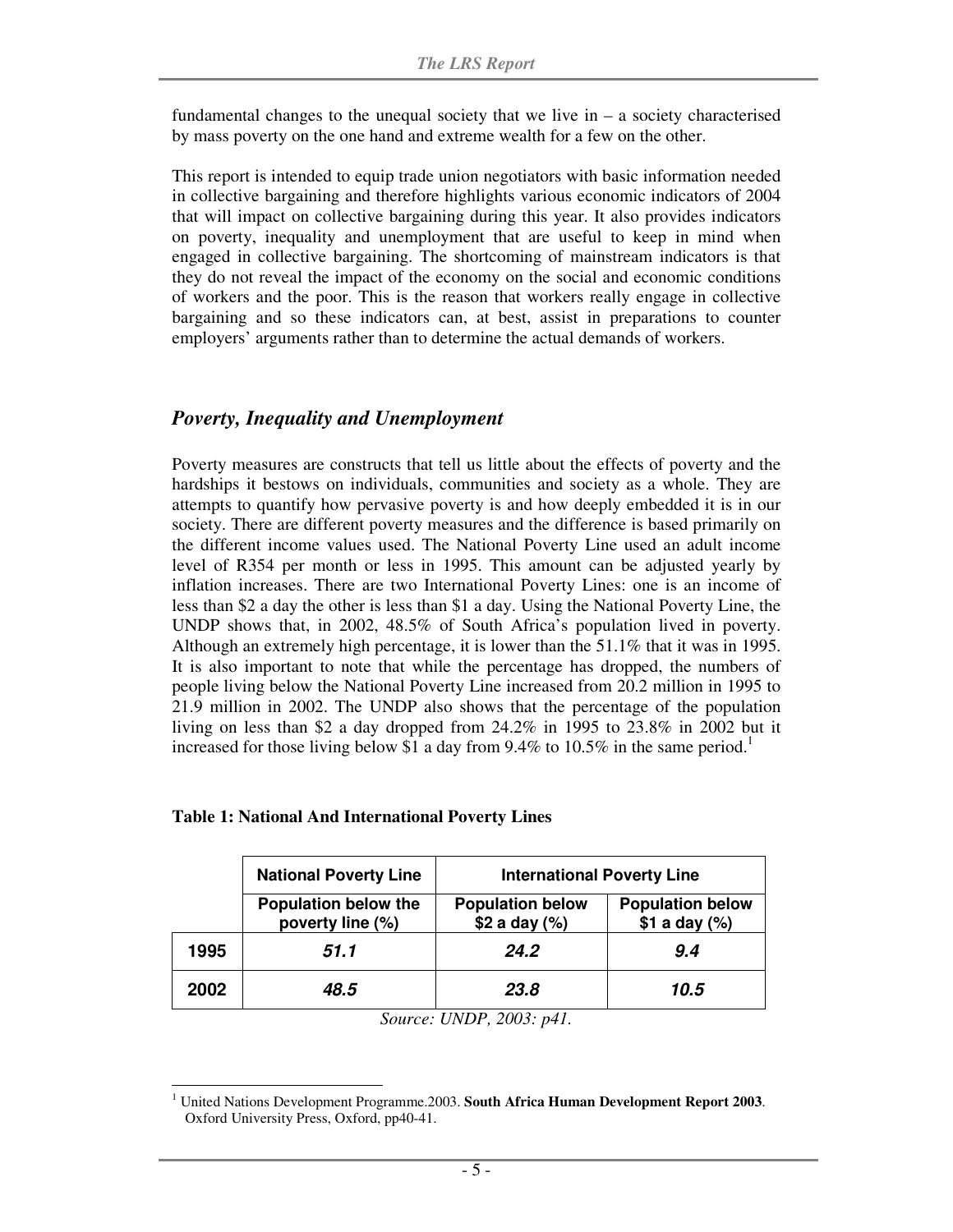fundamental changes to the unequal society that we live in – a society characterised by mass poverty on the one hand and extreme wealth for a few on the other.

This report is intended to equip trade union negotiators with basic information needed in collective bargaining and therefore highlights various economic indicators of 2004 that will impact on collective bargaining during this year. It also provides indicators on poverty, inequality and unemployment that are useful to keep in mind when engaged in collective bargaining. The shortcoming of mainstream indicators is that they do not reveal the impact of the economy on the social and economic conditions of workers and the poor. This is the reason that workers really engage in collective bargaining and so these indicators can, at best, assist in preparations to counter employers' arguments rather than to determine the actual demands of workers.

## *Poverty, Inequality and Unemployment*

Poverty measures are constructs that tell us little about the effects of poverty and the hardships it bestows on individuals, communities and society as a whole. They are attempts to quantify how pervasive poverty is and how deeply embedded it is in our society. There are different poverty measures and the difference is based primarily on the different income values used. The National Poverty Line used an adult income level of R354 per month or less in 1995. This amount can be adjusted yearly by inflation increases. There are two International Poverty Lines: one is an income of less than $2 a day the other is less than $1 a day. Using the National Poverty Line, the UNDP shows that, in 2002, 48.5% of South Africa's population lived in poverty. Although an extremely high percentage, it is lower than the 51.1% that it was in 1995. It is also important to note that while the percentage has dropped, the numbers of people living below the National Poverty Line increased from 20.2 million in 1995 to 21.9 million in 2002. The UNDP also shows that the percentage of the population living on less than $2 a day dropped from 24.2% in 1995 to 23.8% in 2002 but it increased for those living below $1 a day from 9.4% to 10.5% in the same period.[1]

**Table 1: National And International Poverty Lines**

| | National Poverty Line | International Poverty Line | |
|---|---|---|---|
| | Population below the poverty line (%) | Population below $2 a day (%) | Population below $1 a day (%) |
| **1995** | ***51.1*** | ***24.2*** | ***9.4*** |
| **2002** | ***48.5*** | ***23.8*** | ***10.5*** |

*Source: UNDP, 2003: p41.*

[1] United Nations Development Programme.2003. **South Africa Human Development Report 2003**. Oxford University Press, Oxford, pp40-41.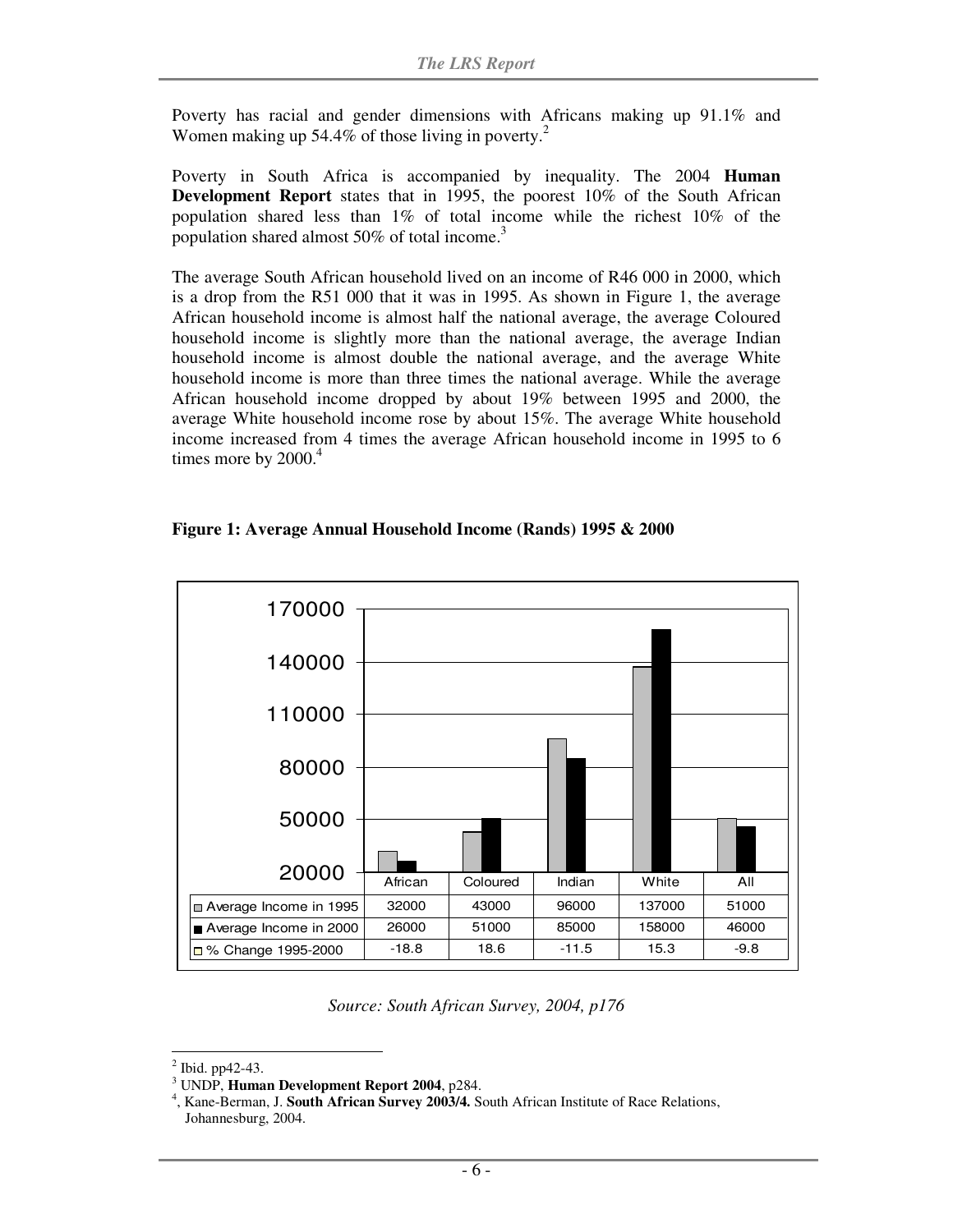Poverty has racial and gender dimensions with Africans making up 91.1% and Women making up 54.4% of those living in poverty.[2]

Poverty in South Africa is accompanied by inequality. The 2004 **Human Development Report** states that in 1995, the poorest 10% of the South African population shared less than 1% of total income while the richest 10% of the population shared almost 50% of total income.[3]

The average South African household lived on an income of R46 000 in 2000, which is a drop from the R51 000 that it was in 1995. As shown in Figure 1, the average African household income is almost half the national average, the average Coloured household income is slightly more than the national average, the average Indian household income is almost double the national average, and the average White household income is more than three times the national average. While the average African household income dropped by about 19% between 1995 and 2000, the average White household income rose by about 15%. The average White household income increased from 4 times the average African household income in 1995 to 6 times more by 2000.[4]

**Figure 1: Average Annual Household Income (Rands) 1995 & 2000**

| | African | Coloured | Indian | White | All |
|---|---|---|---|---|---|
| Average Income in 1995 | 32000 | 43000 | 96000 | 137000 | 51000 |
| Average Income in 2000 | 26000 | 51000 | 85000 | 158000 | 46000 |
| % Change 1995-2000 | -18.8 | 18.6 | -11.5 | 15.3 | -9.8 |

*Source: South African Survey, 2004, p176*

[2] Ibid. pp42-43.

[3] UNDP, **Human Development Report 2004**, p284.

[4], Kane-Berman, J. **South African Survey 2003/4.** South African Institute of Race Relations, Johannesburg, 2004.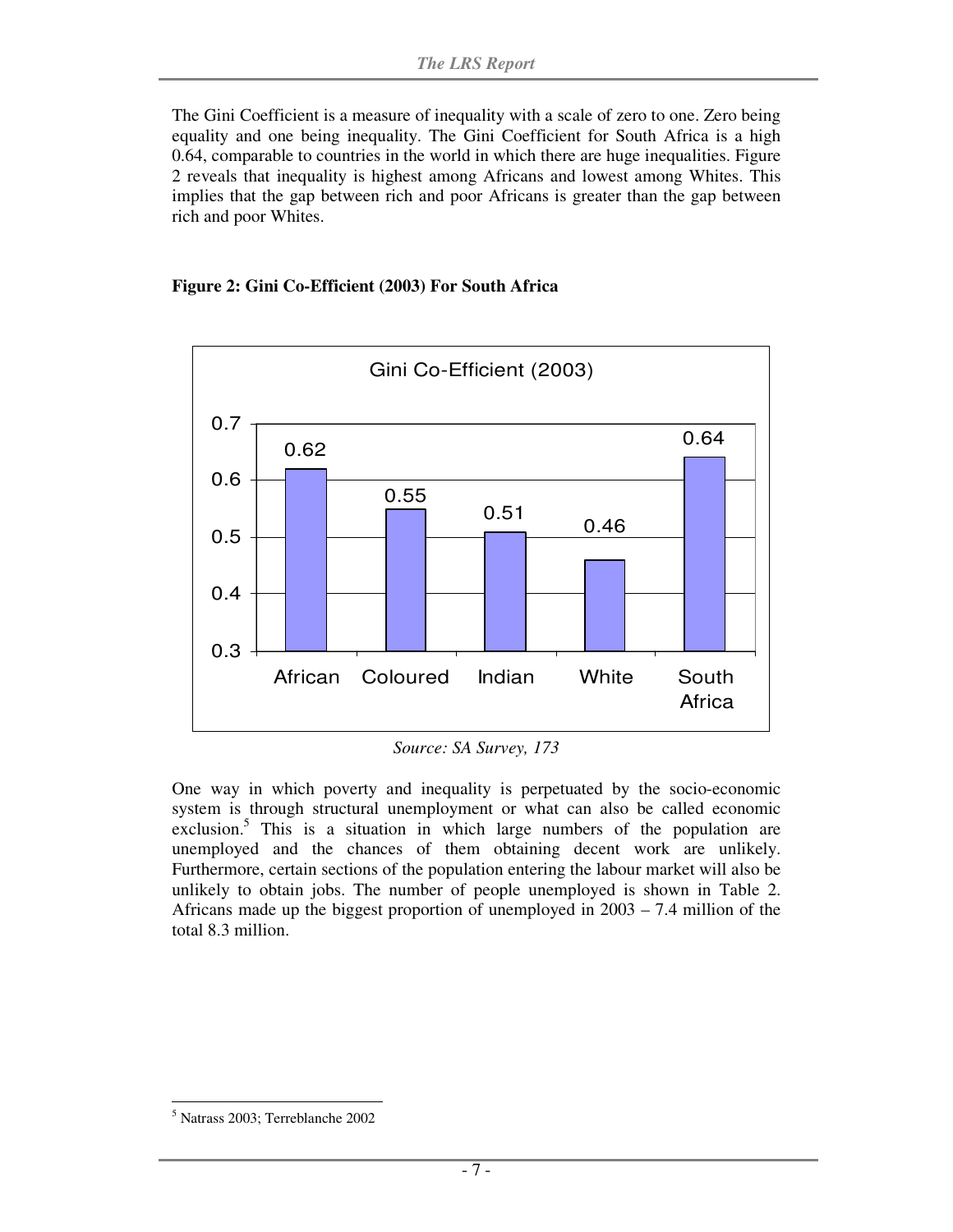The Gini Coefficient is a measure of inequality with a scale of zero to one. Zero being equality and one being inequality. The Gini Coefficient for South Africa is a high 0.64, comparable to countries in the world in which there are huge inequalities. Figure 2 reveals that inequality is highest among Africans and lowest among Whites. This implies that the gap between rich and poor Africans is greater than the gap between rich and poor Whites.

**Figure 2: Gini Co-Efficient (2003) For South Africa**

| Gini Co-Efficient (2003) | |
|---|---|
| African | 0.62 |
| Coloured | 0.55 |
| Indian | 0.51 |
| White | 0.46 |
| South Africa | 0.64 |

*Source: SA Survey, 173*

One way in which poverty and inequality is perpetuated by the socio-economic system is through structural unemployment or what can also be called economic exclusion.[5] This is a situation in which large numbers of the population are unemployed and the chances of them obtaining decent work are unlikely. Furthermore, certain sections of the population entering the labour market will also be unlikely to obtain jobs. The number of people unemployed is shown in Table 2. Africans made up the biggest proportion of unemployed in 2003 – 7.4 million of the total 8.3 million.

[5] Natrass 2003; Terreblanche 2002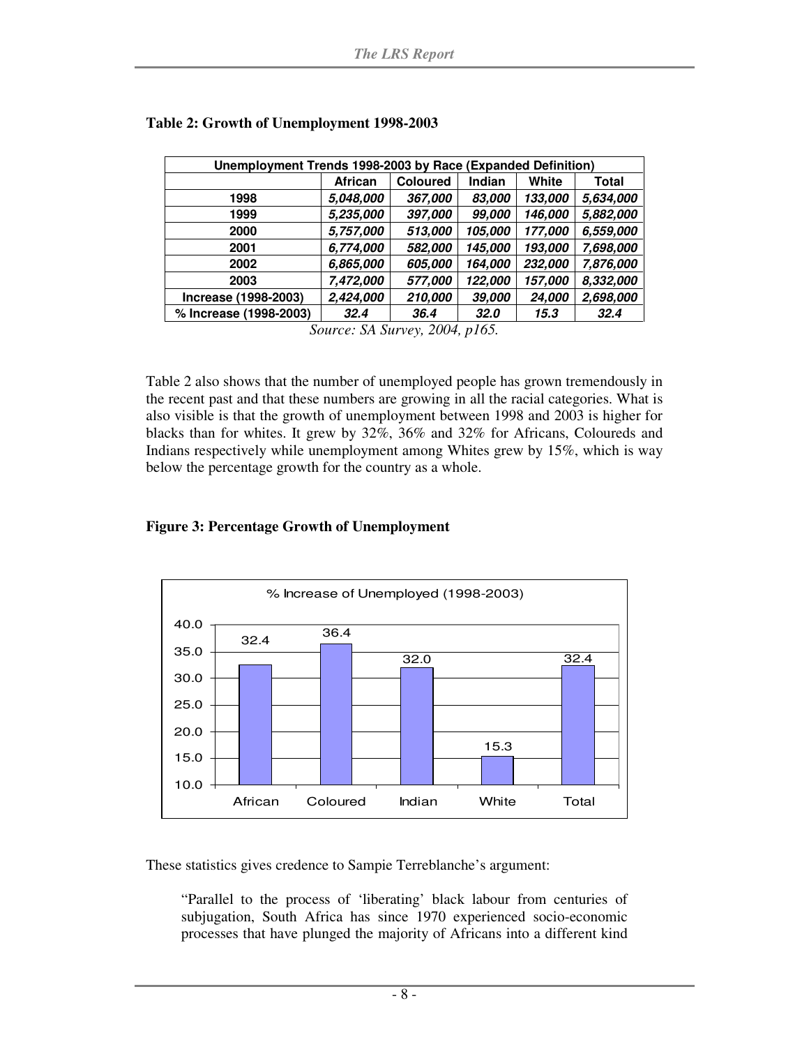**Table 2: Growth of Unemployment 1998-2003**

| Unemployment Trends 1998-2003 by Race (Expanded Definition) | | | | | |
|---|---|---|---|---|---|
| | **African** | **Coloured** | **Indian** | **White** | **Total** |
| **1998** | *5,048,000* | *367,000* | *83,000* | *133,000* | *5,634,000* |
| **1999** | *5,235,000* | *397,000* | *99,000* | *146,000* | *5,882,000* |
| **2000** | *5,757,000* | *513,000* | *105,000* | *177,000* | *6,559,000* |
| **2001** | *6,774,000* | *582,000* | *145,000* | *193,000* | *7,698,000* |
| **2002** | *6,865,000* | *605,000* | *164,000* | *232,000* | *7,876,000* |
| **2003** | *7,472,000* | *577,000* | *122,000* | *157,000* | *8,332,000* |
| **Increase (1998-2003)** | *2,424,000* | *210,000* | *39,000* | *24,000* | *2,698,000* |
| **% Increase (1998-2003)** | *32.4* | *36.4* | *32.0* | *15.3* | *32.4* |

*Source: SA Survey, 2004, p165.*

Table 2 also shows that the number of unemployed people has grown tremendously in the recent past and that these numbers are growing in all the racial categories. What is also visible is that the growth of unemployment between 1998 and 2003 is higher for blacks than for whites. It grew by 32%, 36% and 32% for Africans, Coloureds and Indians respectively while unemployment among Whites grew by 15%, which is way below the percentage growth for the country as a whole.

**Figure 3: Percentage Growth of Unemployment**

% Increase of Unemployed (1998-2003)

| | African | Coloured | Indian | White | Total |
|---|---|---|---|---|---|
| % Increase | 32.4 | 36.4 | 32.0 | 15.3 | 32.4 |

These statistics gives credence to Sampie Terreblanche's argument:

> "Parallel to the process of 'liberating' black labour from centuries of subjugation, South Africa has since 1970 experienced socio-economic processes that have plunged the majority of Africans into a different kind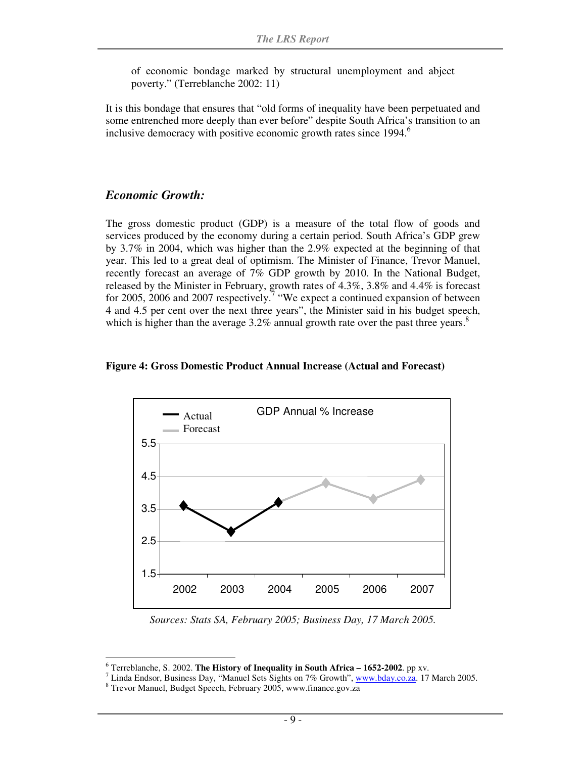of economic bondage marked by structural unemployment and abject poverty." (Terreblanche 2002: 11)

It is this bondage that ensures that "old forms of inequality have been perpetuated and some entrenched more deeply than ever before" despite South Africa's transition to an inclusive democracy with positive economic growth rates since 1994.[6]

## *Economic Growth:*

The gross domestic product (GDP) is a measure of the total flow of goods and services produced by the economy during a certain period. South Africa's GDP grew by 3.7% in 2004, which was higher than the 2.9% expected at the beginning of that year. This led to a great deal of optimism. The Minister of Finance, Trevor Manuel, recently forecast an average of 7% GDP growth by 2010. In the National Budget, released by the Minister in February, growth rates of 4.3%, 3.8% and 4.4% is forecast for 2005, 2006 and 2007 respectively.[7] "We expect a continued expansion of between 4 and 4.5 per cent over the next three years", the Minister said in his budget speech, which is higher than the average 3.2% annual growth rate over the past three years.[8]

**Figure 4: Gross Domestic Product Annual Increase (Actual and Forecast)**

*Sources: Stats SA, February 2005; Business Day, 17 March 2005.*

---

[6] Terreblanche, S. 2002. **The History of Inequality in South Africa – 1652-2002**. pp xv.

[7] Linda Endsor, Business Day, "Manuel Sets Sights on 7% Growth", www.bday.co.za. 17 March 2005.

[8] Trevor Manuel, Budget Speech, February 2005, www.finance.gov.za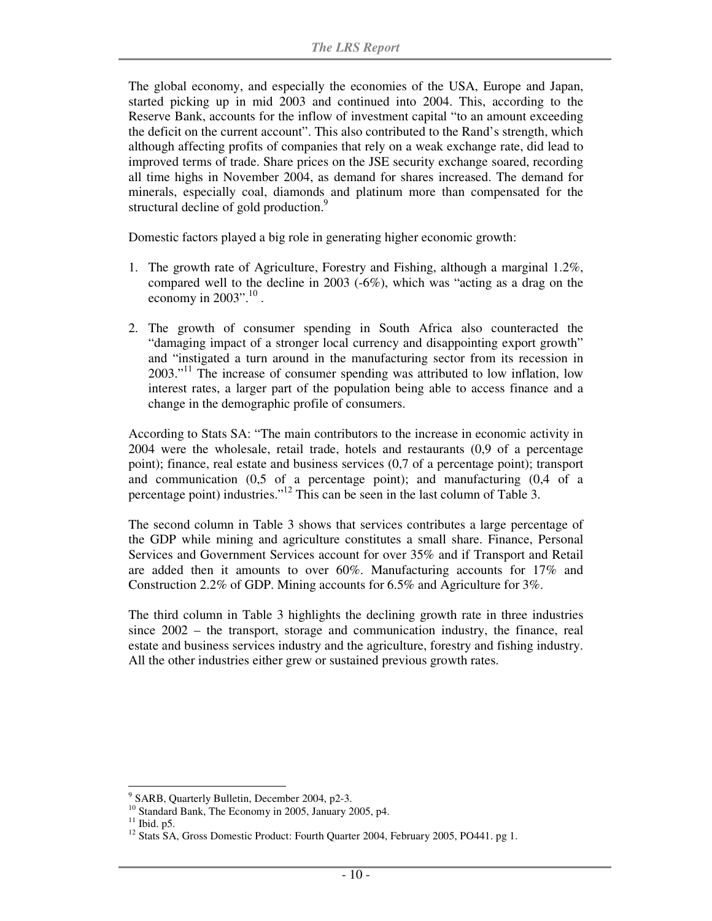The global economy, and especially the economies of the USA, Europe and Japan, started picking up in mid 2003 and continued into 2004. This, according to the Reserve Bank, accounts for the inflow of investment capital "to an amount exceeding the deficit on the current account". This also contributed to the Rand's strength, which although affecting profits of companies that rely on a weak exchange rate, did lead to improved terms of trade. Share prices on the JSE security exchange soared, recording all time highs in November 2004, as demand for shares increased. The demand for minerals, especially coal, diamonds and platinum more than compensated for the structural decline of gold production.[9]

Domestic factors played a big role in generating higher economic growth:

1. The growth rate of Agriculture, Forestry and Fishing, although a marginal 1.2%, compared well to the decline in 2003 (-6%), which was "acting as a drag on the economy in 2003".[10] .

2. The growth of consumer spending in South Africa also counteracted the "damaging impact of a stronger local currency and disappointing export growth" and "instigated a turn around in the manufacturing sector from its recession in 2003."[11] The increase of consumer spending was attributed to low inflation, low interest rates, a larger part of the population being able to access finance and a change in the demographic profile of consumers.

According to Stats SA: "The main contributors to the increase in economic activity in 2004 were the wholesale, retail trade, hotels and restaurants (0,9 of a percentage point); finance, real estate and business services (0,7 of a percentage point); transport and communication (0,5 of a percentage point); and manufacturing (0,4 of a percentage point) industries."[12] This can be seen in the last column of Table 3.

The second column in Table 3 shows that services contributes a large percentage of the GDP while mining and agriculture constitutes a small share. Finance, Personal Services and Government Services account for over 35% and if Transport and Retail are added then it amounts to over 60%. Manufacturing accounts for 17% and Construction 2.2% of GDP. Mining accounts for 6.5% and Agriculture for 3%.

The third column in Table 3 highlights the declining growth rate in three industries since 2002 – the transport, storage and communication industry, the finance, real estate and business services industry and the agriculture, forestry and fishing industry. All the other industries either grew or sustained previous growth rates.

---

[9] SARB, Quarterly Bulletin, December 2004, p2-3.

[10] Standard Bank, The Economy in 2005, January 2005, p4.

[11] Ibid. p5.

[12] Stats SA, Gross Domestic Product: Fourth Quarter 2004, February 2005, PO441. pg 1.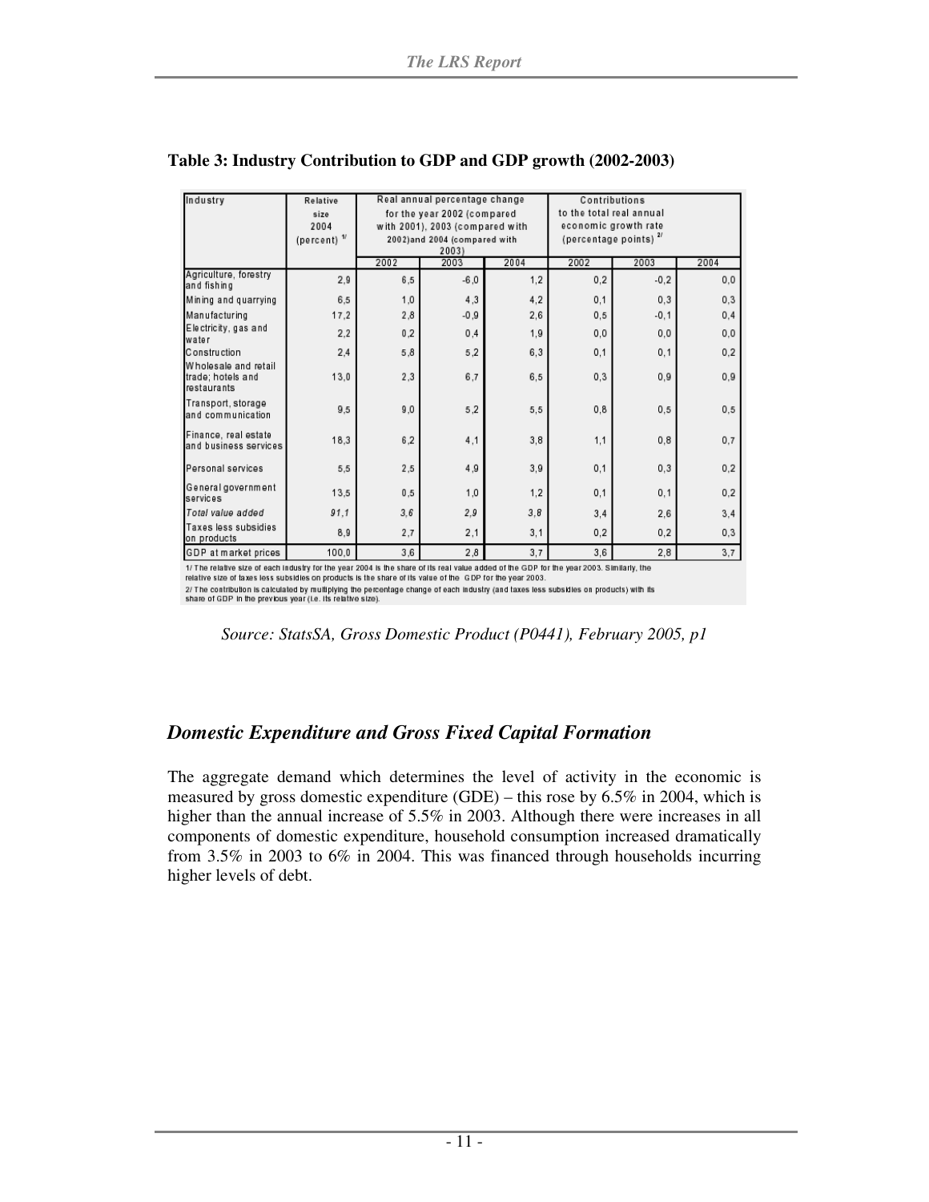**Table 3: Industry Contribution to GDP and GDP growth (2002-2003)**

| Industry | Relative size 2004 (percent) [1/] | Real annual percentage change for the year 2002 (compared with 2001), 2003 (compared with 2002)and 2004 (compared with 2003) | | | Contributions to the total real annual economic growth rate (percentage points) [2/] | | |
|---|---|---|---|---|---|---|---|
| | | 2002 | 2003 | 2004 | 2002 | 2003 | 2004 |
| Agriculture, forestry and fishing | 2,9 | 6,5 | -6,0 | 1,2 | 0,2 | -0,2 | 0,0 |
| Mining and quarrying | 6,5 | 1,0 | 4,3 | 4,2 | 0,1 | 0,3 | 0,3 |
| Manufacturing | 17,2 | 2,8 | -0,9 | 2,6 | 0,5 | -0,1 | 0,4 |
| Electricity, gas and water | 2,2 | 0,2 | 0,4 | 1,9 | 0,0 | 0,0 | 0,0 |
| Construction | 2,4 | 5,8 | 5,2 | 6,3 | 0,1 | 0,1 | 0,2 |
| Wholesale and retail trade; hotels and restaurants | 13,0 | 2,3 | 6,7 | 6,5 | 0,3 | 0,9 | 0,9 |
| Transport, storage and communication | 9,5 | 9,0 | 5,2 | 5,5 | 0,8 | 0,5 | 0,5 |
| Finance, real estate and business services | 18,3 | 6,2 | 4,1 | 3,8 | 1,1 | 0,8 | 0,7 |
| Personal services | 5,5 | 2,5 | 4,9 | 3,9 | 0,1 | 0,3 | 0,2 |
| General government services | 13,5 | 0,5 | 1,0 | 1,2 | 0,1 | 0,1 | 0,2 |
| *Total value added* | *91,1* | *3,6* | *2,9* | *3,8* | 3,4 | 2,6 | 3,4 |
| Taxes less subsidies on products | 8,9 | 2,7 | 2,1 | 3,1 | 0,2 | 0,2 | 0,3 |
| GDP at market prices | 100,0 | 3,6 | 2,8 | 3,7 | 3,6 | 2,8 | 3,7 |

1/ The relative size of each industry for the year 2004 is the share of its real value added of the GDP for the year 2003. Similarly, the relative size of taxes less subsidies on products is the share of its value of the GDP for the year 2003.

2/ The contribution is calculated by multiplying the percentage change of each industry (and taxes less subsidies on products) with its share of GDP in the previous year (i.e. its relative size).

*Source: StatsSA, Gross Domestic Product (P0441), February 2005, p1*

## *Domestic Expenditure and Gross Fixed Capital Formation*

The aggregate demand which determines the level of activity in the economic is measured by gross domestic expenditure (GDE) – this rose by 6.5% in 2004, which is higher than the annual increase of 5.5% in 2003. Although there were increases in all components of domestic expenditure, household consumption increased dramatically from 3.5% in 2003 to 6% in 2004. This was financed through households incurring higher levels of debt.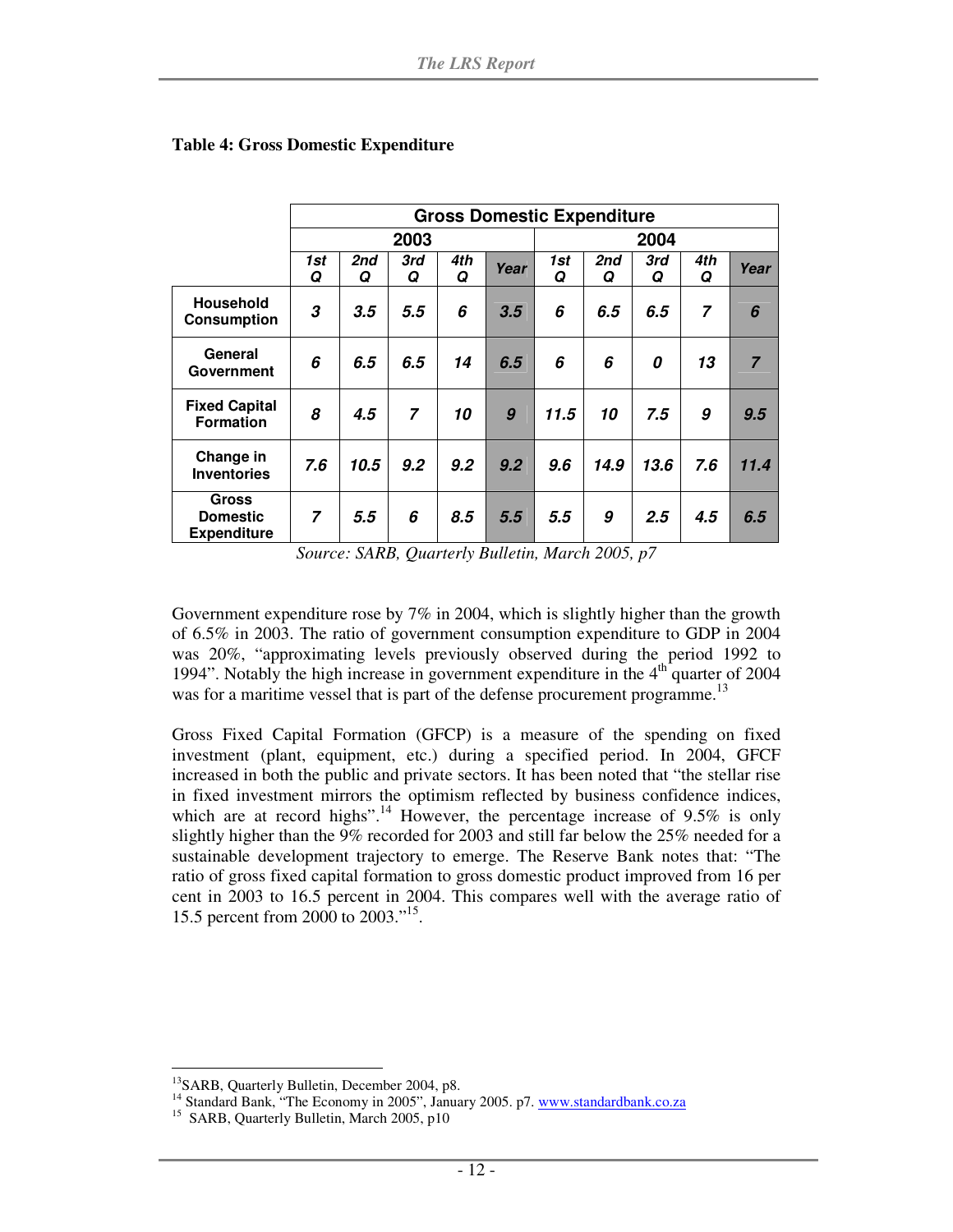**Table 4: Gross Domestic Expenditure**

| | Gross Domestic Expenditure | | | | | | | | | |
|---|---|---|---|---|---|---|---|---|---|---|
| | 2003 | | | | | 2004 | | | | |
| | 1st Q | 2nd Q | 3rd Q | 4th Q | Year | 1st Q | 2nd Q | 3rd Q | 4th Q | Year |
| Household Consumption | 3 | 3.5 | 5.5 | 6 | 3.5 | 6 | 6.5 | 6.5 | 7 | 6 |
| General Government | 6 | 6.5 | 6.5 | 14 | 6.5 | 6 | 6 | 0 | 13 | 7 |
| Fixed Capital Formation | 8 | 4.5 | 7 | 10 | 9 | 11.5 | 10 | 7.5 | 9 | 9.5 |
| Change in Inventories | 7.6 | 10.5 | 9.2 | 9.2 | 9.2 | 9.6 | 14.9 | 13.6 | 7.6 | 11.4 |
| Gross Domestic Expenditure | 7 | 5.5 | 6 | 8.5 | 5.5 | 5.5 | 9 | 2.5 | 4.5 | 6.5 |

*Source: SARB, Quarterly Bulletin, March 2005, p7*

Government expenditure rose by 7% in 2004, which is slightly higher than the growth of 6.5% in 2003. The ratio of government consumption expenditure to GDP in 2004 was 20%, "approximating levels previously observed during the period 1992 to 1994". Notably the high increase in government expenditure in the 4th quarter of 2004 was for a maritime vessel that is part of the defense procurement programme.[13]

Gross Fixed Capital Formation (GFCP) is a measure of the spending on fixed investment (plant, equipment, etc.) during a specified period. In 2004, GFCF increased in both the public and private sectors. It has been noted that "the stellar rise in fixed investment mirrors the optimism reflected by business confidence indices, which are at record highs".[14] However, the percentage increase of 9.5% is only slightly higher than the 9% recorded for 2003 and still far below the 25% needed for a sustainable development trajectory to emerge. The Reserve Bank notes that: "The ratio of gross fixed capital formation to gross domestic product improved from 16 per cent in 2003 to 16.5 percent in 2004. This compares well with the average ratio of 15.5 percent from 2000 to 2003."[15].

---

[13] SARB, Quarterly Bulletin, December 2004, p8.

[14] Standard Bank, "The Economy in 2005", January 2005. p7. www.standardbank.co.za

[15] SARB, Quarterly Bulletin, March 2005, p10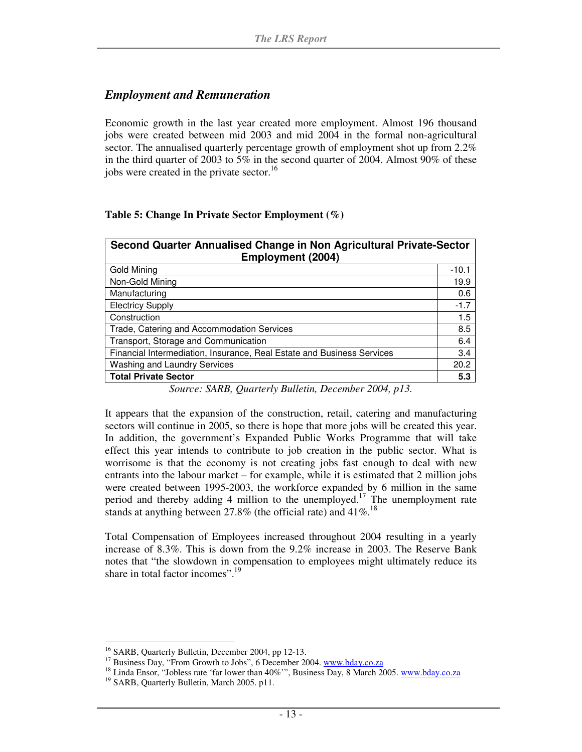## *Employment and Remuneration*

Economic growth in the last year created more employment. Almost 196 thousand jobs were created between mid 2003 and mid 2004 in the formal non-agricultural sector. The annualised quarterly percentage growth of employment shot up from 2.2% in the third quarter of 2003 to 5% in the second quarter of 2004. Almost 90% of these jobs were created in the private sector.[16]

**Table 5: Change In Private Sector Employment (%)**

| Second Quarter Annualised Change in Non Agricultural Private-Sector Employment (2004) | |
|---|---|
| Gold Mining | -10.1 |
| Non-Gold Mining | 19.9 |
| Manufacturing | 0.6 |
| Electricy Supply | -1.7 |
| Construction | 1.5 |
| Trade, Catering and Accommodation Services | 8.5 |
| Transport, Storage and Communication | 6.4 |
| Financial Intermediation, Insurance, Real Estate and Business Services | 3.4 |
| Washing and Laundry Services | 20.2 |
| **Total Private Sector** | **5.3** |

*Source: SARB, Quarterly Bulletin, December 2004, p13.*

It appears that the expansion of the construction, retail, catering and manufacturing sectors will continue in 2005, so there is hope that more jobs will be created this year. In addition, the government's Expanded Public Works Programme that will take effect this year intends to contribute to job creation in the public sector. What is worrisome is that the economy is not creating jobs fast enough to deal with new entrants into the labour market – for example, while it is estimated that 2 million jobs were created between 1995-2003, the workforce expanded by 6 million in the same period and thereby adding 4 million to the unemployed.[17] The unemployment rate stands at anything between 27.8% (the official rate) and 41%.[18]

Total Compensation of Employees increased throughout 2004 resulting in a yearly increase of 8.3%. This is down from the 9.2% increase in 2003. The Reserve Bank notes that "the slowdown in compensation to employees might ultimately reduce its share in total factor incomes".[19]

---

[16] SARB, Quarterly Bulletin, December 2004, pp 12-13.

[17] Business Day, "From Growth to Jobs", 6 December 2004. www.bday.co.za

[18] Linda Ensor, "Jobless rate 'far lower than 40%'", Business Day, 8 March 2005. www.bday.co.za

[19] SARB, Quarterly Bulletin, March 2005. p11.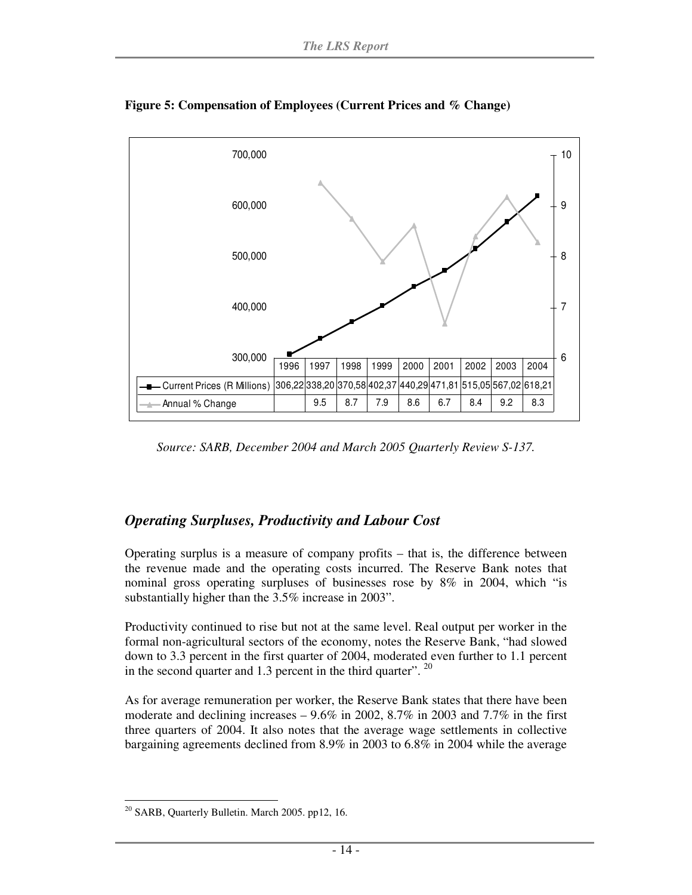**Figure 5: Compensation of Employees (Current Prices and % Change)**

| | 1996 | 1997 | 1998 | 1999 | 2000 | 2001 | 2002 | 2003 | 2004 |
|---|---|---|---|---|---|---|---|---|---|
| Current Prices (R Millions) | 306,22 | 338,20 | 370,58 | 402,37 | 440,29 | 471,81 | 515,05 | 567,02 | 618,21 |
| Annual % Change | | 9.5 | 8.7 | 7.9 | 8.6 | 6.7 | 8.4 | 9.2 | 8.3 |

*Source: SARB, December 2004 and March 2005 Quarterly Review S-137.*

## *Operating Surpluses, Productivity and Labour Cost*

Operating surplus is a measure of company profits – that is, the difference between the revenue made and the operating costs incurred. The Reserve Bank notes that nominal gross operating surpluses of businesses rose by 8% in 2004, which "is substantially higher than the 3.5% increase in 2003".

Productivity continued to rise but not at the same level. Real output per worker in the formal non-agricultural sectors of the economy, notes the Reserve Bank, "had slowed down to 3.3 percent in the first quarter of 2004, moderated even further to 1.1 percent in the second quarter and 1.3 percent in the third quarter". [20]

As for average remuneration per worker, the Reserve Bank states that there have been moderate and declining increases – 9.6% in 2002, 8.7% in 2003 and 7.7% in the first three quarters of 2004. It also notes that the average wage settlements in collective bargaining agreements declined from 8.9% in 2003 to 6.8% in 2004 while the average

[20] SARB, Quarterly Bulletin. March 2005. pp12, 16.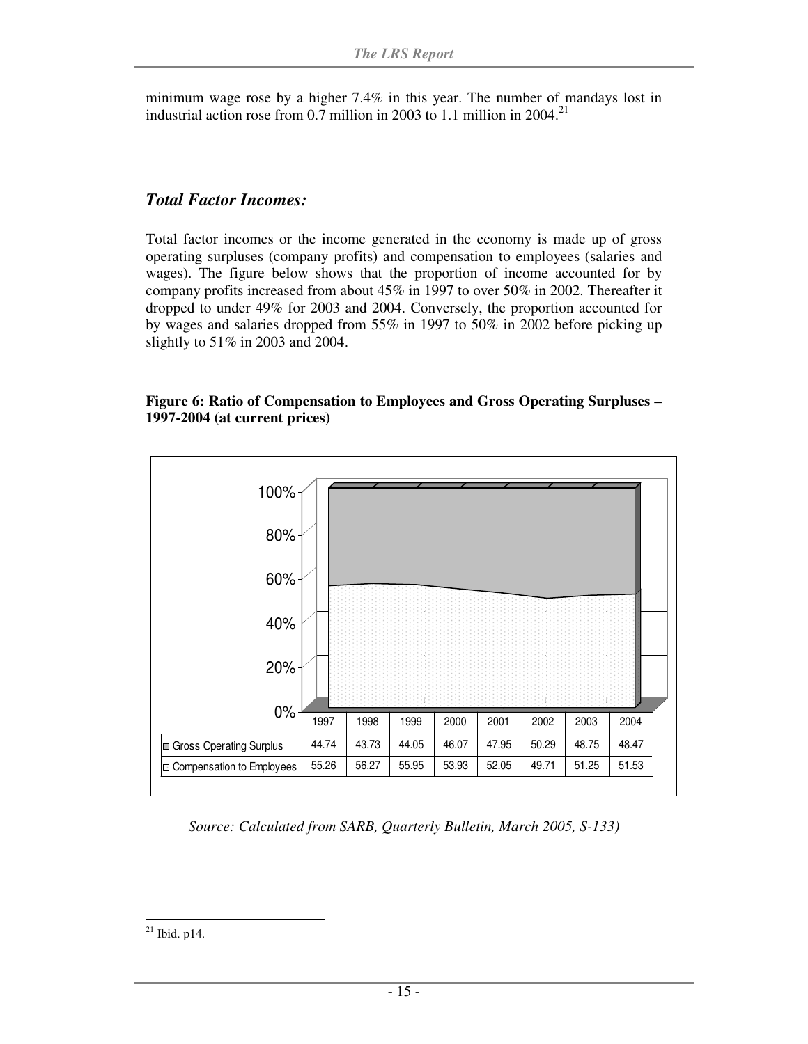minimum wage rose by a higher 7.4% in this year. The number of mandays lost in industrial action rose from 0.7 million in 2003 to 1.1 million in 2004.[21]

## *Total Factor Incomes:*

Total factor incomes or the income generated in the economy is made up of gross operating surpluses (company profits) and compensation to employees (salaries and wages). The figure below shows that the proportion of income accounted for by company profits increased from about 45% in 1997 to over 50% in 2002. Thereafter it dropped to under 49% for 2003 and 2004. Conversely, the proportion accounted for by wages and salaries dropped from 55% in 1997 to 50% in 2002 before picking up slightly to 51% in 2003 and 2004.

**Figure 6: Ratio of Compensation to Employees and Gross Operating Surpluses – 1997-2004 (at current prices)**

| | 1997 | 1998 | 1999 | 2000 | 2001 | 2002 | 2003 | 2004 |
|---|---|---|---|---|---|---|---|---|
| Gross Operating Surplus | 44.74 | 43.73 | 44.05 | 46.07 | 47.95 | 50.29 | 48.75 | 48.47 |
| Compensation to Employees | 55.26 | 56.27 | 55.95 | 53.93 | 52.05 | 49.71 | 51.25 | 51.53 |

*Source: Calculated from SARB, Quarterly Bulletin, March 2005, S-133)*

[21] Ibid. p14.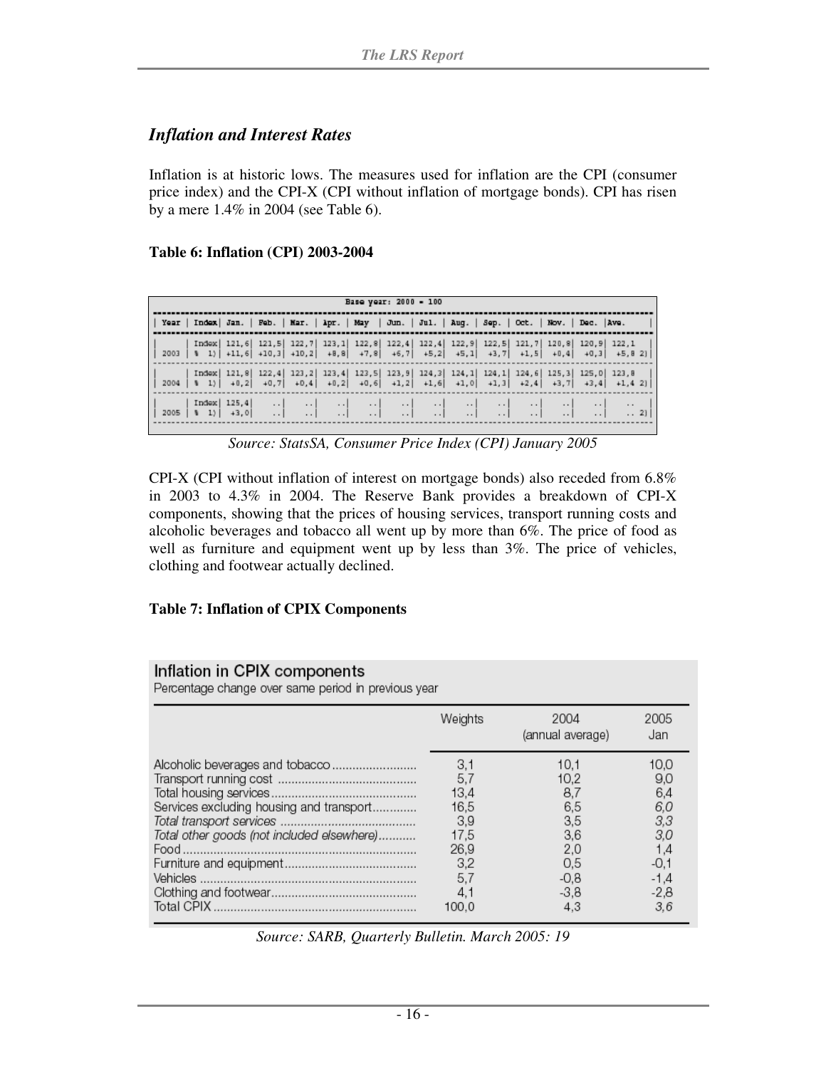## *Inflation and Interest Rates*

Inflation is at historic lows. The measures used for inflation are the CPI (consumer price index) and the CPI-X (CPI without inflation of mortgage bonds). CPI has risen by a mere 1.4% in 2004 (see Table 6).

**Table 6: Inflation (CPI) 2003-2004**

Base year: 2000 = 100

| Year | Index | Jan. | Feb. | Mar. | Apr. | May | Jun. | Jul. | Aug. | Sep. | Oct. | Nov. | Dec. | Ave. |
|---|---|---|---|---|---|---|---|---|---|---|---|---|---|---|
| | Index | 121,6 | 121,5 | 122,7 | 123,1 | 122,8 | 122,4 | 122,4 | 122,9 | 122,5 | 121,7 | 120,8 | 120,9 | 122,1 |
| 2003 | % 1) | +11,6 | +10,3 | +10,2 | +8,8 | +7,8 | +6,7 | +5,2 | +5,1 | +3,7 | +1,5 | +0,4 | +0,3 | +5,8 2) |
| | Index | 121,8 | 122,4 | 123,2 | 123,4 | 123,5 | 123,9 | 124,3 | 124,1 | 124,1 | 124,6 | 125,3 | 125,0 | 123,8 |
| 2004 | % 1) | +0,2 | +0,7 | +0,4 | +0,2 | +0,6 | +1,2 | +1,6 | +1,0 | +1,3 | +2,4 | +3,7 | +3,4 | +1,4 2) |
| | Index | 125,4 | .. | .. | .. | .. | .. | .. | .. | .. | .. | .. | .. | .. |
| 2005 | % 1) | +3,0 | .. | .. | .. | .. | .. | .. | .. | .. | .. | .. | .. | .. 2) |

*Source: StatsSA, Consumer Price Index (CPI) January 2005*

CPI-X (CPI without inflation of interest on mortgage bonds) also receded from 6.8% in 2003 to 4.3% in 2004. The Reserve Bank provides a breakdown of CPI-X components, showing that the prices of housing services, transport running costs and alcoholic beverages and tobacco all went up by more than 6%. The price of food as well as furniture and equipment went up by less than 3%. The price of vehicles, clothing and footwear actually declined.

**Table 7: Inflation of CPIX Components**

Inflation in CPIX components
Percentage change over same period in previous year

| | Weights | 2004 (annual average) | 2005 Jan |
|---|---|---|---|
| Alcoholic beverages and tobacco | 3,1 | 10,1 | 10,0 |
| Transport running cost | 5,7 | 10,2 | 9,0 |
| Total housing services | 13,4 | 8,7 | 6,4 |
| Services excluding housing and transport | 16,5 | 6,5 | 6,0 |
| *Total transport services* | 3,9 | 3,5 | 3,3 |
| *Total other goods (not included elsewhere)* | 17,5 | 3,6 | 3,0 |
| Food | 26,9 | 2,0 | 1,4 |
| Furniture and equipment | 3,2 | 0,5 | -0,1 |
| Vehicles | 5,7 | -0,8 | -1,4 |
| Clothing and footwear | 4,1 | -3,8 | -2,8 |
| Total CPIX | 100,0 | 4,3 | 3,6 |

*Source: SARB, Quarterly Bulletin. March 2005: 19*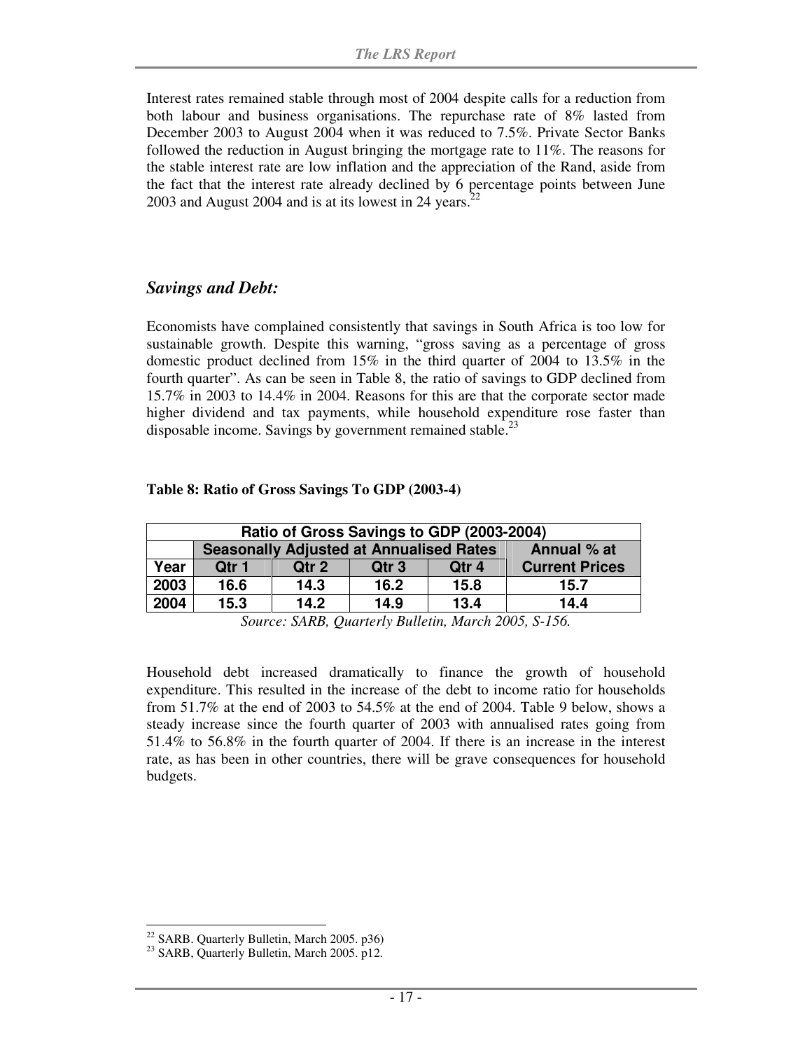Interest rates remained stable through most of 2004 despite calls for a reduction from both labour and business organisations. The repurchase rate of 8% lasted from December 2003 to August 2004 when it was reduced to 7.5%. Private Sector Banks followed the reduction in August bringing the mortgage rate to 11%. The reasons for the stable interest rate are low inflation and the appreciation of the Rand, aside from the fact that the interest rate already declined by 6 percentage points between June 2003 and August 2004 and is at its lowest in 24 years.[22]

## *Savings and Debt:*

Economists have complained consistently that savings in South Africa is too low for sustainable growth. Despite this warning, "gross saving as a percentage of gross domestic product declined from 15% in the third quarter of 2004 to 13.5% in the fourth quarter". As can be seen in Table 8, the ratio of savings to GDP declined from 15.7% in 2003 to 14.4% in 2004. Reasons for this are that the corporate sector made higher dividend and tax payments, while household expenditure rose faster than disposable income. Savings by government remained stable.[23]

**Table 8: Ratio of Gross Savings To GDP (2003-4)**

| Ratio of Gross Savings to GDP (2003-2004) | | | | | |
|---|---|---|---|---|---|
| | Seasonally Adjusted at Annualised Rates | | | | Annual % at Current Prices |
| Year | Qtr 1 | Qtr 2 | Qtr 3 | Qtr 4 | |
| 2003 | 16.6 | 14.3 | 16.2 | 15.8 | 15.7 |
| 2004 | 15.3 | 14.2 | 14.9 | 13.4 | 14.4 |

*Source: SARB, Quarterly Bulletin, March 2005, S-156.*

Household debt increased dramatically to finance the growth of household expenditure. This resulted in the increase of the debt to income ratio for households from 51.7% at the end of 2003 to 54.5% at the end of 2004. Table 9 below, shows a steady increase since the fourth quarter of 2003 with annualised rates going from 51.4% to 56.8% in the fourth quarter of 2004. If there is an increase in the interest rate, as has been in other countries, there will be grave consequences for household budgets.

[22] SARB. Quarterly Bulletin, March 2005. p36)

[23] SARB, Quarterly Bulletin, March 2005. p12.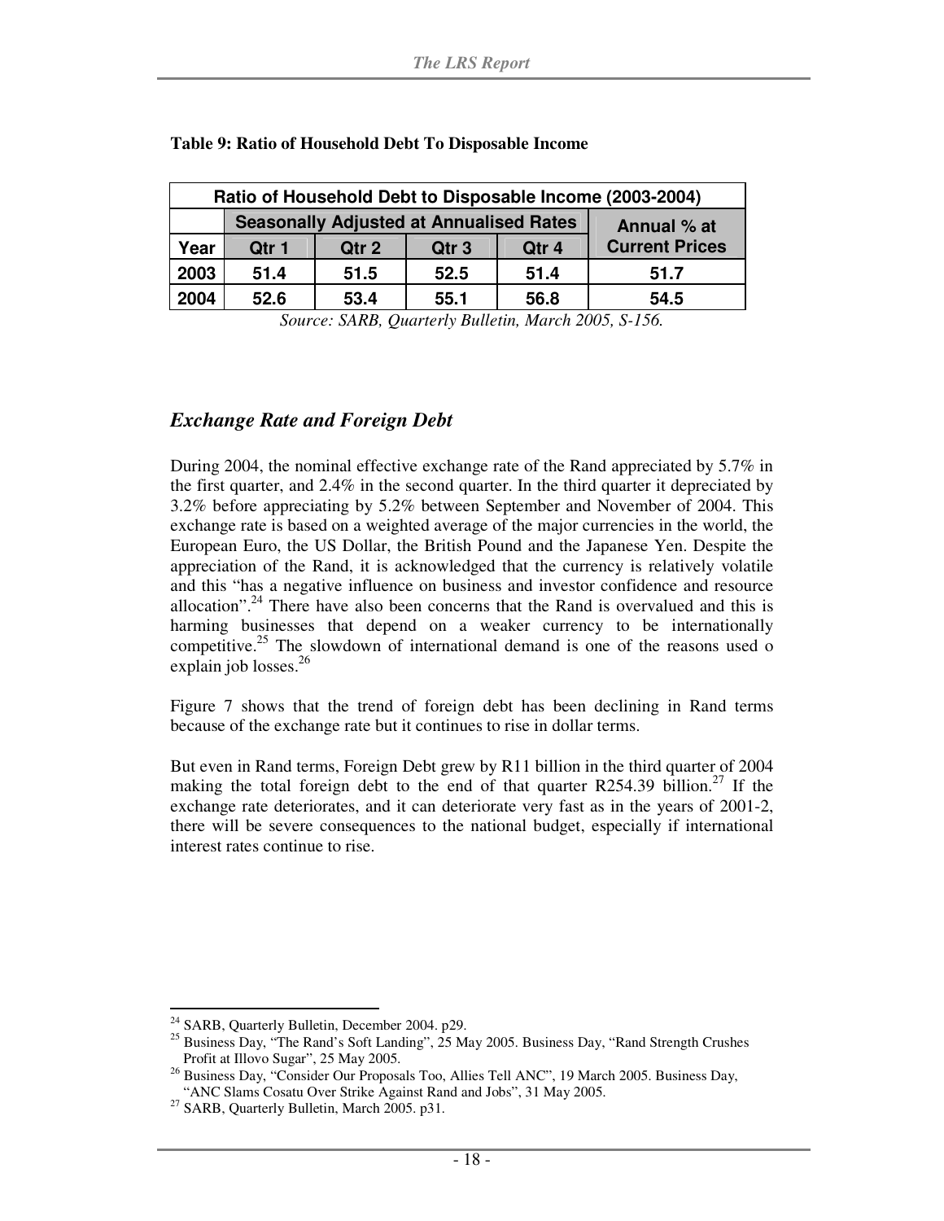**Table 9: Ratio of Household Debt To Disposable Income**

| Ratio of Household Debt to Disposable Income (2003-2004) | | | | | |
|---|---|---|---|---|---|
| | Seasonally Adjusted at Annualised Rates | | | | Annual % at Current Prices |
| Year | Qtr 1 | Qtr 2 | Qtr 3 | Qtr 4 | |
| 2003 | 51.4 | 51.5 | 52.5 | 51.4 | 51.7 |
| 2004 | 52.6 | 53.4 | 55.1 | 56.8 | 54.5 |

*Source: SARB, Quarterly Bulletin, March 2005, S-156.*

## *Exchange Rate and Foreign Debt*

During 2004, the nominal effective exchange rate of the Rand appreciated by 5.7% in the first quarter, and 2.4% in the second quarter. In the third quarter it depreciated by 3.2% before appreciating by 5.2% between September and November of 2004. This exchange rate is based on a weighted average of the major currencies in the world, the European Euro, the US Dollar, the British Pound and the Japanese Yen. Despite the appreciation of the Rand, it is acknowledged that the currency is relatively volatile and this "has a negative influence on business and investor confidence and resource allocation".[24] There have also been concerns that the Rand is overvalued and this is harming businesses that depend on a weaker currency to be internationally competitive.[25] The slowdown of international demand is one of the reasons used o explain job losses.[26]

Figure 7 shows that the trend of foreign debt has been declining in Rand terms because of the exchange rate but it continues to rise in dollar terms.

But even in Rand terms, Foreign Debt grew by R11 billion in the third quarter of 2004 making the total foreign debt to the end of that quarter R254.39 billion.[27] If the exchange rate deteriorates, and it can deteriorate very fast as in the years of 2001-2, there will be severe consequences to the national budget, especially if international interest rates continue to rise.

---

[24] SARB, Quarterly Bulletin, December 2004. p29.

[25] Business Day, "The Rand's Soft Landing", 25 May 2005. Business Day, "Rand Strength Crushes Profit at Illovo Sugar", 25 May 2005.

[26] Business Day, "Consider Our Proposals Too, Allies Tell ANC", 19 March 2005. Business Day, "ANC Slams Cosatu Over Strike Against Rand and Jobs", 31 May 2005.

[27] SARB, Quarterly Bulletin, March 2005. p31.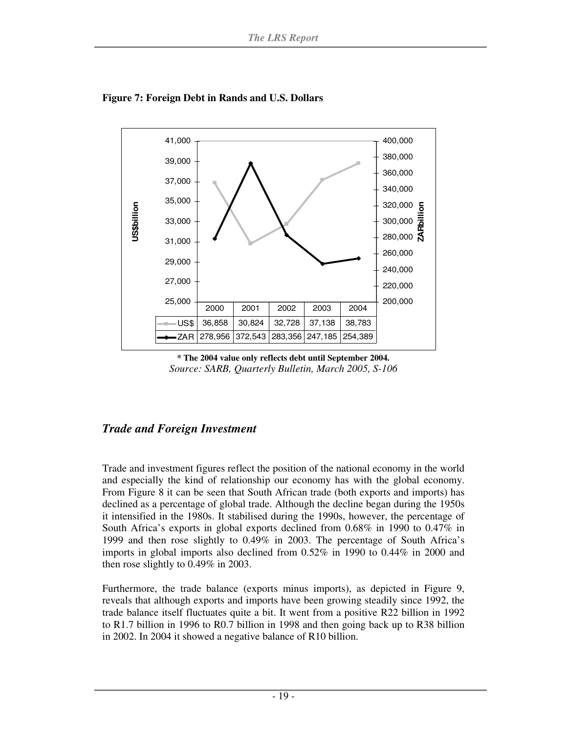**Figure 7: Foreign Debt in Rands and U.S. Dollars**

|  | 2000 | 2001 | 2002 | 2003 | 2004 |
|---|---|---|---|---|---|
| US$ | 36,858 | 30,824 | 32,728 | 37,138 | 38,783 |
| ZAR | 278,956 | 372,543 | 283,356 | 247,185 | 254,389 |

**\* The 2004 value only reflects debt until September 2004.**
*Source: SARB, Quarterly Bulletin, March 2005, S-106*

## *Trade and Foreign Investment*

Trade and investment figures reflect the position of the national economy in the world and especially the kind of relationship our economy has with the global economy. From Figure 8 it can be seen that South African trade (both exports and imports) has declined as a percentage of global trade. Although the decline began during the 1950s it intensified in the 1980s. It stabilised during the 1990s, however, the percentage of South Africa's exports in global exports declined from 0.68% in 1990 to 0.47% in 1999 and then rose slightly to 0.49% in 2003. The percentage of South Africa's imports in global imports also declined from 0.52% in 1990 to 0.44% in 2000 and then rose slightly to 0.49% in 2003.

Furthermore, the trade balance (exports minus imports), as depicted in Figure 9, reveals that although exports and imports have been growing steadily since 1992, the trade balance itself fluctuates quite a bit. It went from a positive R22 billion in 1992 to R1.7 billion in 1996 to R0.7 billion in 1998 and then going back up to R38 billion in 2002. In 2004 it showed a negative balance of R10 billion.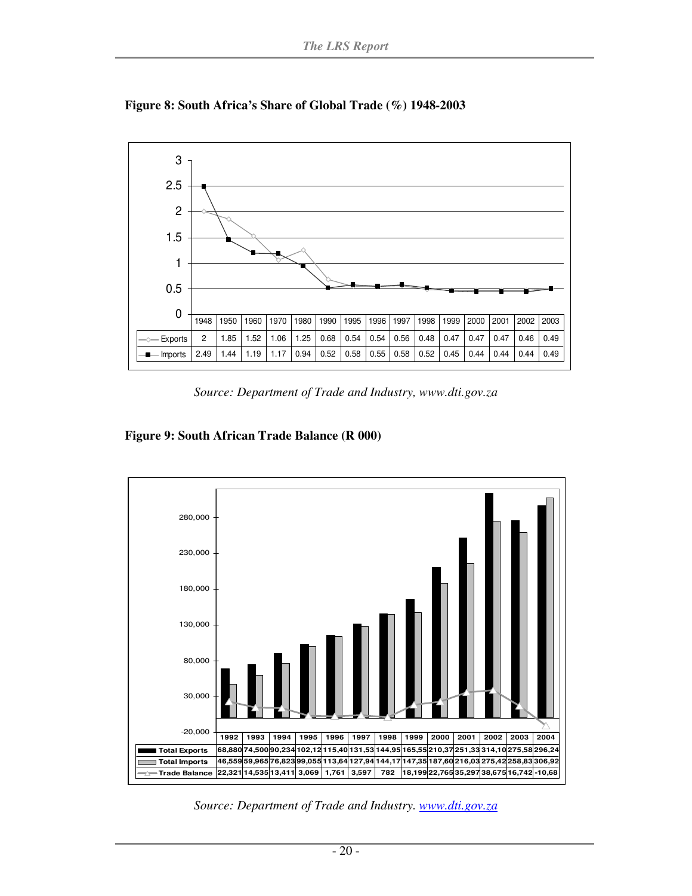**Figure 8: South Africa's Share of Global Trade (%) 1948-2003**

| | 1948 | 1950 | 1960 | 1970 | 1980 | 1990 | 1995 | 1996 | 1997 | 1998 | 1999 | 2000 | 2001 | 2002 | 2003 |
|---|---|---|---|---|---|---|---|---|---|---|---|---|---|---|---|
| Exports | 2 | 1.85 | 1.52 | 1.06 | 1.25 | 0.68 | 0.54 | 0.54 | 0.56 | 0.48 | 0.47 | 0.47 | 0.47 | 0.46 | 0.49 |
| Imports | 2.49 | 1.44 | 1.19 | 1.17 | 0.94 | 0.52 | 0.58 | 0.55 | 0.58 | 0.52 | 0.45 | 0.44 | 0.44 | 0.44 | 0.49 |

*Source: Department of Trade and Industry, www.dti.gov.za*

**Figure 9: South African Trade Balance (R 000)**

| | 1992 | 1993 | 1994 | 1995 | 1996 | 1997 | 1998 | 1999 | 2000 | 2001 | 2002 | 2003 | 2004 |
|---|---|---|---|---|---|---|---|---|---|---|---|---|---|
| Total Exports | 68,880 | 74,500 | 90,234 | 102,12 | 115,40 | 131,53 | 144,95 | 165,55 | 210,37 | 251,33 | 314,10 | 275,58 | 296,24 |
| Total Imports | 46,559 | 59,965 | 76,823 | 99,055 | 113,64 | 127,94 | 144,17 | 147,35 | 187,60 | 216,03 | 275,42 | 258,83 | 306,92 |
| Trade Balance | 22,321 | 14,535 | 13,411 | 3,069 | 1,761 | 3,597 | 782 | 18,199 | 22,765 | 35,297 | 38,675 | 16,742 | -10,68 |

*Source: Department of Trade and Industry. www.dti.gov.za*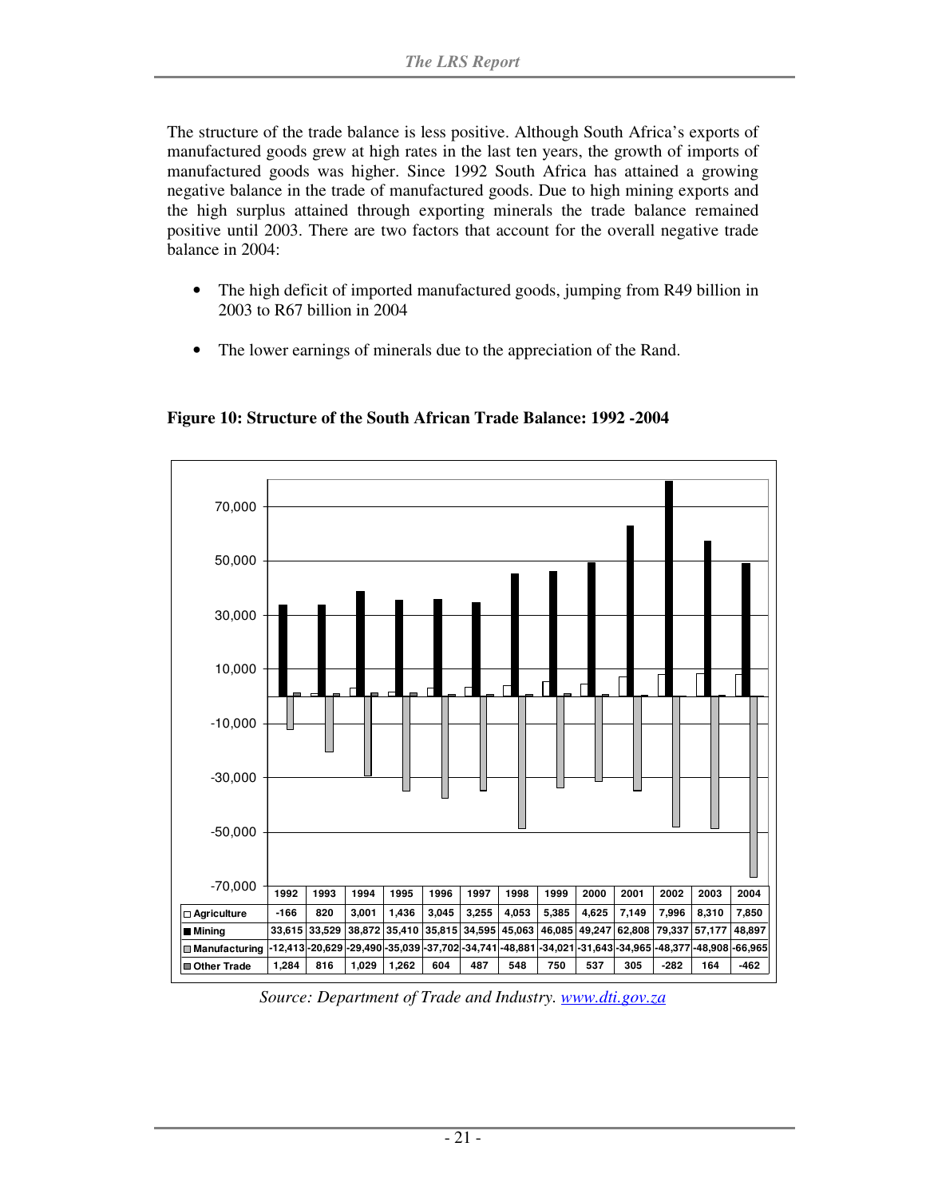The structure of the trade balance is less positive. Although South Africa's exports of manufactured goods grew at high rates in the last ten years, the growth of imports of manufactured goods was higher. Since 1992 South Africa has attained a growing negative balance in the trade of manufactured goods. Due to high mining exports and the high surplus attained through exporting minerals the trade balance remained positive until 2003. There are two factors that account for the overall negative trade balance in 2004:

- The high deficit of imported manufactured goods, jumping from R49 billion in 2003 to R67 billion in 2004
- The lower earnings of minerals due to the appreciation of the Rand.

**Figure 10: Structure of the South African Trade Balance: 1992 -2004**

| | 1992 | 1993 | 1994 | 1995 | 1996 | 1997 | 1998 | 1999 | 2000 | 2001 | 2002 | 2003 | 2004 |
|---|---|---|---|---|---|---|---|---|---|---|---|---|---|
| Agriculture | -166 | 820 | 3,001 | 1,436 | 3,045 | 3,255 | 4,053 | 5,385 | 4,625 | 7,149 | 7,996 | 8,310 | 7,850 |
| Mining | 33,615 | 33,529 | 38,872 | 35,410 | 35,815 | 34,595 | 45,063 | 46,085 | 49,247 | 62,808 | 79,337 | 57,177 | 48,897 |
| Manufacturing | -12,413 | -20,629 | -29,490 | -35,039 | -37,702 | -34,741 | -48,881 | -34,021 | -31,643 | -34,965 | -48,377 | -48,908 | -66,965 |
| Other Trade | 1,284 | 816 | 1,029 | 1,262 | 604 | 487 | 548 | 750 | 537 | 305 | -282 | 164 | -462 |

*Source: Department of Trade and Industry. www.dti.gov.za*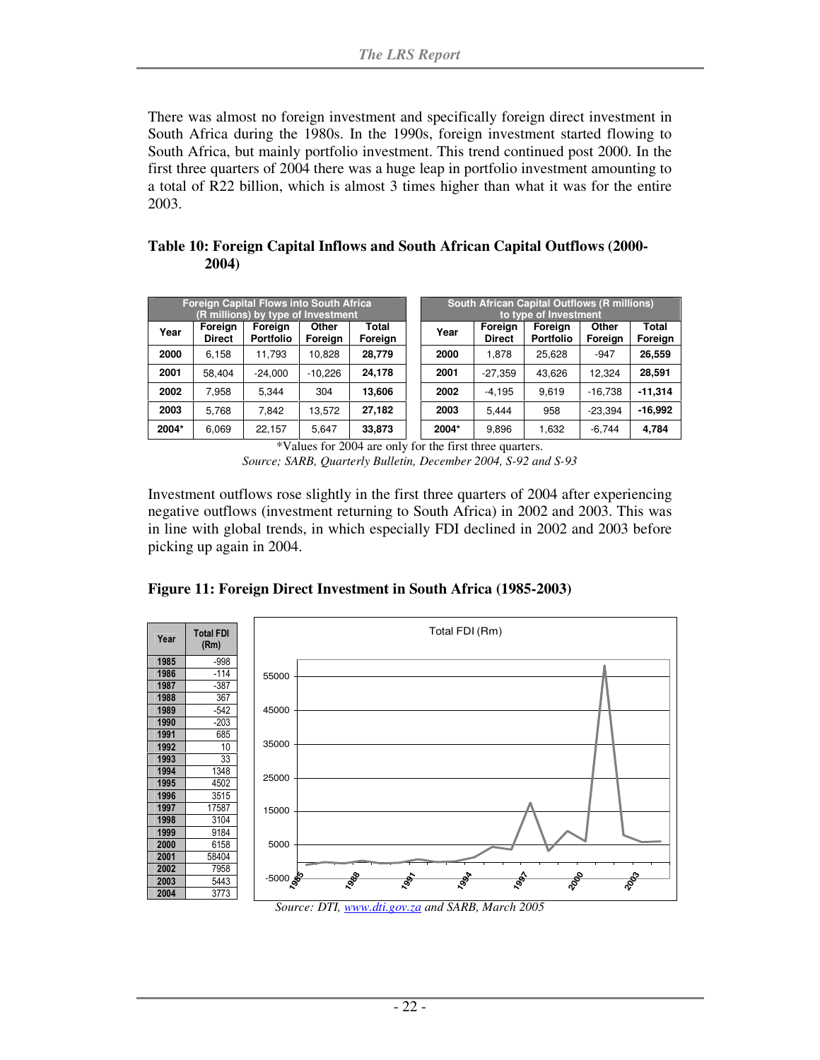There was almost no foreign investment and specifically foreign direct investment in South Africa during the 1980s. In the 1990s, foreign investment started flowing to South Africa, but mainly portfolio investment. This trend continued post 2000. In the first three quarters of 2004 there was a huge leap in portfolio investment amounting to a total of R22 billion, which is almost 3 times higher than what it was for the entire 2003.

**Table 10: Foreign Capital Inflows and South African Capital Outflows (2000-2004)**

| Foreign Capital Flows into South Africa (R millions) by type of Investment | | | | |
|---|---|---|---|---|
| Year | Foreign Direct | Foreign Portfolio | Other Foreign | Total Foreign |
| **2000** | 6,158 | 11,793 | 10,828 | **28,779** |
| **2001** | 58,404 | -24,000 | -10,226 | **24,178** |
| **2002** | 7,958 | 5,344 | 304 | **13,606** |
| **2003** | 5,768 | 7,842 | 13,572 | **27,182** |
| **2004*** | 6,069 | 22,157 | 5,647 | **33,873** |

| South African Capital Outflows (R millions) to type of Investment | | | | |
|---|---|---|---|---|
| Year | Foreign Direct | Foreign Portfolio | Other Foreign | Total Foreign |
| **2000** | 1,878 | 25,628 | -947 | **26,559** |
| **2001** | -27,359 | 43,626 | 12,324 | **28,591** |
| **2002** | -4,195 | 9,619 | -16,738 | **-11,314** |
| **2003** | 5,444 | 958 | -23,394 | **-16,992** |
| **2004*** | 9,896 | 1,632 | -6,744 | **4,784** |

*Values for 2004 are only for the first three quarters.

*Source; SARB, Quarterly Bulletin, December 2004, S-92 and S-93*

Investment outflows rose slightly in the first three quarters of 2004 after experiencing negative outflows (investment returning to South Africa) in 2002 and 2003. This was in line with global trends, in which especially FDI declined in 2002 and 2003 before picking up again in 2004.

**Figure 11: Foreign Direct Investment in South Africa (1985-2003)**

| Year | Total FDI (Rm) |
|---|---|
| 1985 | -998 |
| 1986 | -114 |
| 1987 | -387 |
| 1988 | 367 |
| 1989 | -542 |
| 1990 | -203 |
| 1991 | 685 |
| 1992 | 10 |
| 1993 | 33 |
| 1994 | 1348 |
| 1995 | 4502 |
| 1996 | 3515 |
| 1997 | 17587 |
| 1998 | 3104 |
| 1999 | 9184 |
| 2000 | 6158 |
| 2001 | 58404 |
| 2002 | 7958 |
| 2003 | 5443 |
| 2004 | 3773 |

*Source: DTI, www.dti.gov.za and SARB, March 2005*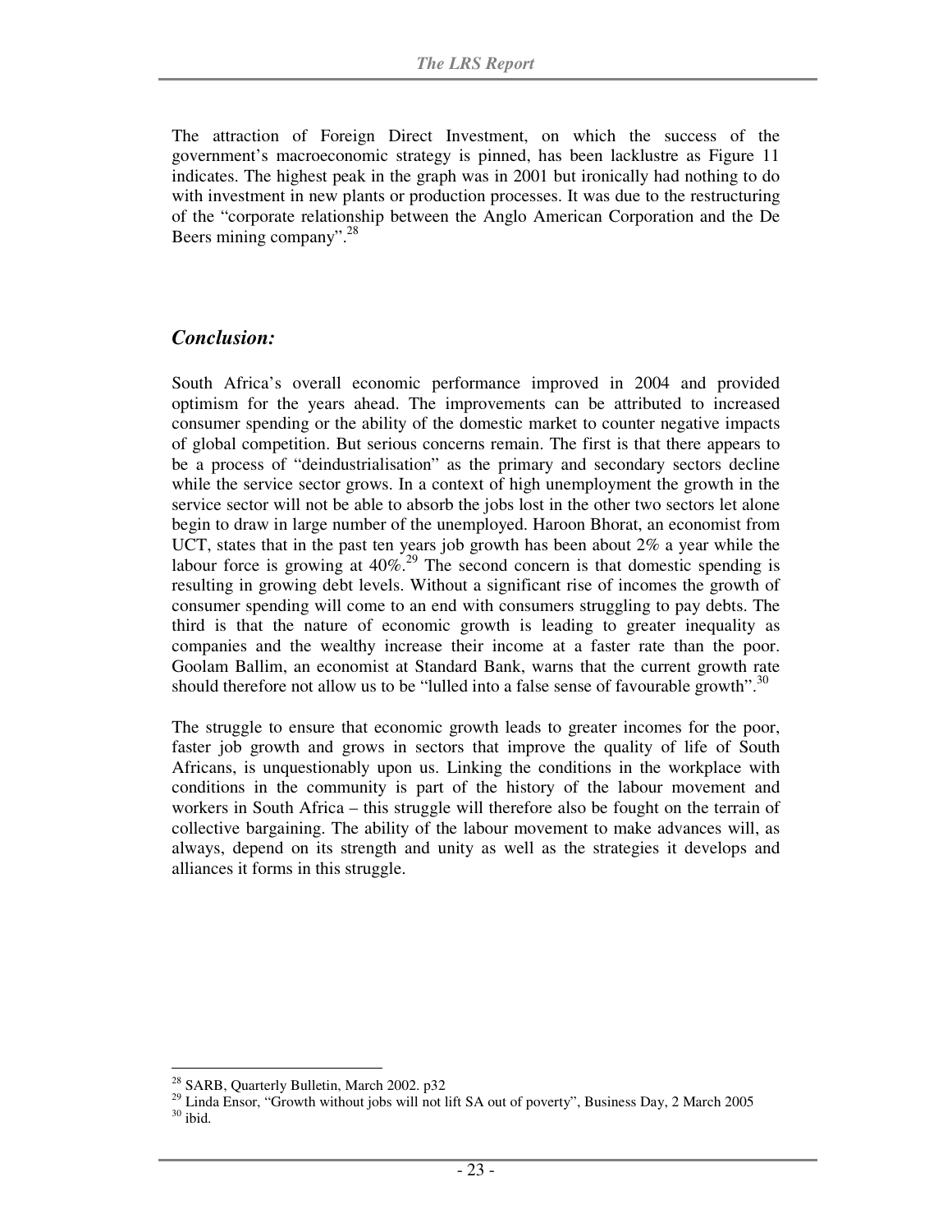The attraction of Foreign Direct Investment, on which the success of the government's macroeconomic strategy is pinned, has been lacklustre as Figure 11 indicates. The highest peak in the graph was in 2001 but ironically had nothing to do with investment in new plants or production processes. It was due to the restructuring of the "corporate relationship between the Anglo American Corporation and the De Beers mining company".[28]

## *Conclusion:*

South Africa's overall economic performance improved in 2004 and provided optimism for the years ahead. The improvements can be attributed to increased consumer spending or the ability of the domestic market to counter negative impacts of global competition. But serious concerns remain. The first is that there appears to be a process of "deindustrialisation" as the primary and secondary sectors decline while the service sector grows. In a context of high unemployment the growth in the service sector will not be able to absorb the jobs lost in the other two sectors let alone begin to draw in large number of the unemployed. Haroon Bhorat, an economist from UCT, states that in the past ten years job growth has been about 2% a year while the labour force is growing at 40%.[29] The second concern is that domestic spending is resulting in growing debt levels. Without a significant rise of incomes the growth of consumer spending will come to an end with consumers struggling to pay debts. The third is that the nature of economic growth is leading to greater inequality as companies and the wealthy increase their income at a faster rate than the poor. Goolam Ballim, an economist at Standard Bank, warns that the current growth rate should therefore not allow us to be "lulled into a false sense of favourable growth".[30]

The struggle to ensure that economic growth leads to greater incomes for the poor, faster job growth and grows in sectors that improve the quality of life of South Africans, is unquestionably upon us. Linking the conditions in the workplace with conditions in the community is part of the history of the labour movement and workers in South Africa – this struggle will therefore also be fought on the terrain of collective bargaining. The ability of the labour movement to make advances will, as always, depend on its strength and unity as well as the strategies it develops and alliances it forms in this struggle.

---

[28] SARB, Quarterly Bulletin, March 2002. p32

[29] Linda Ensor, "Growth without jobs will not lift SA out of poverty", Business Day, 2 March 2005

[30] ibid.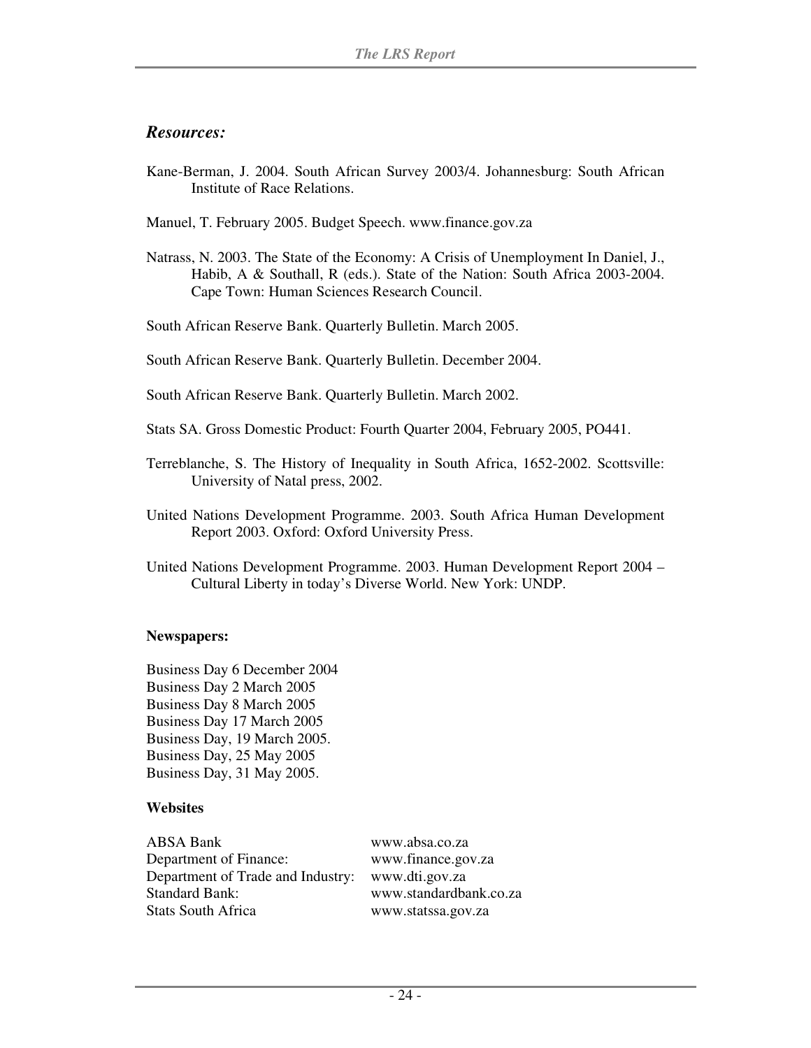## *Resources:*

Kane-Berman, J. 2004. South African Survey 2003/4. Johannesburg: South African Institute of Race Relations.

Manuel, T. February 2005. Budget Speech. www.finance.gov.za

Natrass, N. 2003. The State of the Economy: A Crisis of Unemployment In Daniel, J., Habib, A & Southall, R (eds.). State of the Nation: South Africa 2003-2004. Cape Town: Human Sciences Research Council.

South African Reserve Bank. Quarterly Bulletin. March 2005.

South African Reserve Bank. Quarterly Bulletin. December 2004.

South African Reserve Bank. Quarterly Bulletin. March 2002.

Stats SA. Gross Domestic Product: Fourth Quarter 2004, February 2005, PO441.

Terreblanche, S. The History of Inequality in South Africa, 1652-2002. Scottsville: University of Natal press, 2002.

United Nations Development Programme. 2003. South Africa Human Development Report 2003. Oxford: Oxford University Press.

United Nations Development Programme. 2003. Human Development Report 2004 – Cultural Liberty in today's Diverse World. New York: UNDP.

**Newspapers:**

Business Day 6 December 2004
Business Day 2 March 2005
Business Day 8 March 2005
Business Day 17 March 2005
Business Day, 19 March 2005.
Business Day, 25 May 2005
Business Day, 31 May 2005.

**Websites**

| | |
|---|---|
| ABSA Bank | www.absa.co.za |
| Department of Finance: | www.finance.gov.za |
| Department of Trade and Industry: | www.dti.gov.za |
| Standard Bank: | www.standardbank.co.za |
| Stats South Africa | www.statssa.gov.za |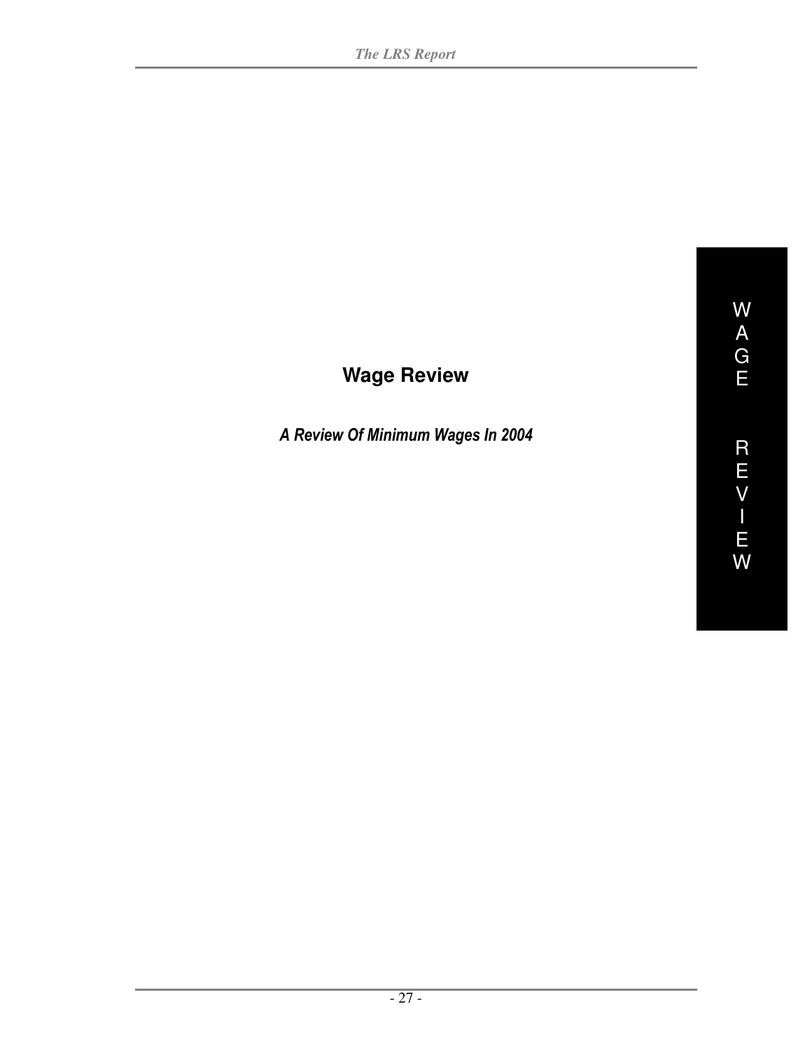# Wage Review

***A Review Of Minimum Wages In 2004***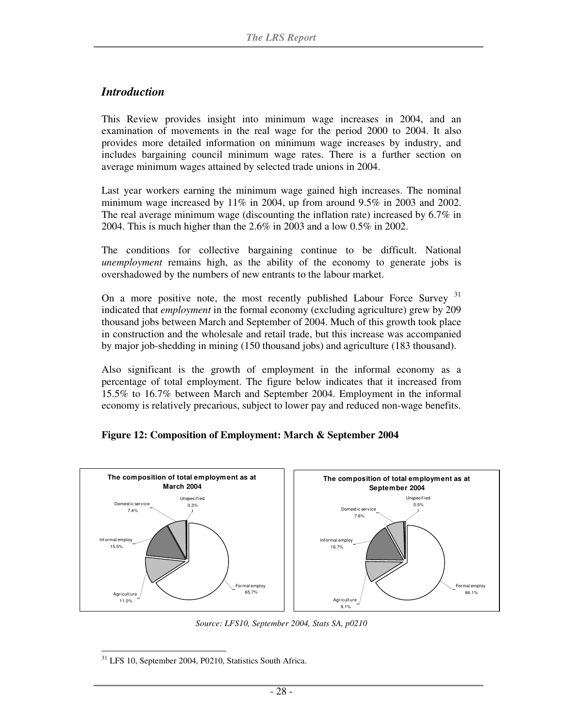## *Introduction*

This Review provides insight into minimum wage increases in 2004, and an examination of movements in the real wage for the period 2000 to 2004. It also provides more detailed information on minimum wage increases by industry, and includes bargaining council minimum wage rates. There is a further section on average minimum wages attained by selected trade unions in 2004.

Last year workers earning the minimum wage gained high increases. The nominal minimum wage increased by 11% in 2004, up from around 9.5% in 2003 and 2002. The real average minimum wage (discounting the inflation rate) increased by 6.7% in 2004. This is much higher than the 2.6% in 2003 and a low 0.5% in 2002.

The conditions for collective bargaining continue to be difficult. National *unemployment* remains high, as the ability of the economy to generate jobs is overshadowed by the numbers of new entrants to the labour market.

On a more positive note, the most recently published Labour Force Survey [31] indicated that *employment* in the formal economy (excluding agriculture) grew by 209 thousand jobs between March and September of 2004. Much of this growth took place in construction and the wholesale and retail trade, but this increase was accompanied by major job-shedding in mining (150 thousand jobs) and agriculture (183 thousand).

Also significant is the growth of employment in the informal economy as a percentage of total employment. The figure below indicates that it increased from 15.5% to 16.7% between March and September 2004. Employment in the informal economy is relatively precarious, subject to lower pay and reduced non-wage benefits.

**Figure 12: Composition of Employment: March & September 2004**

**The composition of total employment as at March 2004**

| Category | Share |
|---|---|
| Formal employ | 65.7% |
| Agriculture | 11.0% |
| Informal employ | 15.5% |
| Domestic service | 7.4% |
| Unspecified | 0.3% |

**The composition of total employment as at September 2004**

| Category | Share |
|---|---|
| Formal employ | 66.1% |
| Agriculture | 9.1% |
| Informal employ | 16.7% |
| Domestic service | 7.6% |
| Unspecified | 0.5% |

*Source: LFS10, September 2004, Stats SA, p0210*

[31] LFS 10, September 2004, P0210, Statistics South Africa.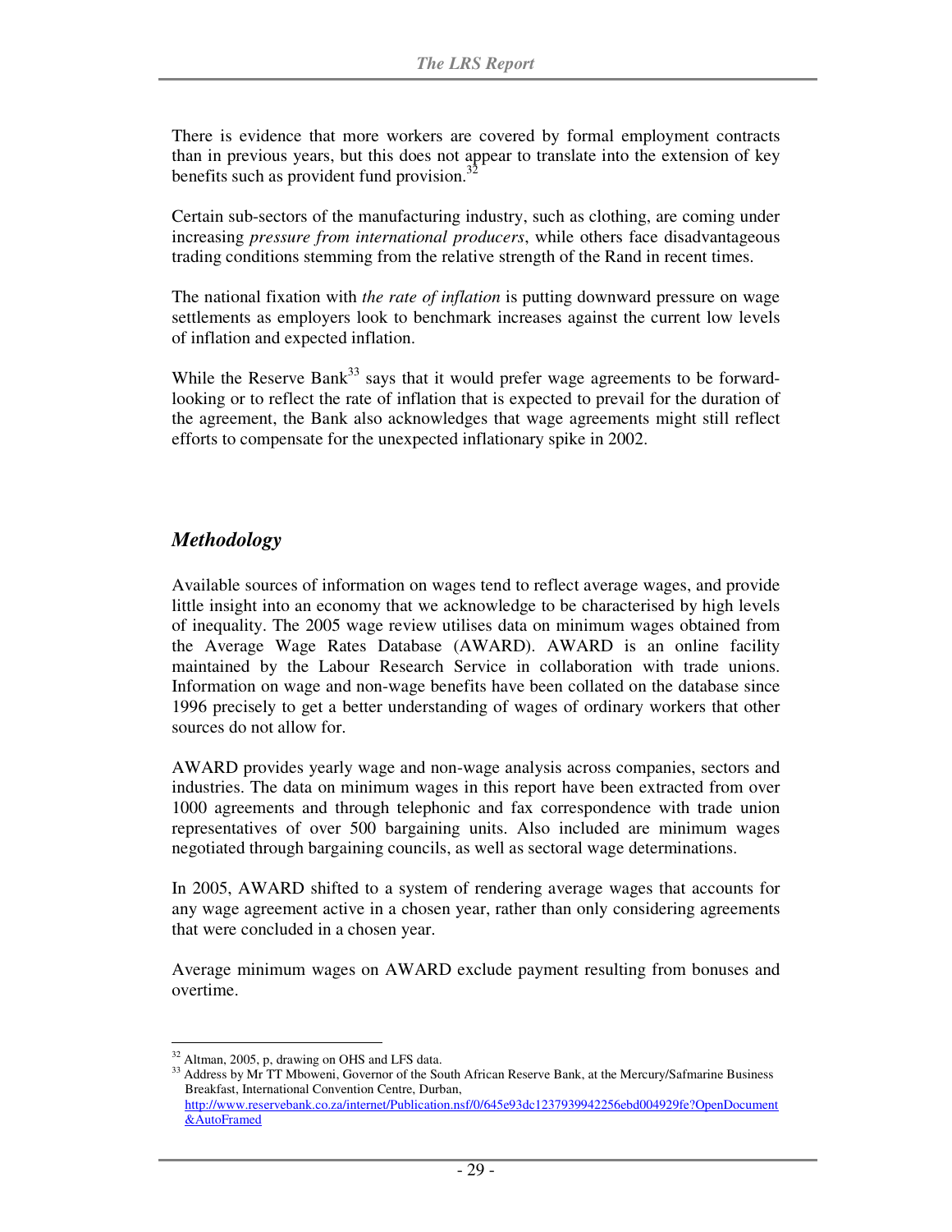There is evidence that more workers are covered by formal employment contracts than in previous years, but this does not appear to translate into the extension of key benefits such as provident fund provision.[32]

Certain sub-sectors of the manufacturing industry, such as clothing, are coming under increasing *pressure from international producers*, while others face disadvantageous trading conditions stemming from the relative strength of the Rand in recent times.

The national fixation with *the rate of inflation* is putting downward pressure on wage settlements as employers look to benchmark increases against the current low levels of inflation and expected inflation.

While the Reserve Bank[33] says that it would prefer wage agreements to be forward-looking or to reflect the rate of inflation that is expected to prevail for the duration of the agreement, the Bank also acknowledges that wage agreements might still reflect efforts to compensate for the unexpected inflationary spike in 2002.

## *Methodology*

Available sources of information on wages tend to reflect average wages, and provide little insight into an economy that we acknowledge to be characterised by high levels of inequality. The 2005 wage review utilises data on minimum wages obtained from the Average Wage Rates Database (AWARD). AWARD is an online facility maintained by the Labour Research Service in collaboration with trade unions. Information on wage and non-wage benefits have been collated on the database since 1996 precisely to get a better understanding of wages of ordinary workers that other sources do not allow for.

AWARD provides yearly wage and non-wage analysis across companies, sectors and industries. The data on minimum wages in this report have been extracted from over 1000 agreements and through telephonic and fax correspondence with trade union representatives of over 500 bargaining units. Also included are minimum wages negotiated through bargaining councils, as well as sectoral wage determinations.

In 2005, AWARD shifted to a system of rendering average wages that accounts for any wage agreement active in a chosen year, rather than only considering agreements that were concluded in a chosen year.

Average minimum wages on AWARD exclude payment resulting from bonuses and overtime.

---

[32] Altman, 2005, p, drawing on OHS and LFS data.

[33] Address by Mr TT Mboweni, Governor of the South African Reserve Bank, at the Mercury/Safmarine Business Breakfast, International Convention Centre, Durban, http://www.reservebank.co.za/internet/Publication.nsf/0/645e93dc1237939942256ebd004929fe?OpenDocument&AutoFramed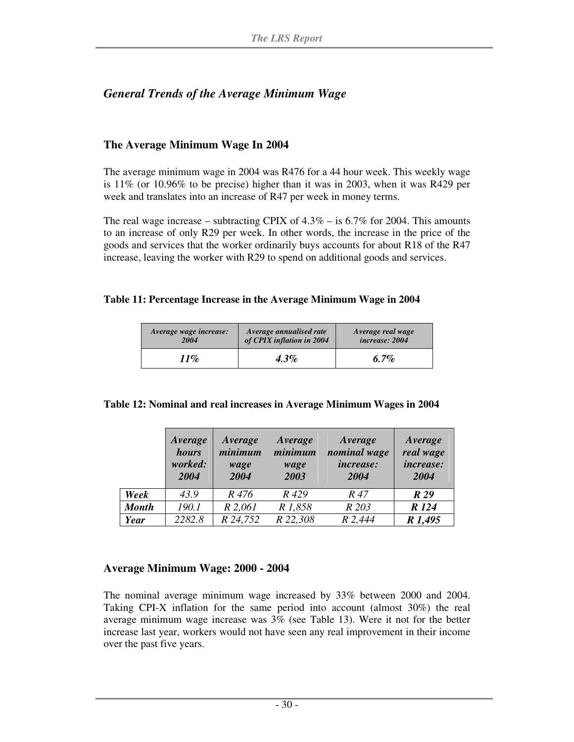## *General Trends of the Average Minimum Wage*

### The Average Minimum Wage In 2004

The average minimum wage in 2004 was R476 for a 44 hour week. This weekly wage is 11% (or 10.96% to be precise) higher than it was in 2003, when it was R429 per week and translates into an increase of R47 per week in money terms.

The real wage increase – subtracting CPIX of 4.3% – is 6.7% for 2004. This amounts to an increase of only R29 per week. In other words, the increase in the price of the goods and services that the worker ordinarily buys accounts for about R18 of the R47 increase, leaving the worker with R29 to spend on additional goods and services.

**Table 11: Percentage Increase in the Average Minimum Wage in 2004**

| *Average wage increase: 2004* | *Average annualised rate of CPIX inflation in 2004* | *Average real wage increase: 2004* |
|---|---|---|
| ***11%*** | ***4.3%*** | ***6.7%*** |

**Table 12: Nominal and real increases in Average Minimum Wages in 2004**

| | *Average hours worked: 2004* | *Average minimum wage 2004* | *Average minimum wage 2003* | *Average nominal wage increase: 2004* | *Average real wage increase: 2004* |
|---|---|---|---|---|---|
| ***Week*** | *43.9* | *R 476* | *R 429* | *R 47* | ***R 29*** |
| ***Month*** | *190.1* | *R 2,061* | *R 1,858* | *R 203* | ***R 124*** |
| ***Year*** | *2282.8* | *R 24,752* | *R 22,308* | *R 2,444* | ***R 1,495*** |

### Average Minimum Wage: 2000 - 2004

The nominal average minimum wage increased by 33% between 2000 and 2004. Taking CPI-X inflation for the same period into account (almost 30%) the real average minimum wage increase was 3% (see Table 13). Were it not for the better increase last year, workers would not have seen any real improvement in their income over the past five years.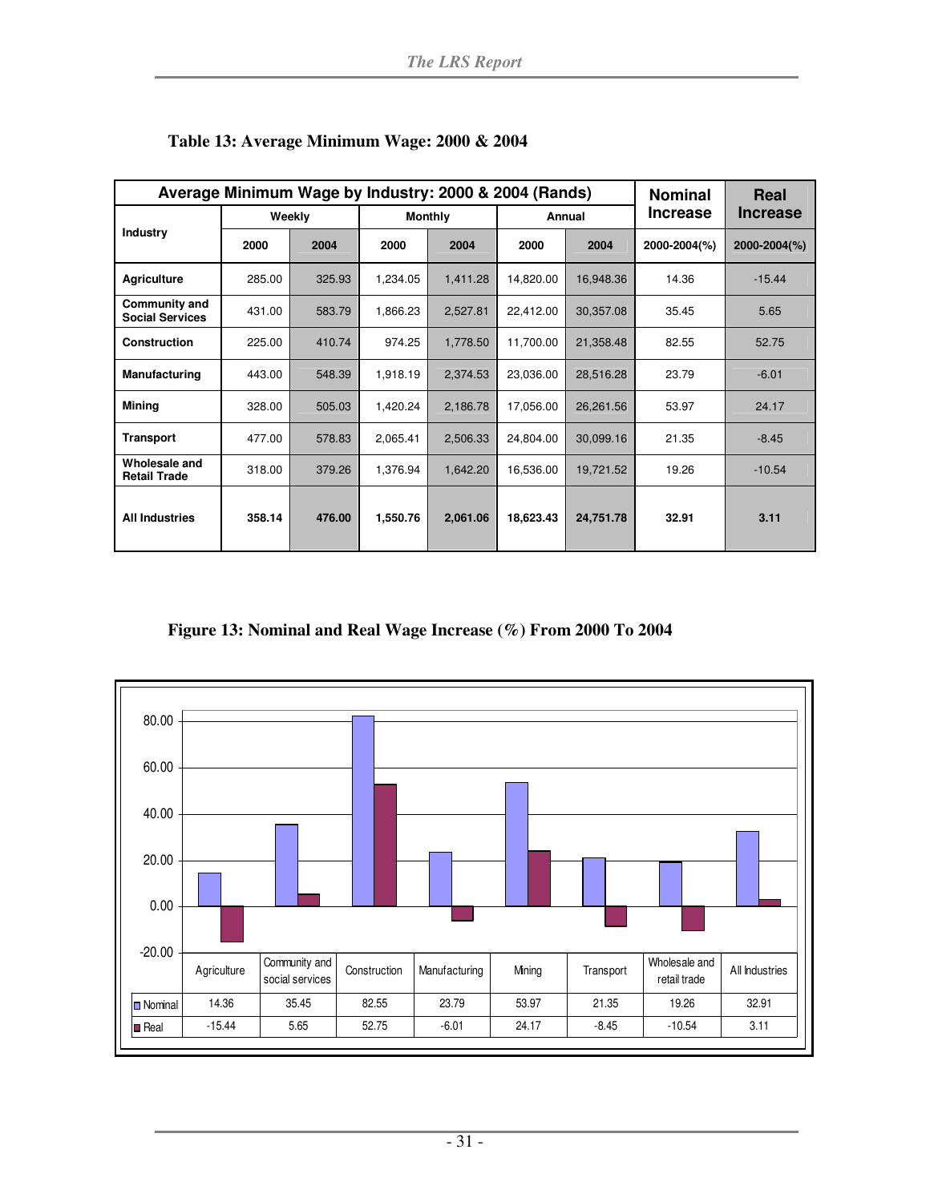**Table 13: Average Minimum Wage: 2000 & 2004**

| Average Minimum Wage by Industry: 2000 & 2004 (Rands) | | | | | | | Nominal Increase | Real Increase |
|---|---|---|---|---|---|---|---|---|
| Industry | Weekly | | Monthly | | Annual | | | |
| | 2000 | 2004 | 2000 | 2004 | 2000 | 2004 | 2000-2004(%) | 2000-2004(%) |
| **Agriculture** | 285.00 | 325.93 | 1,234.05 | 1,411.28 | 14,820.00 | 16,948.36 | 14.36 | -15.44 |
| **Community and Social Services** | 431.00 | 583.79 | 1,866.23 | 2,527.81 | 22,412.00 | 30,357.08 | 35.45 | 5.65 |
| **Construction** | 225.00 | 410.74 | 974.25 | 1,778.50 | 11,700.00 | 21,358.48 | 82.55 | 52.75 |
| **Manufacturing** | 443.00 | 548.39 | 1,918.19 | 2,374.53 | 23,036.00 | 28,516.28 | 23.79 | -6.01 |
| **Mining** | 328.00 | 505.03 | 1,420.24 | 2,186.78 | 17,056.00 | 26,261.56 | 53.97 | 24.17 |
| **Transport** | 477.00 | 578.83 | 2,065.41 | 2,506.33 | 24,804.00 | 30,099.16 | 21.35 | -8.45 |
| **Wholesale and Retail Trade** | 318.00 | 379.26 | 1,376.94 | 1,642.20 | 16,536.00 | 19,721.52 | 19.26 | -10.54 |
| **All Industries** | **358.14** | **476.00** | **1,550.76** | **2,061.06** | **18,623.43** | **24,751.78** | **32.91** | **3.11** |

**Figure 13: Nominal and Real Wage Increase (%) From 2000 To 2004**

| | Agriculture | Community and social services | Construction | Manufacturing | Mining | Transport | Wholesale and retail trade | All Industries |
|---|---|---|---|---|---|---|---|---|
| Nominal | 14.36 | 35.45 | 82.55 | 23.79 | 53.97 | 21.35 | 19.26 | 32.91 |
| Real | -15.44 | 5.65 | 52.75 | -6.01 | 24.17 | -8.45 | -10.54 | 3.11 |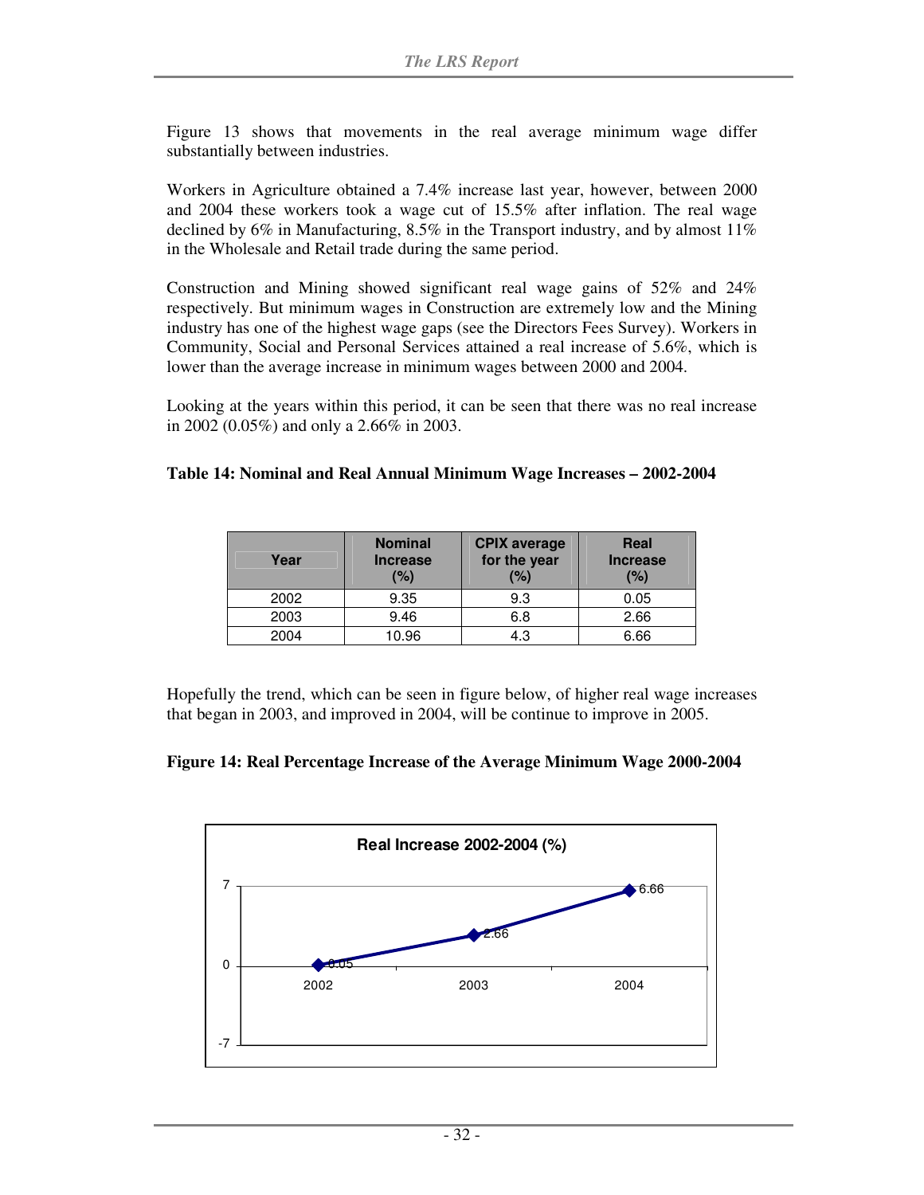Figure 13 shows that movements in the real average minimum wage differ substantially between industries.

Workers in Agriculture obtained a 7.4% increase last year, however, between 2000 and 2004 these workers took a wage cut of 15.5% after inflation. The real wage declined by 6% in Manufacturing, 8.5% in the Transport industry, and by almost 11% in the Wholesale and Retail trade during the same period.

Construction and Mining showed significant real wage gains of 52% and 24% respectively. But minimum wages in Construction are extremely low and the Mining industry has one of the highest wage gaps (see the Directors Fees Survey). Workers in Community, Social and Personal Services attained a real increase of 5.6%, which is lower than the average increase in minimum wages between 2000 and 2004.

Looking at the years within this period, it can be seen that there was no real increase in 2002 (0.05%) and only a 2.66% in 2003.

**Table 14: Nominal and Real Annual Minimum Wage Increases – 2002-2004**

| Year | Nominal Increase (%) | CPIX average for the year (%) | Real Increase (%) |
|---|---|---|---|
| 2002 | 9.35 | 9.3 | 0.05 |
| 2003 | 9.46 | 6.8 | 2.66 |
| 2004 | 10.96 | 4.3 | 6.66 |

Hopefully the trend, which can be seen in figure below, of higher real wage increases that began in 2003, and improved in 2004, will be continue to improve in 2005.

**Figure 14: Real Percentage Increase of the Average Minimum Wage 2000-2004**

**Real Increase 2002-2004 (%)**

| Year | Real Increase (%) |
|---|---|
| 2002 | 0.05 |
| 2003 | 2.66 |
| 2004 | 6.66 |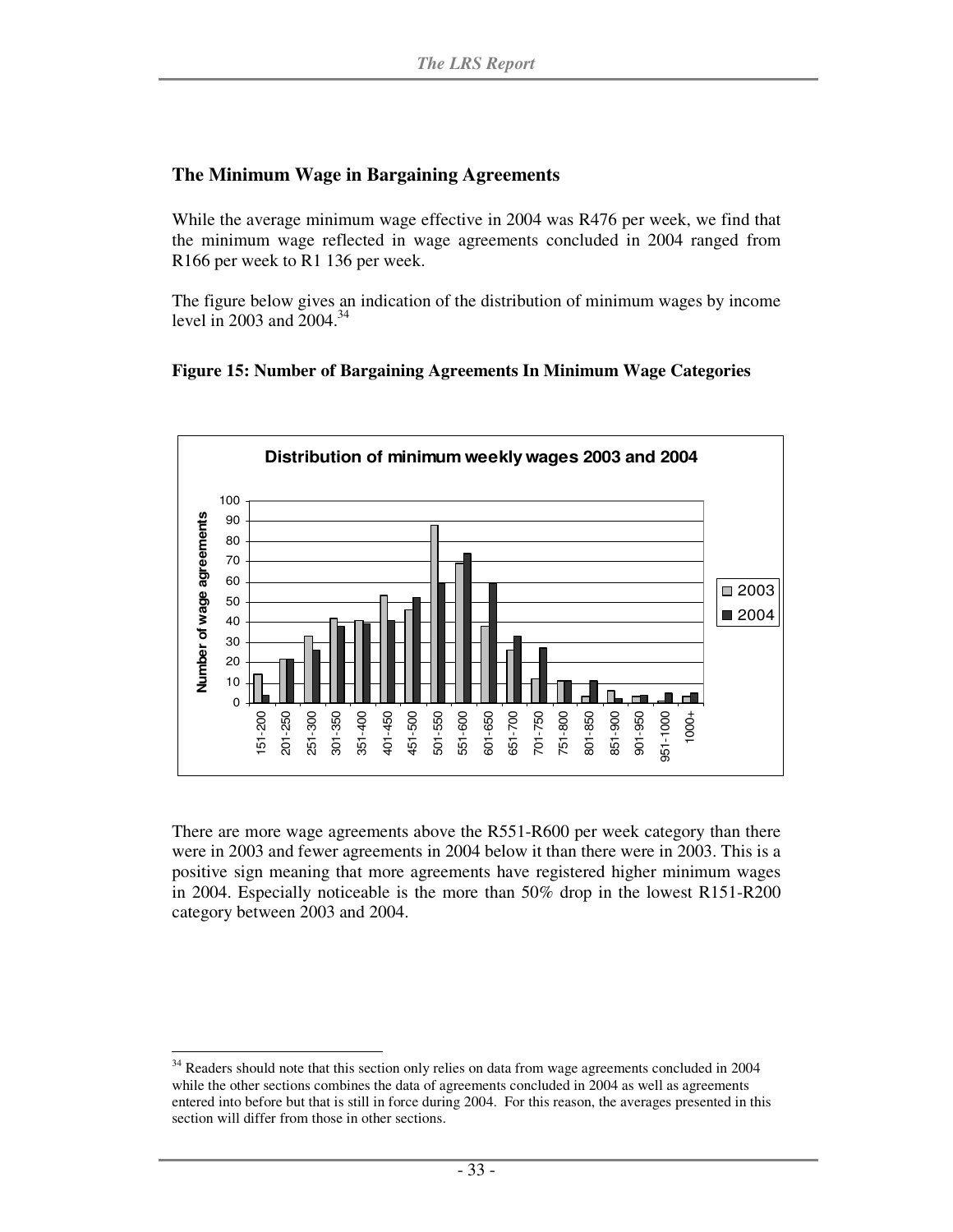## The Minimum Wage in Bargaining Agreements

While the average minimum wage effective in 2004 was R476 per week, we find that the minimum wage reflected in wage agreements concluded in 2004 ranged from R166 per week to R1 136 per week.

The figure below gives an indication of the distribution of minimum wages by income level in 2003 and 2004.[34]

**Figure 15: Number of Bargaining Agreements In Minimum Wage Categories**

There are more wage agreements above the R551-R600 per week category than there were in 2003 and fewer agreements in 2004 below it than there were in 2003. This is a positive sign meaning that more agreements have registered higher minimum wages in 2004. Especially noticeable is the more than 50% drop in the lowest R151-R200 category between 2003 and 2004.

[34] Readers should note that this section only relies on data from wage agreements concluded in 2004 while the other sections combines the data of agreements concluded in 2004 as well as agreements entered into before but that is still in force during 2004. For this reason, the averages presented in this section will differ from those in other sections.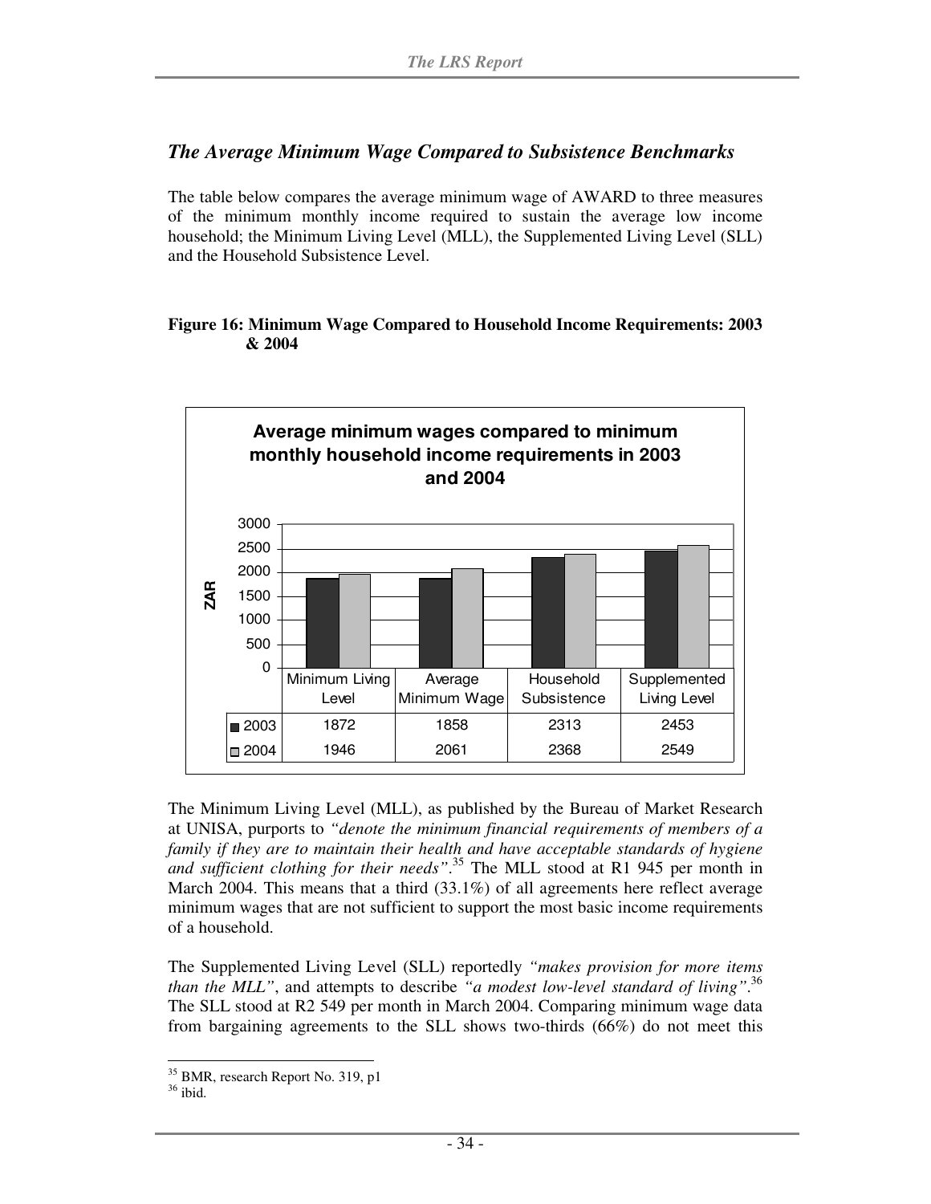## *The Average Minimum Wage Compared to Subsistence Benchmarks*

The table below compares the average minimum wage of AWARD to three measures of the minimum monthly income required to sustain the average low income household; the Minimum Living Level (MLL), the Supplemented Living Level (SLL) and the Household Subsistence Level.

**Figure 16: Minimum Wage Compared to Household Income Requirements: 2003 & 2004**

**Average minimum wages compared to minimum monthly household income requirements in 2003 and 2004**

| ZAR | Minimum Living Level | Average Minimum Wage | Household Subsistence | Supplemented Living Level |
|---|---|---|---|---|
| 2003 | 1872 | 1858 | 2313 | 2453 |
| 2004 | 1946 | 2061 | 2368 | 2549 |

The Minimum Living Level (MLL), as published by the Bureau of Market Research at UNISA, purports to *"denote the minimum financial requirements of members of a family if they are to maintain their health and have acceptable standards of hygiene and sufficient clothing for their needs"*.[35] The MLL stood at R1 945 per month in March 2004. This means that a third (33.1%) of all agreements here reflect average minimum wages that are not sufficient to support the most basic income requirements of a household.

The Supplemented Living Level (SLL) reportedly *"makes provision for more items than the MLL"*, and attempts to describe *"a modest low-level standard of living"*.[36] The SLL stood at R2 549 per month in March 2004. Comparing minimum wage data from bargaining agreements to the SLL shows two-thirds (66%) do not meet this

[35] BMR, research Report No. 319, p1
[36] ibid.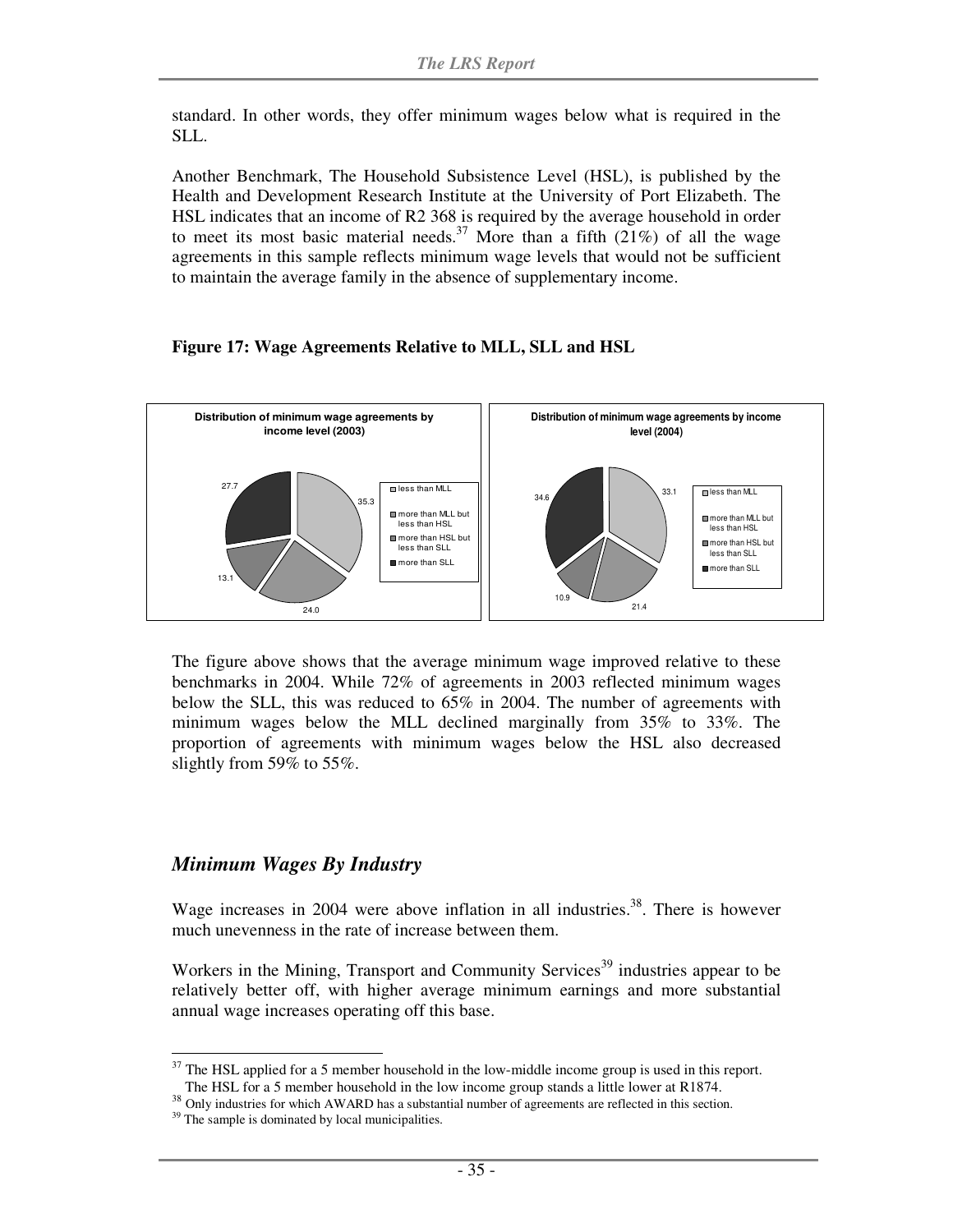standard. In other words, they offer minimum wages below what is required in the SLL.

Another Benchmark, The Household Subsistence Level (HSL), is published by the Health and Development Research Institute at the University of Port Elizabeth. The HSL indicates that an income of R2 368 is required by the average household in order to meet its most basic material needs.[37] More than a fifth (21%) of all the wage agreements in this sample reflects minimum wage levels that would not be sufficient to maintain the average family in the absence of supplementary income.

**Figure 17: Wage Agreements Relative to MLL, SLL and HSL**

**Distribution of minimum wage agreements by income level (2003)**

| Income level | % |
|---|---|
| less than MLL | 35.3 |
| more than MLL but less than HSL | 24.0 |
| more than HSL but less than SLL | 13.1 |
| more than SLL | 27.7 |

**Distribution of minimum wage agreements by income level (2004)**

| Income level | % |
|---|---|
| less than MLL | 33.1 |
| more than MLL but less than HSL | 21.4 |
| more than HSL but less than SLL | 10.9 |
| more than SLL | 34.6 |

The figure above shows that the average minimum wage improved relative to these benchmarks in 2004. While 72% of agreements in 2003 reflected minimum wages below the SLL, this was reduced to 65% in 2004. The number of agreements with minimum wages below the MLL declined marginally from 35% to 33%. The proportion of agreements with minimum wages below the HSL also decreased slightly from 59% to 55%.

## *Minimum Wages By Industry*

Wage increases in 2004 were above inflation in all industries.[38]. There is however much unevenness in the rate of increase between them.

Workers in the Mining, Transport and Community Services[39] industries appear to be relatively better off, with higher average minimum earnings and more substantial annual wage increases operating off this base.

---

[37] The HSL applied for a 5 member household in the low-middle income group is used in this report. The HSL for a 5 member household in the low income group stands a little lower at R1874.

[38] Only industries for which AWARD has a substantial number of agreements are reflected in this section.

[39] The sample is dominated by local municipalities.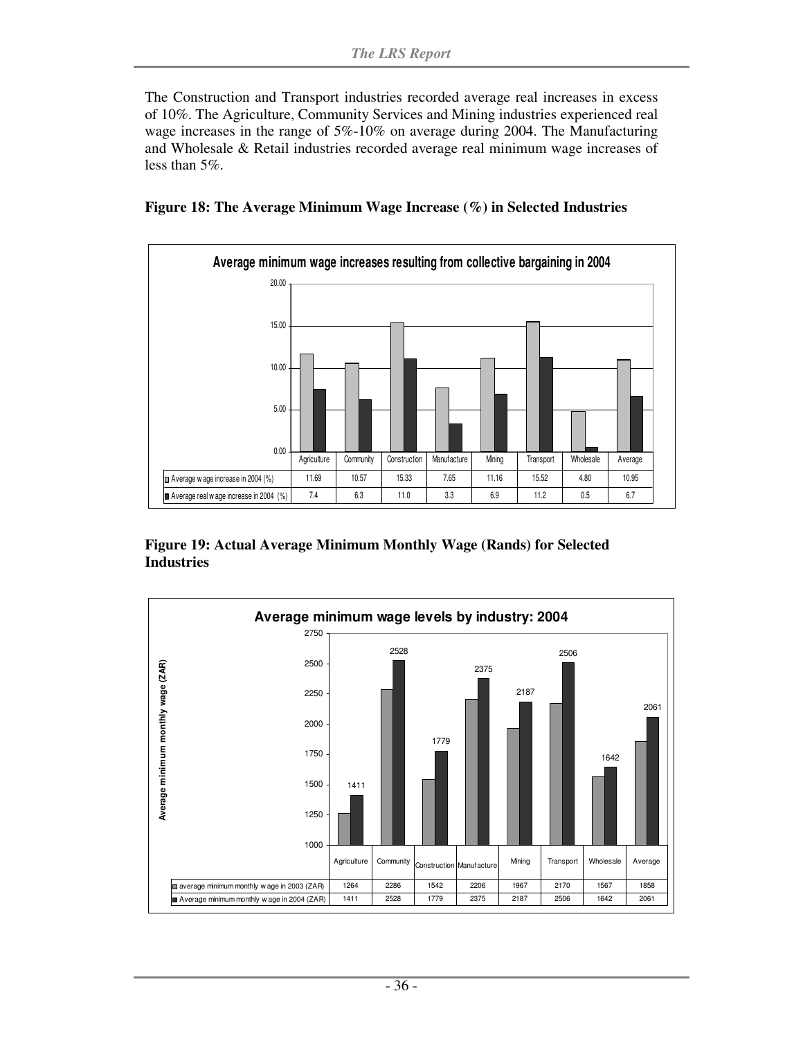The Construction and Transport industries recorded average real increases in excess of 10%. The Agriculture, Community Services and Mining industries experienced real wage increases in the range of 5%-10% on average during 2004. The Manufacturing and Wholesale & Retail industries recorded average real minimum wage increases of less than 5%.

**Figure 18: The Average Minimum Wage Increase (%) in Selected Industries**

**Average minimum wage increases resulting from collective bargaining in 2004**

| | Agriculture | Community | Construction | Manufacture | Mining | Transport | Wholesale | Average |
|---|---|---|---|---|---|---|---|---|
| Average wage increase in 2004 (%) | 11.69 | 10.57 | 15.33 | 7.65 | 11.16 | 15.52 | 4.80 | 10.95 |
| Average real wage increase in 2004 (%) | 7.4 | 6.3 | 11.0 | 3.3 | 6.9 | 11.2 | 0.5 | 6.7 |

**Figure 19: Actual Average Minimum Monthly Wage (Rands) for Selected Industries**

**Average minimum wage levels by industry: 2004**

| | Agriculture | Community | Construction | Manufacture | Mining | Transport | Wholesale | Average |
|---|---|---|---|---|---|---|---|---|
| average minimum monthly wage in 2003 (ZAR) | 1264 | 2286 | 1542 | 2206 | 1967 | 2170 | 1567 | 1858 |
| Average minimum monthly wage in 2004 (ZAR) | 1411 | 2528 | 1779 | 2375 | 2187 | 2506 | 1642 | 2061 |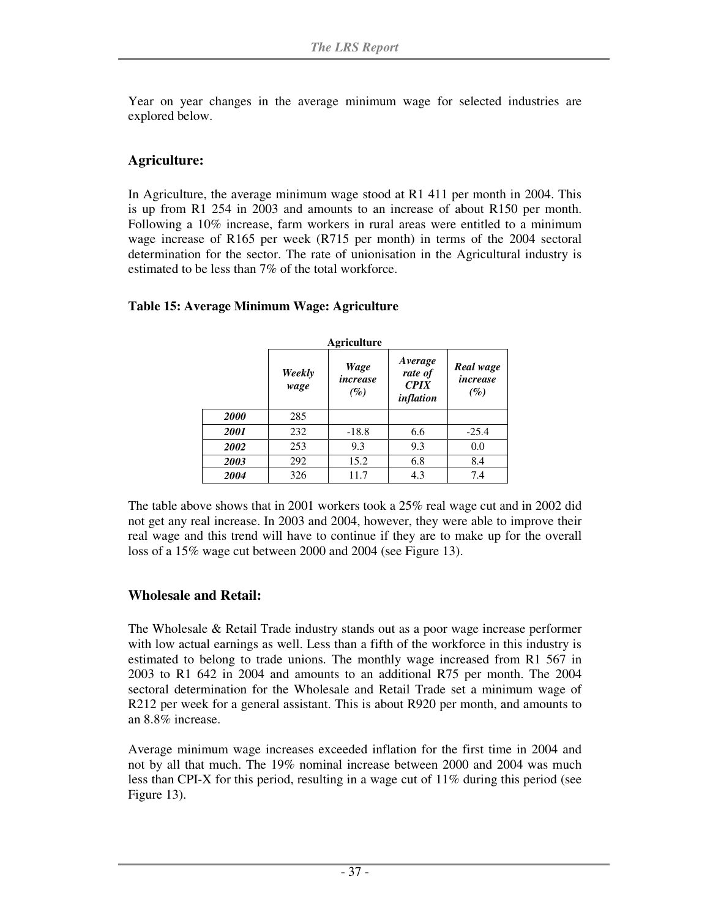Year on year changes in the average minimum wage for selected industries are explored below.

## Agriculture:

In Agriculture, the average minimum wage stood at R1 411 per month in 2004. This is up from R1 254 in 2003 and amounts to an increase of about R150 per month. Following a 10% increase, farm workers in rural areas were entitled to a minimum wage increase of R165 per week (R715 per month) in terms of the 2004 sectoral determination for the sector. The rate of unionisation in the Agricultural industry is estimated to be less than 7% of the total workforce.

**Table 15: Average Minimum Wage: Agriculture**

| | Agriculture | | | |
|---|---|---|---|---|
| | ***Weekly wage*** | ***Wage increase (%)*** | ***Average rate of CPIX inflation*** | ***Real wage increase (%)*** |
| ***2000*** | 285 | | | |
| ***2001*** | 232 | -18.8 | 6.6 | -25.4 |
| ***2002*** | 253 | 9.3 | 9.3 | 0.0 |
| ***2003*** | 292 | 15.2 | 6.8 | 8.4 |
| ***2004*** | 326 | 11.7 | 4.3 | 7.4 |

The table above shows that in 2001 workers took a 25% real wage cut and in 2002 did not get any real increase. In 2003 and 2004, however, they were able to improve their real wage and this trend will have to continue if they are to make up for the overall loss of a 15% wage cut between 2000 and 2004 (see Figure 13).

## Wholesale and Retail:

The Wholesale & Retail Trade industry stands out as a poor wage increase performer with low actual earnings as well. Less than a fifth of the workforce in this industry is estimated to belong to trade unions. The monthly wage increased from R1 567 in 2003 to R1 642 in 2004 and amounts to an additional R75 per month. The 2004 sectoral determination for the Wholesale and Retail Trade set a minimum wage of R212 per week for a general assistant. This is about R920 per month, and amounts to an 8.8% increase.

Average minimum wage increases exceeded inflation for the first time in 2004 and not by all that much. The 19% nominal increase between 2000 and 2004 was much less than CPI-X for this period, resulting in a wage cut of 11% during this period (see Figure 13).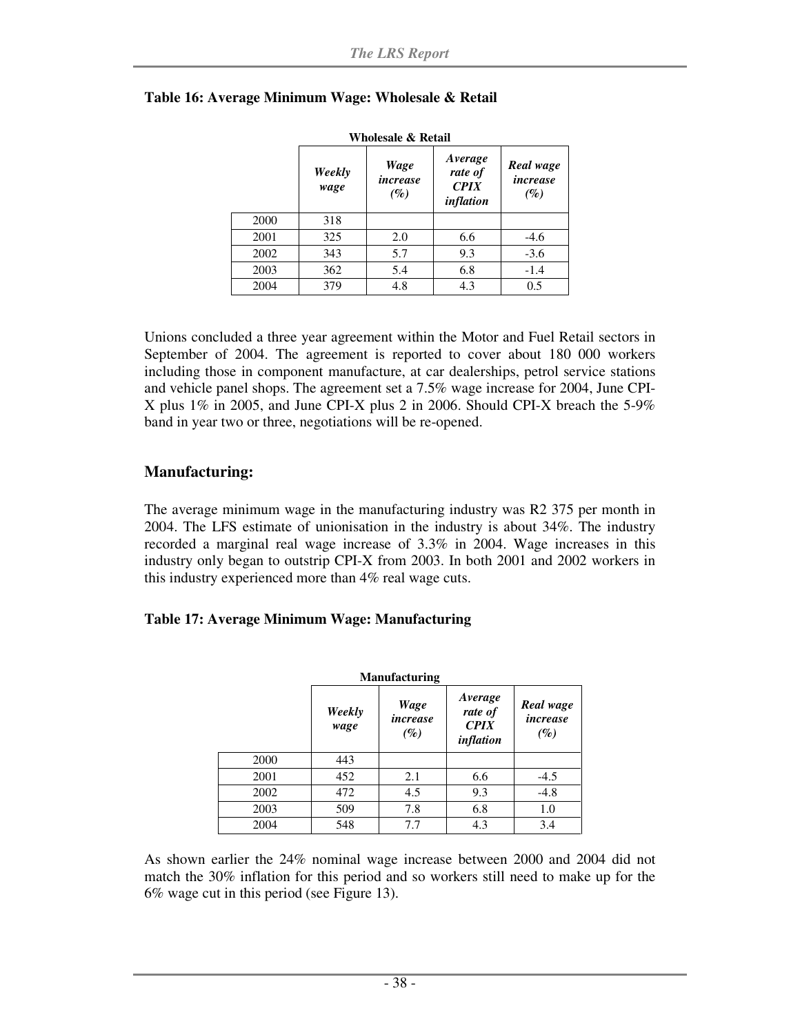**Table 16: Average Minimum Wage: Wholesale & Retail**

| Wholesale & Retail | | | | |
|---|---|---|---|---|
| | *Weekly wage* | *Wage increase (%)* | *Average rate of CPIX inflation* | *Real wage increase (%)* |
| 2000 | 318 | | | |
| 2001 | 325 | 2.0 | 6.6 | -4.6 |
| 2002 | 343 | 5.7 | 9.3 | -3.6 |
| 2003 | 362 | 5.4 | 6.8 | -1.4 |
| 2004 | 379 | 4.8 | 4.3 | 0.5 |

Unions concluded a three year agreement within the Motor and Fuel Retail sectors in September of 2004. The agreement is reported to cover about 180 000 workers including those in component manufacture, at car dealerships, petrol service stations and vehicle panel shops. The agreement set a 7.5% wage increase for 2004, June CPI-X plus 1% in 2005, and June CPI-X plus 2 in 2006. Should CPI-X breach the 5-9% band in year two or three, negotiations will be re-opened.

## Manufacturing:

The average minimum wage in the manufacturing industry was R2 375 per month in 2004. The LFS estimate of unionisation in the industry is about 34%. The industry recorded a marginal real wage increase of 3.3% in 2004. Wage increases in this industry only began to outstrip CPI-X from 2003. In both 2001 and 2002 workers in this industry experienced more than 4% real wage cuts.

**Table 17: Average Minimum Wage: Manufacturing**

| Manufacturing | | | | |
|---|---|---|---|---|
| | *Weekly wage* | *Wage increase (%)* | *Average rate of CPIX inflation* | *Real wage increase (%)* |
| 2000 | 443 | | | |
| 2001 | 452 | 2.1 | 6.6 | -4.5 |
| 2002 | 472 | 4.5 | 9.3 | -4.8 |
| 2003 | 509 | 7.8 | 6.8 | 1.0 |
| 2004 | 548 | 7.7 | 4.3 | 3.4 |

As shown earlier the 24% nominal wage increase between 2000 and 2004 did not match the 30% inflation for this period and so workers still need to make up for the 6% wage cut in this period (see Figure 13).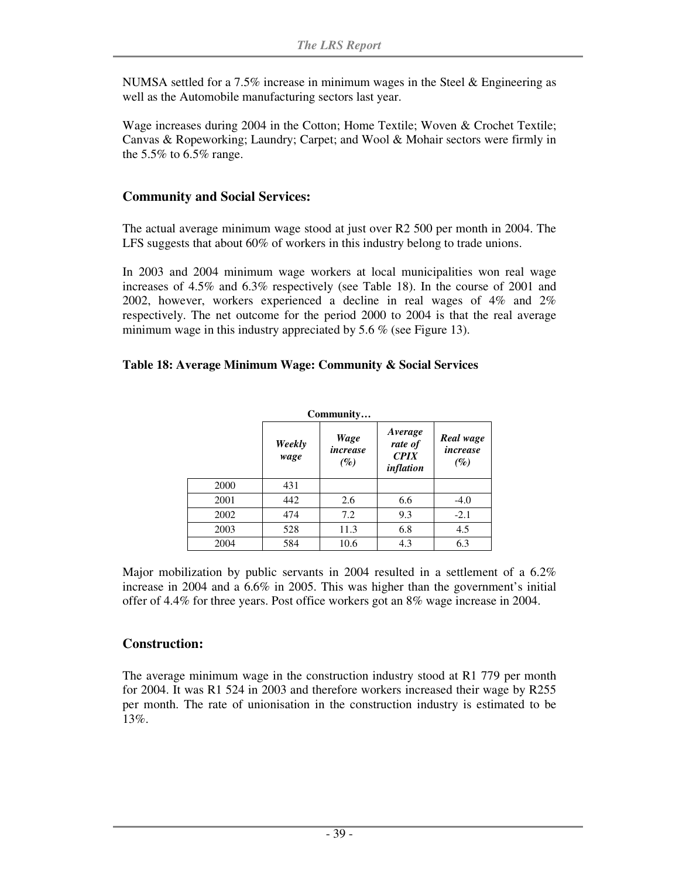NUMSA settled for a 7.5% increase in minimum wages in the Steel & Engineering as well as the Automobile manufacturing sectors last year.

Wage increases during 2004 in the Cotton; Home Textile; Woven & Crochet Textile; Canvas & Ropeworking; Laundry; Carpet; and Wool & Mohair sectors were firmly in the 5.5% to 6.5% range.

## Community and Social Services:

The actual average minimum wage stood at just over R2 500 per month in 2004. The LFS suggests that about 60% of workers in this industry belong to trade unions.

In 2003 and 2004 minimum wage workers at local municipalities won real wage increases of 4.5% and 6.3% respectively (see Table 18). In the course of 2001 and 2002, however, workers experienced a decline in real wages of 4% and 2% respectively. The net outcome for the period 2000 to 2004 is that the real average minimum wage in this industry appreciated by 5.6 % (see Figure 13).

**Table 18: Average Minimum Wage: Community & Social Services**

| Community… | | | | |
|---|---|---|---|---|
| | ***Weekly wage*** | ***Wage increase (%)*** | ***Average rate of CPIX inflation*** | ***Real wage increase (%)*** |
| 2000 | 431 | | | |
| 2001 | 442 | 2.6 | 6.6 | -4.0 |
| 2002 | 474 | 7.2 | 9.3 | -2.1 |
| 2003 | 528 | 11.3 | 6.8 | 4.5 |
| 2004 | 584 | 10.6 | 4.3 | 6.3 |

Major mobilization by public servants in 2004 resulted in a settlement of a 6.2% increase in 2004 and a 6.6% in 2005. This was higher than the government's initial offer of 4.4% for three years. Post office workers got an 8% wage increase in 2004.

## Construction:

The average minimum wage in the construction industry stood at R1 779 per month for 2004. It was R1 524 in 2003 and therefore workers increased their wage by R255 per month. The rate of unionisation in the construction industry is estimated to be 13%.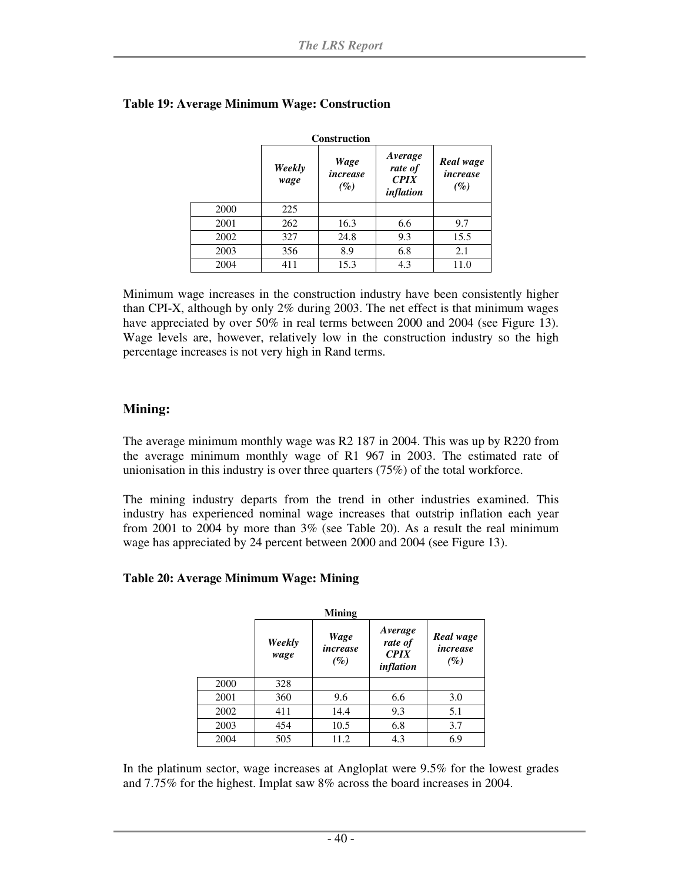**Table 19: Average Minimum Wage: Construction**

| Construction | | | | |
|---|---|---|---|---|
| | *Weekly wage* | *Wage increase (%)* | *Average rate of CPIX inflation* | *Real wage increase (%)* |
| 2000 | 225 | | | |
| 2001 | 262 | 16.3 | 6.6 | 9.7 |
| 2002 | 327 | 24.8 | 9.3 | 15.5 |
| 2003 | 356 | 8.9 | 6.8 | 2.1 |
| 2004 | 411 | 15.3 | 4.3 | 11.0 |

Minimum wage increases in the construction industry have been consistently higher than CPI-X, although by only 2% during 2003. The net effect is that minimum wages have appreciated by over 50% in real terms between 2000 and 2004 (see Figure 13). Wage levels are, however, relatively low in the construction industry so the high percentage increases is not very high in Rand terms.

## Mining:

The average minimum monthly wage was R2 187 in 2004. This was up by R220 from the average minimum monthly wage of R1 967 in 2003. The estimated rate of unionisation in this industry is over three quarters (75%) of the total workforce.

The mining industry departs from the trend in other industries examined. This industry has experienced nominal wage increases that outstrip inflation each year from 2001 to 2004 by more than 3% (see Table 20). As a result the real minimum wage has appreciated by 24 percent between 2000 and 2004 (see Figure 13).

**Table 20: Average Minimum Wage: Mining**

| Mining | | | | |
|---|---|---|---|---|
| | *Weekly wage* | *Wage increase (%)* | *Average rate of CPIX inflation* | *Real wage increase (%)* |
| 2000 | 328 | | | |
| 2001 | 360 | 9.6 | 6.6 | 3.0 |
| 2002 | 411 | 14.4 | 9.3 | 5.1 |
| 2003 | 454 | 10.5 | 6.8 | 3.7 |
| 2004 | 505 | 11.2 | 4.3 | 6.9 |

In the platinum sector, wage increases at Angloplat were 9.5% for the lowest grades and 7.75% for the highest. Implat saw 8% across the board increases in 2004.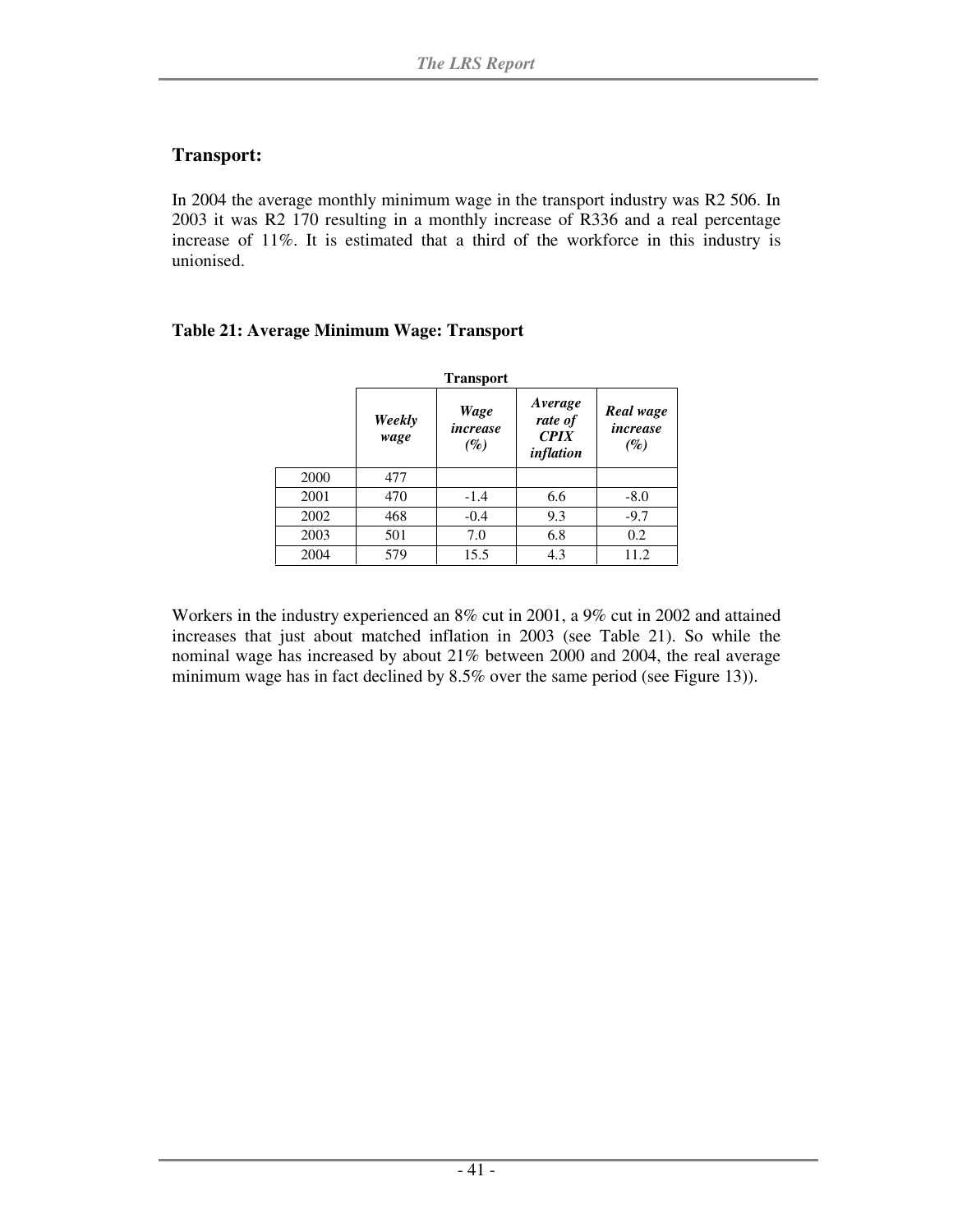## Transport:

In 2004 the average monthly minimum wage in the transport industry was R2 506. In 2003 it was R2 170 resulting in a monthly increase of R336 and a real percentage increase of 11%. It is estimated that a third of the workforce in this industry is unionised.

### Table 21: Average Minimum Wage: Transport

| Transport | | | | |
|---|---|---|---|---|
| | *Weekly wage* | *Wage increase (%)* | *Average rate of CPIX inflation* | *Real wage increase (%)* |
| 2000 | 477 | | | |
| 2001 | 470 | -1.4 | 6.6 | -8.0 |
| 2002 | 468 | -0.4 | 9.3 | -9.7 |
| 2003 | 501 | 7.0 | 6.8 | 0.2 |
| 2004 | 579 | 15.5 | 4.3 | 11.2 |

Workers in the industry experienced an 8% cut in 2001, a 9% cut in 2002 and attained increases that just about matched inflation in 2003 (see Table 21). So while the nominal wage has increased by about 21% between 2000 and 2004, the real average minimum wage has in fact declined by 8.5% over the same period (see Figure 13)).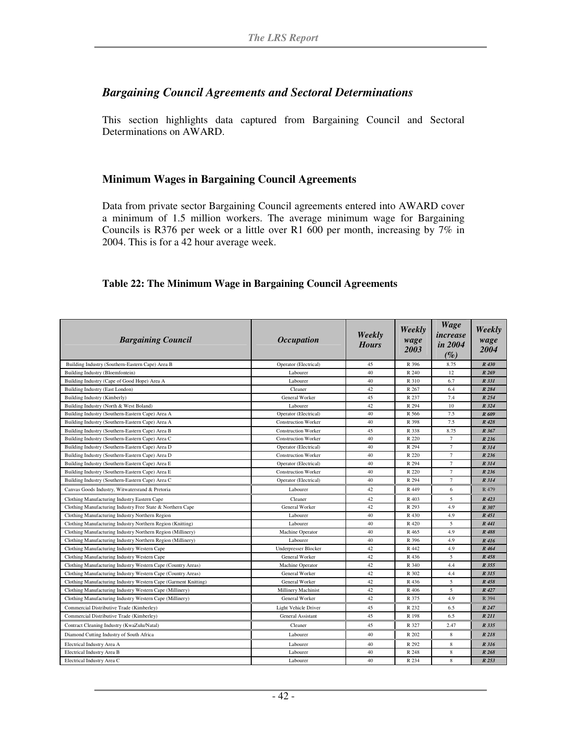## *Bargaining Council Agreements and Sectoral Determinations*

This section highlights data captured from Bargaining Council and Sectoral Determinations on AWARD.

### Minimum Wages in Bargaining Council Agreements

Data from private sector Bargaining Council agreements entered into AWARD cover a minimum of 1.5 million workers. The average minimum wage for Bargaining Councils is R376 per week or a little over R1 600 per month, increasing by 7% in 2004. This is for a 42 hour average week.

**Table 22: The Minimum Wage in Bargaining Council Agreements**

| *Bargaining Council* | *Occupation* | *Weekly Hours* | *Weekly wage 2003* | *Wage increase in 2004 (%)* | *Weekly wage 2004* |
|---|---|---|---|---|---|
| Building Industry (Southern-Eastern Cape) Area B | Operator (Electrical) | 45 | R 396 | 8.75 | *R 430* |
| Building Industry (Bloemfontein) | Labourer | 40 | R 240 | 12 | *R 269* |
| Building Industry (Cape of Good Hope) Area A | Labourer | 40 | R 310 | 6.7 | *R 331* |
| Building Industry (East London) | Cleaner | 42 | R 267 | 6.4 | *R 284* |
| Building Industry (Kimberly) | General Worker | 45 | R 237 | 7.4 | *R 254* |
| Building Industry (North & West Boland) | Labourer | 42 | R 294 | 10 | *R 324* |
| Building Industry (Southern-Eastern Cape) Area A | Operator (Electrical) | 40 | R 566 | 7.5 | *R 609* |
| Building Industry (Southern-Eastern Cape) Area A | Construction Worker | 40 | R 398 | 7.5 | *R 428* |
| Building Industry (Southern-Eastern Cape) Area B | Construction Worker | 45 | R 338 | 8.75 | *R 367* |
| Building Industry (Southern-Eastern Cape) Area C | Construction Worker | 40 | R 220 | 7 | *R 236* |
| Building Industry (Southern-Eastern Cape) Area D | Operator (Electrical) | 40 | R 294 | 7 | *R 314* |
| Building Industry (Southern-Eastern Cape) Area D | Construction Worker | 40 | R 220 | 7 | *R 236* |
| Building Industry (Southern-Eastern Cape) Area E | Operator (Electrical) | 40 | R 294 | 7 | *R 314* |
| Building Industry (Southern-Eastern Cape) Area E | Construction Worker | 40 | R 220 | 7 | *R 236* |
| Building Industry (Southern-Eastern Cape) Area C | Operator (Electrical) | 40 | R 294 | 7 | *R 314* |
| Canvas Goods Industry, Witwatersrand & Pretoria | Labourer | 42 | R 449 | 6 | R 479 |
| Clothing Manufacturing Industry Eastern Cape | Cleaner | 42 | R 403 | 5 | *R 423* |
| Clothing Manufacturing Industry Free State & Northern Cape | General Worker | 42 | R 293 | 4.9 | *R 307* |
| Clothing Manufacturing Industry Northern Region | Labourer | 40 | R 430 | 4.9 | *R 451* |
| Clothing Manufacturing Industry Northern Region (Knitting) | Labourer | 40 | R 420 | 5 | *R 441* |
| Clothing Manufacturing Industry Northern Region (Millinery) | Machine Operator | 40 | R 465 | 4.9 | *R 488* |
| Clothing Manufacturing Industry Northern Region (Millinery) | Labourer | 40 | R 396 | 4.9 | *R 416* |
| Clothing Manufacturing Industry Western Cape | Underpresser Blocker | 42 | R 442 | 4.9 | *R 464* |
| Clothing Manufacturing Industry Western Cape | General Worker | 42 | R 436 | 5 | *R 458* |
| Clothing Manufacturing Industry Western Cape (Country Areas) | Machine Operator | 42 | R 340 | 4.4 | *R 355* |
| Clothing Manufacturing Industry Western Cape (Country Areas) | General Worker | 42 | R 302 | 4.4 | *R 315* |
| Clothing Manufacturing Industry Western Cape (Garment Knitting) | General Worker | 42 | R 436 | 5 | *R 458* |
| Clothing Manufacturing Industry Western Cape (Millinery) | Millinery Machinist | 42 | R 406 | 5 | *R 427* |
| Clothing Manufacturing Industry Western Cape (Millinery) | General Worker | 42 | R 375 | 4.9 | R 394 |
| Commercial Distributive Trade (Kimberley) | Light Vehicle Driver | 45 | R 232 | 6.5 | *R 247* |
| Commercial Distributive Trade (Kimberley) | General Assistant | 45 | R 198 | 6.5 | *R 211* |
| Contract Cleaning Industry (KwaZulu/Natal) | Cleaner | 45 | R 327 | 2.47 | *R 335* |
| Diamond Cutting Industry of South Africa | Labourer | 40 | R 202 | 8 | *R 218* |
| Electrical Industry Area A | Labourer | 40 | R 292 | 8 | *R 316* |
| Electrical Industry Area B | Labourer | 40 | R 248 | 8 | *R 268* |
| Electrical Industry Area C | Labourer | 40 | R 234 | 8 | *R 253* |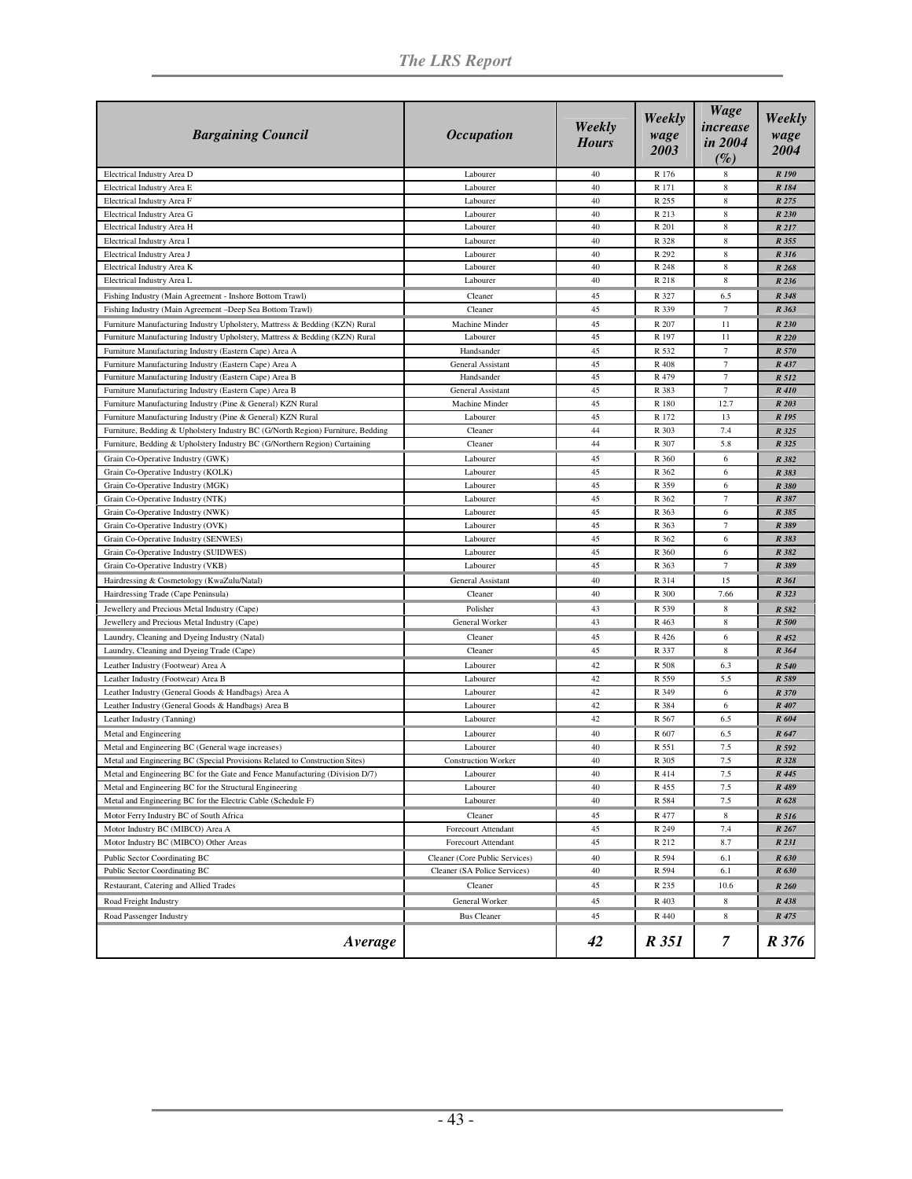| *Bargaining Council* | *Occupation* | *Weekly Hours* | *Weekly wage 2003* | *Wage increase in 2004 (%)* | *Weekly wage 2004* |
|---|---|---|---|---|---|
| Electrical Industry Area D | Labourer | 40 | R 176 | 8 | *R 190* |
| Electrical Industry Area E | Labourer | 40 | R 171 | 8 | *R 184* |
| Electrical Industry Area F | Labourer | 40 | R 255 | 8 | *R 275* |
| Electrical Industry Area G | Labourer | 40 | R 213 | 8 | *R 230* |
| Electrical Industry Area H | Labourer | 40 | R 201 | 8 | *R 217* |
| Electrical Industry Area I | Labourer | 40 | R 328 | 8 | *R 355* |
| Electrical Industry Area J | Labourer | 40 | R 292 | 8 | *R 316* |
| Electrical Industry Area K | Labourer | 40 | R 248 | 8 | *R 268* |
| Electrical Industry Area L | Labourer | 40 | R 218 | 8 | *R 236* |
| Fishing Industry (Main Agreement - Inshore Bottom Trawl) | Cleaner | 45 | R 327 | 6.5 | *R 348* |
| Fishing Industry (Main Agreement –Deep Sea Bottom Trawl) | Cleaner | 45 | R 339 | 7 | *R 363* |
| Furniture Manufacturing Industry Upholstery, Mattress & Bedding (KZN) Rural | Machine Minder | 45 | R 207 | 11 | *R 230* |
| Furniture Manufacturing Industry Upholstery, Mattress & Bedding (KZN) Rural | Labourer | 45 | R 197 | 11 | *R 220* |
| Furniture Manufacturing Industry (Eastern Cape) Area A | Handsander | 45 | R 532 | 7 | *R 570* |
| Furniture Manufacturing Industry (Eastern Cape) Area A | General Assistant | 45 | R 408 | 7 | *R 437* |
| Furniture Manufacturing Industry (Eastern Cape) Area B | Handsander | 45 | R 479 | 7 | *R 512* |
| Furniture Manufacturing Industry (Eastern Cape) Area B | General Assistant | 45 | R 383 | 7 | *R 410* |
| Furniture Manufacturing Industry (Pine & General) KZN Rural | Machine Minder | 45 | R 180 | 12.7 | *R 203* |
| Furniture Manufacturing Industry (Pine & General) KZN Rural | Labourer | 45 | R 172 | 13 | *R 195* |
| Furniture, Bedding & Upholstery Industry BC (G/North Region) Furniture, Bedding | Cleaner | 44 | R 303 | 7.4 | *R 325* |
| Furniture, Bedding & Upholstery Industry BC (G/Northern Region) Curtaining | Cleaner | 44 | R 307 | 5.8 | *R 325* |
| Grain Co-Operative Industry (GWK) | Labourer | 45 | R 360 | 6 | *R 382* |
| Grain Co-Operative Industry (KOLK) | Labourer | 45 | R 362 | 6 | *R 383* |
| Grain Co-Operative Industry (MGK) | Labourer | 45 | R 359 | 6 | *R 380* |
| Grain Co-Operative Industry (NTK) | Labourer | 45 | R 362 | 7 | *R 387* |
| Grain Co-Operative Industry (NWK) | Labourer | 45 | R 363 | 6 | *R 385* |
| Grain Co-Operative Industry (OVK) | Labourer | 45 | R 363 | 7 | *R 389* |
| Grain Co-Operative Industry (SENWES) | Labourer | 45 | R 362 | 6 | *R 383* |
| Grain Co-Operative Industry (SUIDWES) | Labourer | 45 | R 360 | 6 | *R 382* |
| Grain Co-Operative Industry (VKB) | Labourer | 45 | R 363 | 7 | *R 389* |
| Hairdressing & Cosmetology (KwaZulu/Natal) | General Assistant | 40 | R 314 | 15 | *R 361* |
| Hairdressing Trade (Cape Peninsula) | Cleaner | 40 | R 300 | 7.66 | *R 323* |
| Jewellery and Precious Metal Industry (Cape) | Polisher | 43 | R 539 | 8 | *R 582* |
| Jewellery and Precious Metal Industry (Cape) | General Worker | 43 | R 463 | 8 | *R 500* |
| Laundry, Cleaning and Dyeing Industry (Natal) | Cleaner | 45 | R 426 | 6 | *R 452* |
| Laundry, Cleaning and Dyeing Trade (Cape) | Cleaner | 45 | R 337 | 8 | *R 364* |
| Leather Industry (Footwear) Area A | Labourer | 42 | R 508 | 6.3 | *R 540* |
| Leather Industry (Footwear) Area B | Labourer | 42 | R 559 | 5.5 | *R 589* |
| Leather Industry (General Goods & Handbags) Area A | Labourer | 42 | R 349 | 6 | *R 370* |
| Leather Industry (General Goods & Handbags) Area B | Labourer | 42 | R 384 | 6 | *R 407* |
| Leather Industry (Tanning) | Labourer | 42 | R 567 | 6.5 | *R 604* |
| Metal and Engineering | Labourer | 40 | R 607 | 6.5 | *R 647* |
| Metal and Engineering BC (General wage increases) | Labourer | 40 | R 551 | 7.5 | *R 592* |
| Metal and Engineering BC (Special Provisions Related to Construction Sites) | Construction Worker | 40 | R 305 | 7.5 | *R 328* |
| Metal and Engineering BC for the Gate and Fence Manufacturing (Division D/7) | Labourer | 40 | R 414 | 7.5 | *R 445* |
| Metal and Engineering BC for the Structural Engineering | Labourer | 40 | R 455 | 7.5 | *R 489* |
| Metal and Engineering BC for the Electric Cable (Schedule F) | Labourer | 40 | R 584 | 7.5 | *R 628* |
| Motor Ferry Industry BC of South Africa | Cleaner | 45 | R 477 | 8 | *R 516* |
| Motor Industry BC (MIBCO) Area A | Forecourt Attendant | 45 | R 249 | 7.4 | *R 267* |
| Motor Industry BC (MIBCO) Other Areas | Forecourt Attendant | 45 | R 212 | 8.7 | *R 231* |
| Public Sector Coordinating BC | Cleaner (Core Public Services) | 40 | R 594 | 6.1 | *R 630* |
| Public Sector Coordinating BC | Cleaner (SA Police Services) | 40 | R 594 | 6.1 | *R 630* |
| Restaurant, Catering and Allied Trades | Cleaner | 45 | R 235 | 10.6 | *R 260* |
| Road Freight Industry | General Worker | 45 | R 403 | 8 | *R 438* |
| Road Passenger Industry | Bus Cleaner | 45 | R 440 | 8 | *R 475* |
| ***Average*** | | ***42*** | ***R 351*** | ***7*** | ***R 376*** |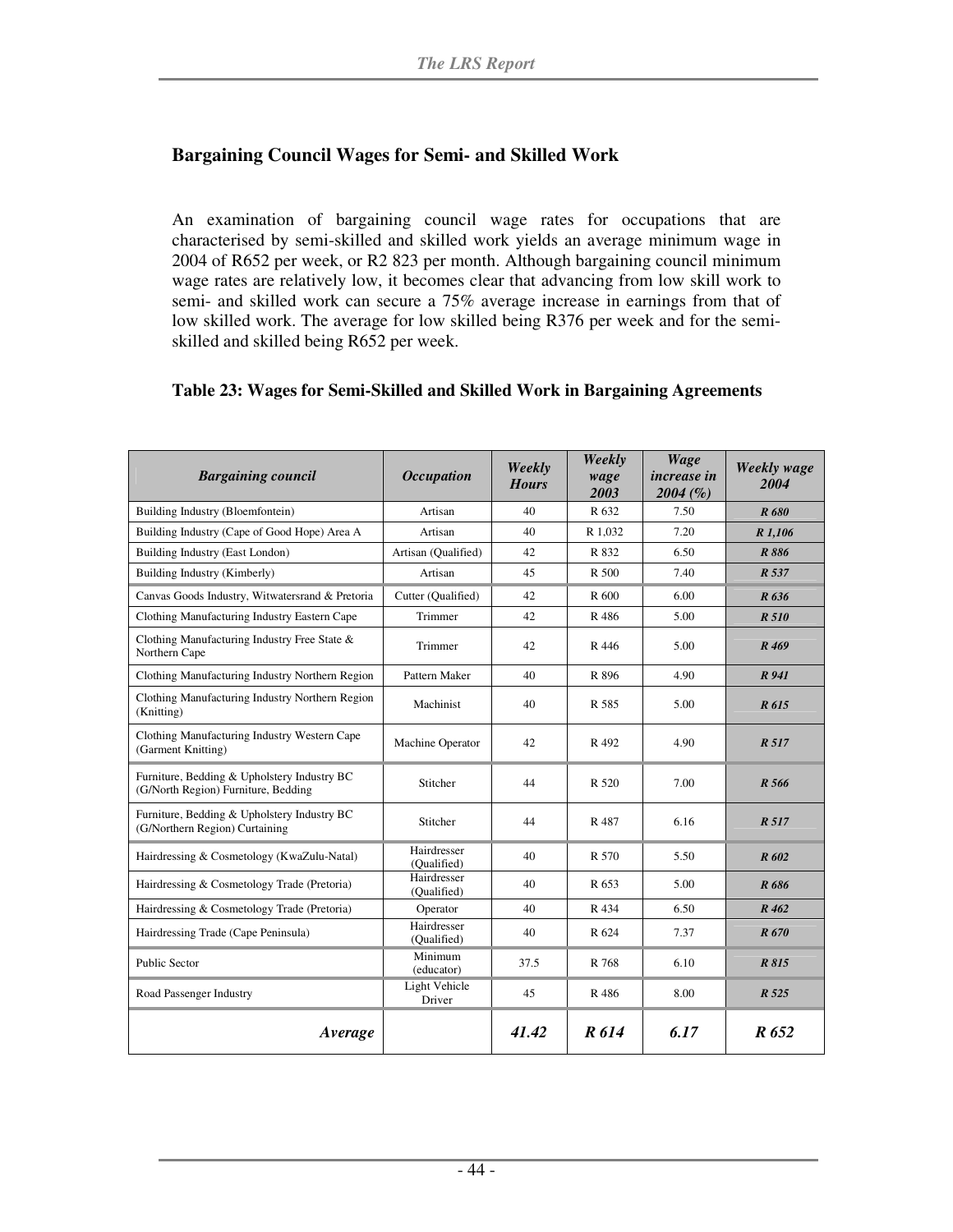## Bargaining Council Wages for Semi- and Skilled Work

An examination of bargaining council wage rates for occupations that are characterised by semi-skilled and skilled work yields an average minimum wage in 2004 of R652 per week, or R2 823 per month. Although bargaining council minimum wage rates are relatively low, it becomes clear that advancing from low skill work to semi- and skilled work can secure a 75% average increase in earnings from that of low skilled work. The average for low skilled being R376 per week and for the semi-skilled and skilled being R652 per week.

### Table 23: Wages for Semi-Skilled and Skilled Work in Bargaining Agreements

| *Bargaining council* | *Occupation* | *Weekly Hours* | *Weekly wage 2003* | *Wage increase in 2004 (%)* | *Weekly wage 2004* |
|---|---|---|---|---|---|
| Building Industry (Bloemfontein) | Artisan | 40 | R 632 | 7.50 | ***R 680*** |
| Building Industry (Cape of Good Hope) Area A | Artisan | 40 | R 1,032 | 7.20 | ***R 1,106*** |
| Building Industry (East London) | Artisan (Qualified) | 42 | R 832 | 6.50 | ***R 886*** |
| Building Industry (Kimberly) | Artisan | 45 | R 500 | 7.40 | ***R 537*** |
| Canvas Goods Industry, Witwatersrand & Pretoria | Cutter (Qualified) | 42 | R 600 | 6.00 | ***R 636*** |
| Clothing Manufacturing Industry Eastern Cape | Trimmer | 42 | R 486 | 5.00 | ***R 510*** |
| Clothing Manufacturing Industry Free State & Northern Cape | Trimmer | 42 | R 446 | 5.00 | ***R 469*** |
| Clothing Manufacturing Industry Northern Region | Pattern Maker | 40 | R 896 | 4.90 | ***R 941*** |
| Clothing Manufacturing Industry Northern Region (Knitting) | Machinist | 40 | R 585 | 5.00 | ***R 615*** |
| Clothing Manufacturing Industry Western Cape (Garment Knitting) | Machine Operator | 42 | R 492 | 4.90 | ***R 517*** |
| Furniture, Bedding & Upholstery Industry BC (G/North Region) Furniture, Bedding | Stitcher | 44 | R 520 | 7.00 | ***R 566*** |
| Furniture, Bedding & Upholstery Industry BC (G/Northern Region) Curtaining | Stitcher | 44 | R 487 | 6.16 | ***R 517*** |
| Hairdressing & Cosmetology (KwaZulu-Natal) | Hairdresser (Qualified) | 40 | R 570 | 5.50 | ***R 602*** |
| Hairdressing & Cosmetology Trade (Pretoria) | Hairdresser (Qualified) | 40 | R 653 | 5.00 | ***R 686*** |
| Hairdressing & Cosmetology Trade (Pretoria) | Operator | 40 | R 434 | 6.50 | ***R 462*** |
| Hairdressing Trade (Cape Peninsula) | Hairdresser (Qualified) | 40 | R 624 | 7.37 | ***R 670*** |
| Public Sector | Minimum (educator) | 37.5 | R 768 | 6.10 | ***R 815*** |
| Road Passenger Industry | Light Vehicle Driver | 45 | R 486 | 8.00 | ***R 525*** |
| ***Average*** | | ***41.42*** | ***R 614*** | ***6.17*** | ***R 652*** |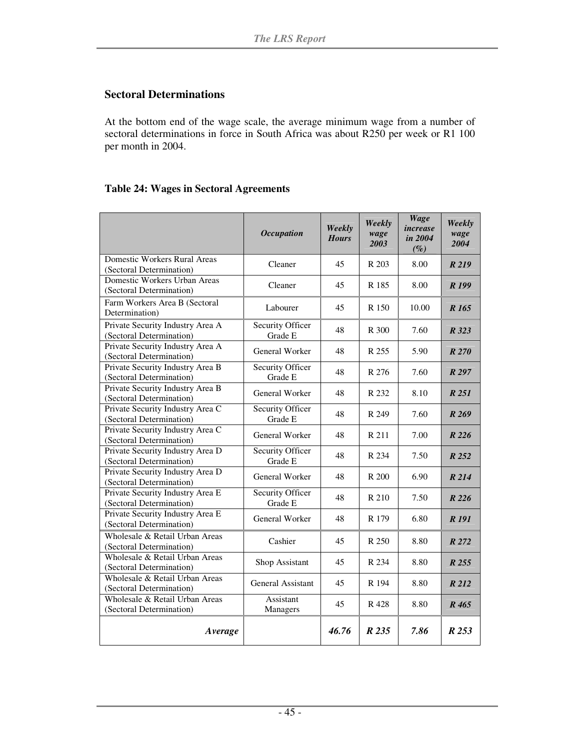## Sectoral Determinations

At the bottom end of the wage scale, the average minimum wage from a number of sectoral determinations in force in South Africa was about R250 per week or R1 100 per month in 2004.

### Table 24: Wages in Sectoral Agreements

| | *Occupation* | *Weekly Hours* | *Weekly wage 2003* | *Wage increase in 2004 (%)* | *Weekly wage 2004* |
|---|---|---|---|---|---|
| Domestic Workers Rural Areas (Sectoral Determination) | Cleaner | 45 | R 203 | 8.00 | ***R 219*** |
| Domestic Workers Urban Areas (Sectoral Determination) | Cleaner | 45 | R 185 | 8.00 | ***R 199*** |
| Farm Workers Area B (Sectoral Determination) | Labourer | 45 | R 150 | 10.00 | ***R 165*** |
| Private Security Industry Area A (Sectoral Determination) | Security Officer Grade E | 48 | R 300 | 7.60 | ***R 323*** |
| Private Security Industry Area A (Sectoral Determination) | General Worker | 48 | R 255 | 5.90 | ***R 270*** |
| Private Security Industry Area B (Sectoral Determination) | Security Officer Grade E | 48 | R 276 | 7.60 | ***R 297*** |
| Private Security Industry Area B (Sectoral Determination) | General Worker | 48 | R 232 | 8.10 | ***R 251*** |
| Private Security Industry Area C (Sectoral Determination) | Security Officer Grade E | 48 | R 249 | 7.60 | ***R 269*** |
| Private Security Industry Area C (Sectoral Determination) | General Worker | 48 | R 211 | 7.00 | ***R 226*** |
| Private Security Industry Area D (Sectoral Determination) | Security Officer Grade E | 48 | R 234 | 7.50 | ***R 252*** |
| Private Security Industry Area D (Sectoral Determination) | General Worker | 48 | R 200 | 6.90 | ***R 214*** |
| Private Security Industry Area E (Sectoral Determination) | Security Officer Grade E | 48 | R 210 | 7.50 | ***R 226*** |
| Private Security Industry Area E (Sectoral Determination) | General Worker | 48 | R 179 | 6.80 | ***R 191*** |
| Wholesale & Retail Urban Areas (Sectoral Determination) | Cashier | 45 | R 250 | 8.80 | ***R 272*** |
| Wholesale & Retail Urban Areas (Sectoral Determination) | Shop Assistant | 45 | R 234 | 8.80 | ***R 255*** |
| Wholesale & Retail Urban Areas (Sectoral Determination) | General Assistant | 45 | R 194 | 8.80 | ***R 212*** |
| Wholesale & Retail Urban Areas (Sectoral Determination) | Assistant Managers | 45 | R 428 | 8.80 | ***R 465*** |
| ***Average*** | | ***46.76*** | ***R 235*** | ***7.86*** | ***R 253*** |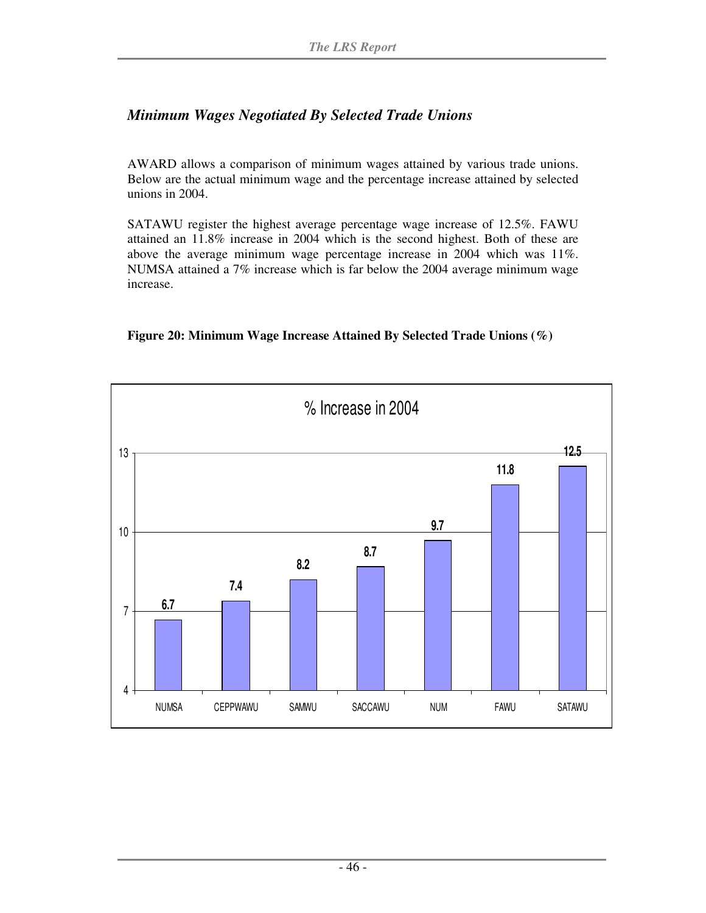## *Minimum Wages Negotiated By Selected Trade Unions*

AWARD allows a comparison of minimum wages attained by various trade unions. Below are the actual minimum wage and the percentage increase attained by selected unions in 2004.

SATAWU register the highest average percentage wage increase of 12.5%. FAWU attained an 11.8% increase in 2004 which is the second highest. Both of these are above the average minimum wage percentage increase in 2004 which was 11%. NUMSA attained a 7% increase which is far below the 2004 average minimum wage increase.

**Figure 20: Minimum Wage Increase Attained By Selected Trade Unions (%)**

% Increase in 2004

| Union | % Increase |
|---|---|
| NUMSA | 6.7 |
| CEPPWAWU | 7.4 |
| SAMWU | 8.2 |
| SACCAWU | 8.7 |
| NUM | 9.7 |
| FAWU | 11.8 |
| SATAWU | 12.5 |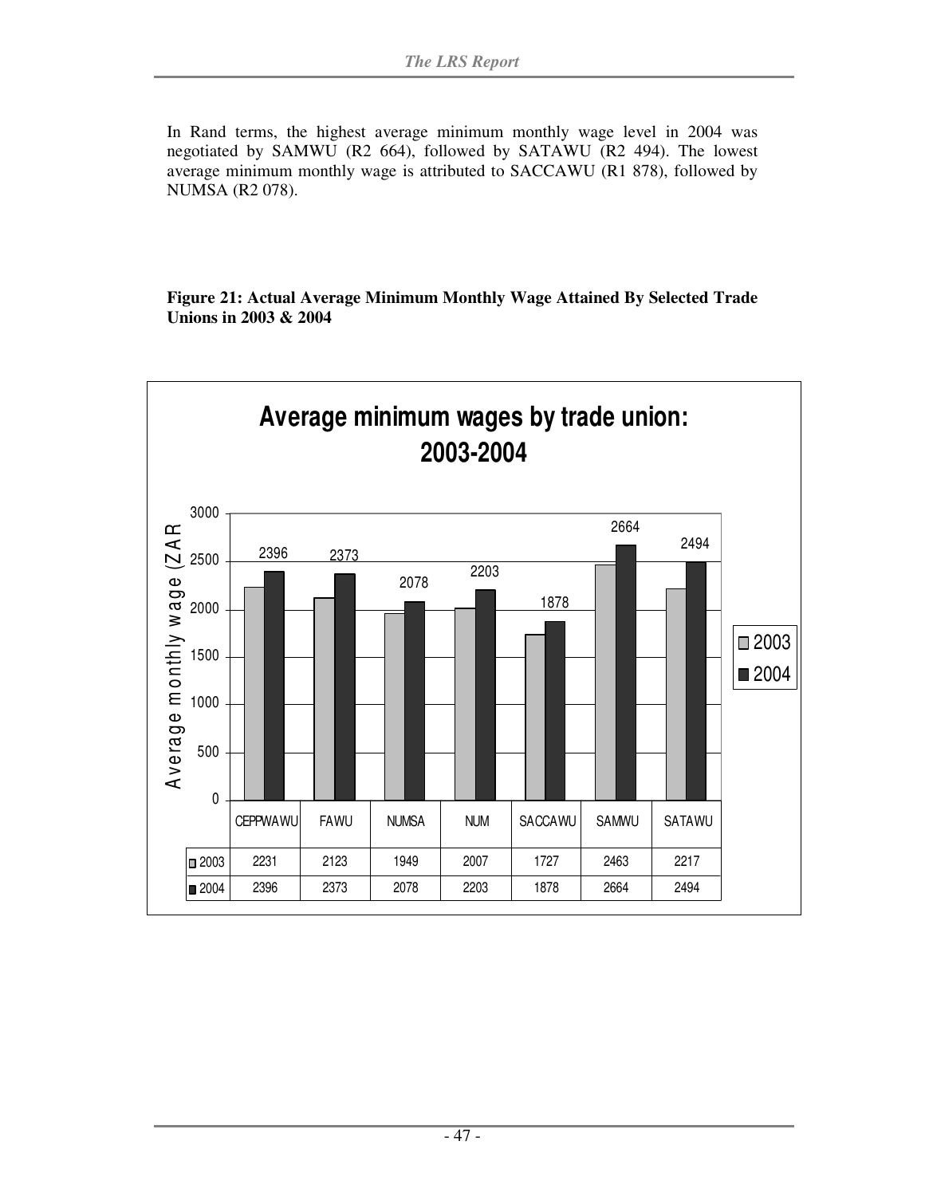In Rand terms, the highest average minimum monthly wage level in 2004 was negotiated by SAMWU (R2 664), followed by SATAWU (R2 494). The lowest average minimum monthly wage is attributed to SACCAWU (R1 878), followed by NUMSA (R2 078).

**Figure 21: Actual Average Minimum Monthly Wage Attained By Selected Trade Unions in 2003 & 2004**

**Average minimum wages by trade union: 2003-2004**

| | CEPPWAWU | FAWU | NUMSA | NUM | SACCAWU | SAMWU | SATAWU |
|---|---|---|---|---|---|---|---|
| 2003 | 2231 | 2123 | 1949 | 2007 | 1727 | 2463 | 2217 |
| 2004 | 2396 | 2373 | 2078 | 2203 | 1878 | 2664 | 2494 |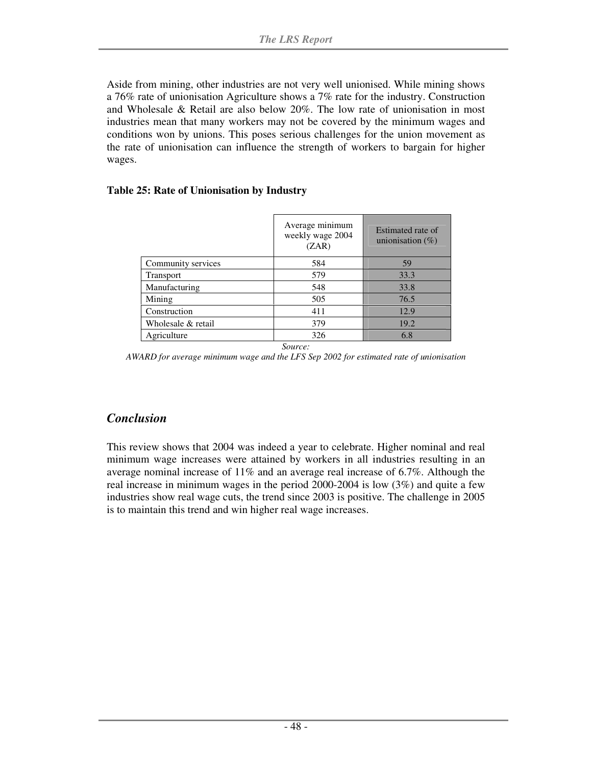Aside from mining, other industries are not very well unionised. While mining shows a 76% rate of unionisation Agriculture shows a 7% rate for the industry. Construction and Wholesale & Retail are also below 20%. The low rate of unionisation in most industries mean that many workers may not be covered by the minimum wages and conditions won by unions. This poses serious challenges for the union movement as the rate of unionisation can influence the strength of workers to bargain for higher wages.

**Table 25: Rate of Unionisation by Industry**

| | Average minimum weekly wage 2004 (ZAR) | Estimated rate of unionisation (%) |
|---|---|---|
| Community services | 584 | 59 |
| Transport | 579 | 33.3 |
| Manufacturing | 548 | 33.8 |
| Mining | 505 | 76.5 |
| Construction | 411 | 12.9 |
| Wholesale & retail | 379 | 19.2 |
| Agriculture | 326 | 6.8 |

*Source:*
*AWARD for average minimum wage and the LFS Sep 2002 for estimated rate of unionisation*

## *Conclusion*

This review shows that 2004 was indeed a year to celebrate. Higher nominal and real minimum wage increases were attained by workers in all industries resulting in an average nominal increase of 11% and an average real increase of 6.7%. Although the real increase in minimum wages in the period 2000-2004 is low (3%) and quite a few industries show real wage cuts, the trend since 2003 is positive. The challenge in 2005 is to maintain this trend and win higher real wage increases.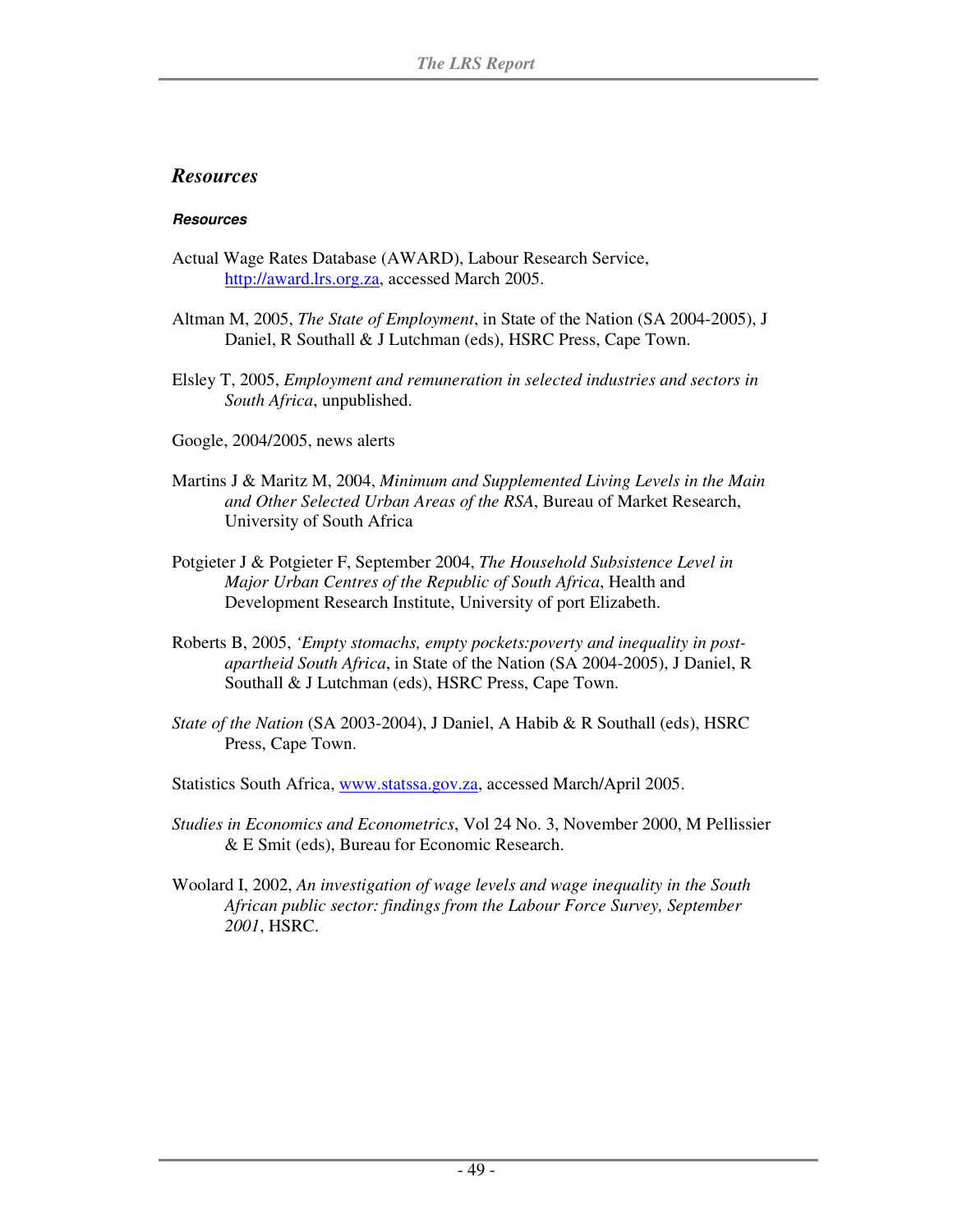## *Resources*

***Resources***

Actual Wage Rates Database (AWARD), Labour Research Service, http://award.lrs.org.za, accessed March 2005.

Altman M, 2005, *The State of Employment*, in State of the Nation (SA 2004-2005), J Daniel, R Southall & J Lutchman (eds), HSRC Press, Cape Town.

Elsley T, 2005, *Employment and remuneration in selected industries and sectors in South Africa*, unpublished.

Google, 2004/2005, news alerts

Martins J & Maritz M, 2004, *Minimum and Supplemented Living Levels in the Main and Other Selected Urban Areas of the RSA*, Bureau of Market Research, University of South Africa

Potgieter J & Potgieter F, September 2004, *The Household Subsistence Level in Major Urban Centres of the Republic of South Africa*, Health and Development Research Institute, University of port Elizabeth.

Roberts B, 2005, *'Empty stomachs, empty pockets:poverty and inequality in post-apartheid South Africa*, in State of the Nation (SA 2004-2005), J Daniel, R Southall & J Lutchman (eds), HSRC Press, Cape Town.

*State of the Nation* (SA 2003-2004), J Daniel, A Habib & R Southall (eds), HSRC Press, Cape Town.

Statistics South Africa, www.statssa.gov.za, accessed March/April 2005.

*Studies in Economics and Econometrics*, Vol 24 No. 3, November 2000, M Pellissier & E Smit (eds), Bureau for Economic Research.

Woolard I, 2002, *An investigation of wage levels and wage inequality in the South African public sector: findings from the Labour Force Survey, September 2001*, HSRC.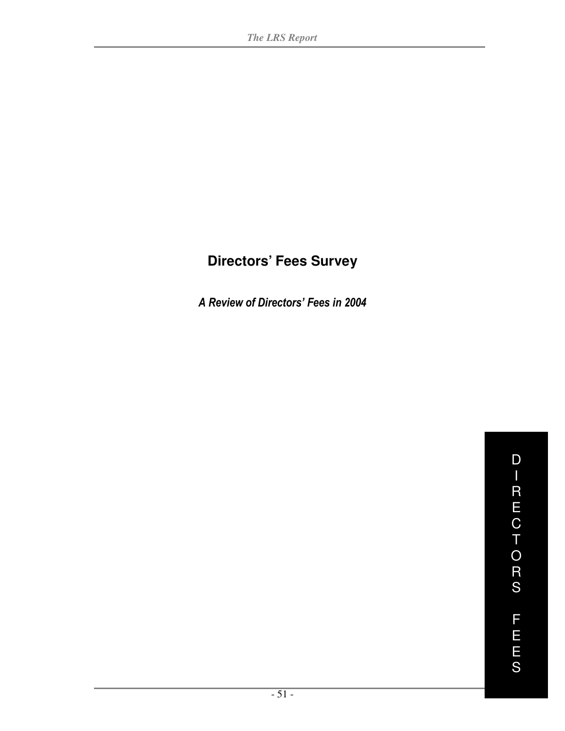# Directors' Fees Survey

***A Review of Directors' Fees in 2004***

D I R E C T O R S F E E S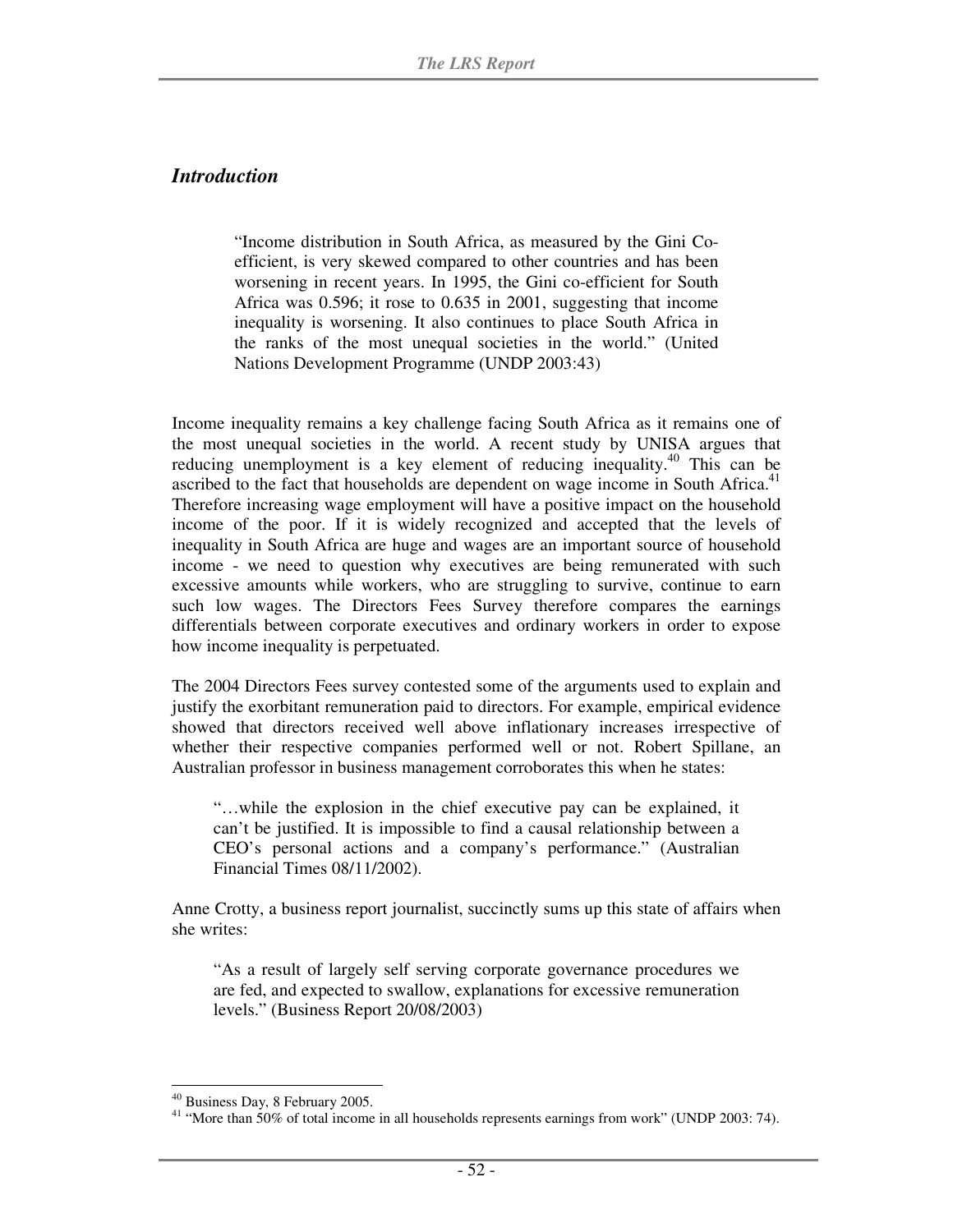## *Introduction*

> "Income distribution in South Africa, as measured by the Gini Co-efficient, is very skewed compared to other countries and has been worsening in recent years. In 1995, the Gini co-efficient for South Africa was 0.596; it rose to 0.635 in 2001, suggesting that income inequality is worsening. It also continues to place South Africa in the ranks of the most unequal societies in the world." (United Nations Development Programme (UNDP 2003:43)

Income inequality remains a key challenge facing South Africa as it remains one of the most unequal societies in the world. A recent study by UNISA argues that reducing unemployment is a key element of reducing inequality.[40] This can be ascribed to the fact that households are dependent on wage income in South Africa.[41] Therefore increasing wage employment will have a positive impact on the household income of the poor. If it is widely recognized and accepted that the levels of inequality in South Africa are huge and wages are an important source of household income - we need to question why executives are being remunerated with such excessive amounts while workers, who are struggling to survive, continue to earn such low wages. The Directors Fees Survey therefore compares the earnings differentials between corporate executives and ordinary workers in order to expose how income inequality is perpetuated.

The 2004 Directors Fees survey contested some of the arguments used to explain and justify the exorbitant remuneration paid to directors. For example, empirical evidence showed that directors received well above inflationary increases irrespective of whether their respective companies performed well or not. Robert Spillane, an Australian professor in business management corroborates this when he states:

> "…while the explosion in the chief executive pay can be explained, it can't be justified. It is impossible to find a causal relationship between a CEO's personal actions and a company's performance." (Australian Financial Times 08/11/2002).

Anne Crotty, a business report journalist, succinctly sums up this state of affairs when she writes:

> "As a result of largely self serving corporate governance procedures we are fed, and expected to swallow, explanations for excessive remuneration levels." (Business Report 20/08/2003)

---

[40] Business Day, 8 February 2005.

[41] "More than 50% of total income in all households represents earnings from work" (UNDP 2003: 74).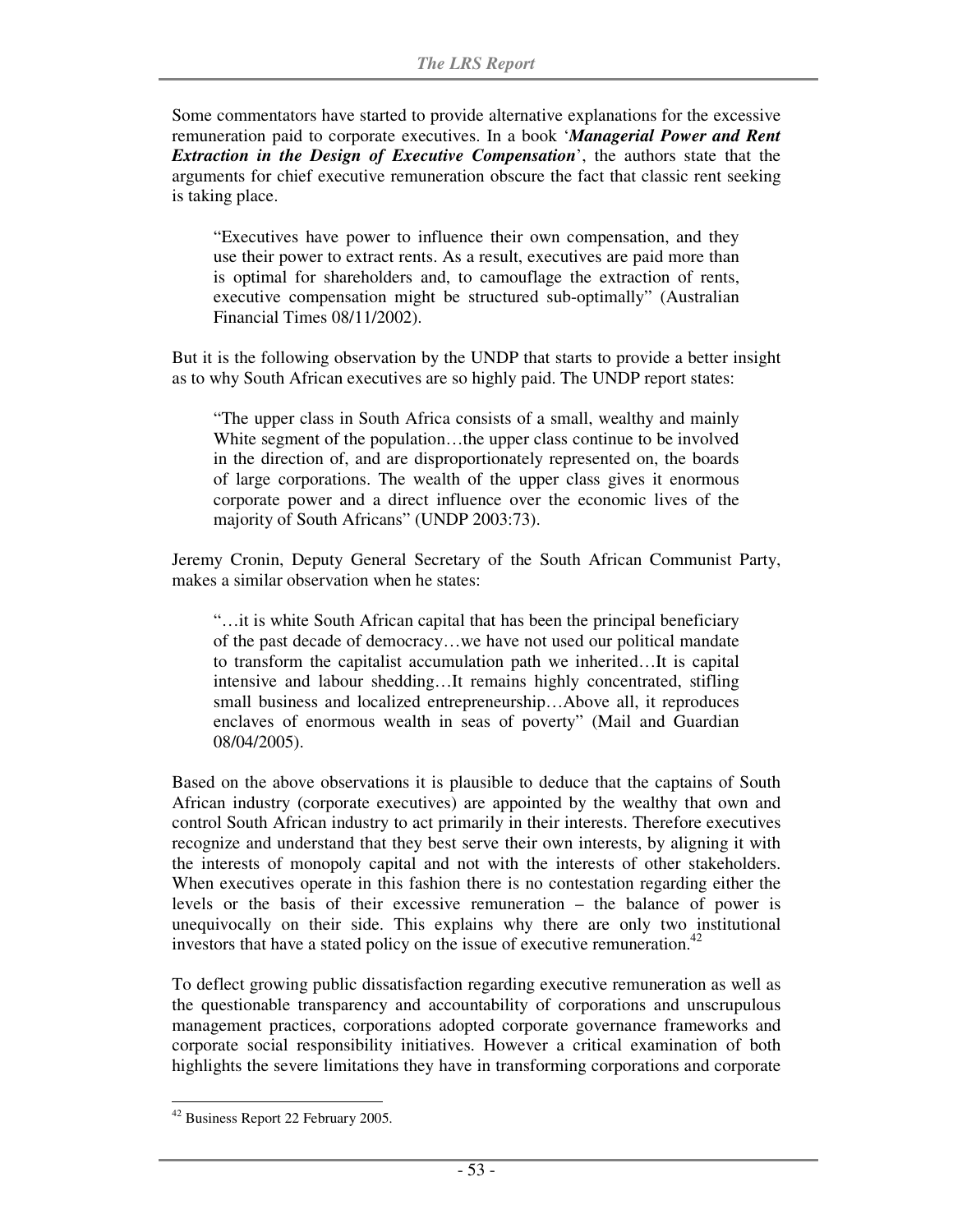Some commentators have started to provide alternative explanations for the excessive remuneration paid to corporate executives. In a book '***Managerial Power and Rent Extraction in the Design of Executive Compensation***', the authors state that the arguments for chief executive remuneration obscure the fact that classic rent seeking is taking place.

> "Executives have power to influence their own compensation, and they use their power to extract rents. As a result, executives are paid more than is optimal for shareholders and, to camouflage the extraction of rents, executive compensation might be structured sub-optimally" (Australian Financial Times 08/11/2002).

But it is the following observation by the UNDP that starts to provide a better insight as to why South African executives are so highly paid. The UNDP report states:

> "The upper class in South Africa consists of a small, wealthy and mainly White segment of the population…the upper class continue to be involved in the direction of, and are disproportionately represented on, the boards of large corporations. The wealth of the upper class gives it enormous corporate power and a direct influence over the economic lives of the majority of South Africans" (UNDP 2003:73).

Jeremy Cronin, Deputy General Secretary of the South African Communist Party, makes a similar observation when he states:

> "…it is white South African capital that has been the principal beneficiary of the past decade of democracy…we have not used our political mandate to transform the capitalist accumulation path we inherited…It is capital intensive and labour shedding…It remains highly concentrated, stifling small business and localized entrepreneurship…Above all, it reproduces enclaves of enormous wealth in seas of poverty" (Mail and Guardian 08/04/2005).

Based on the above observations it is plausible to deduce that the captains of South African industry (corporate executives) are appointed by the wealthy that own and control South African industry to act primarily in their interests. Therefore executives recognize and understand that they best serve their own interests, by aligning it with the interests of monopoly capital and not with the interests of other stakeholders. When executives operate in this fashion there is no contestation regarding either the levels or the basis of their excessive remuneration – the balance of power is unequivocally on their side. This explains why there are only two institutional investors that have a stated policy on the issue of executive remuneration.[42]

To deflect growing public dissatisfaction regarding executive remuneration as well as the questionable transparency and accountability of corporations and unscrupulous management practices, corporations adopted corporate governance frameworks and corporate social responsibility initiatives. However a critical examination of both highlights the severe limitations they have in transforming corporations and corporate

---

[42] Business Report 22 February 2005.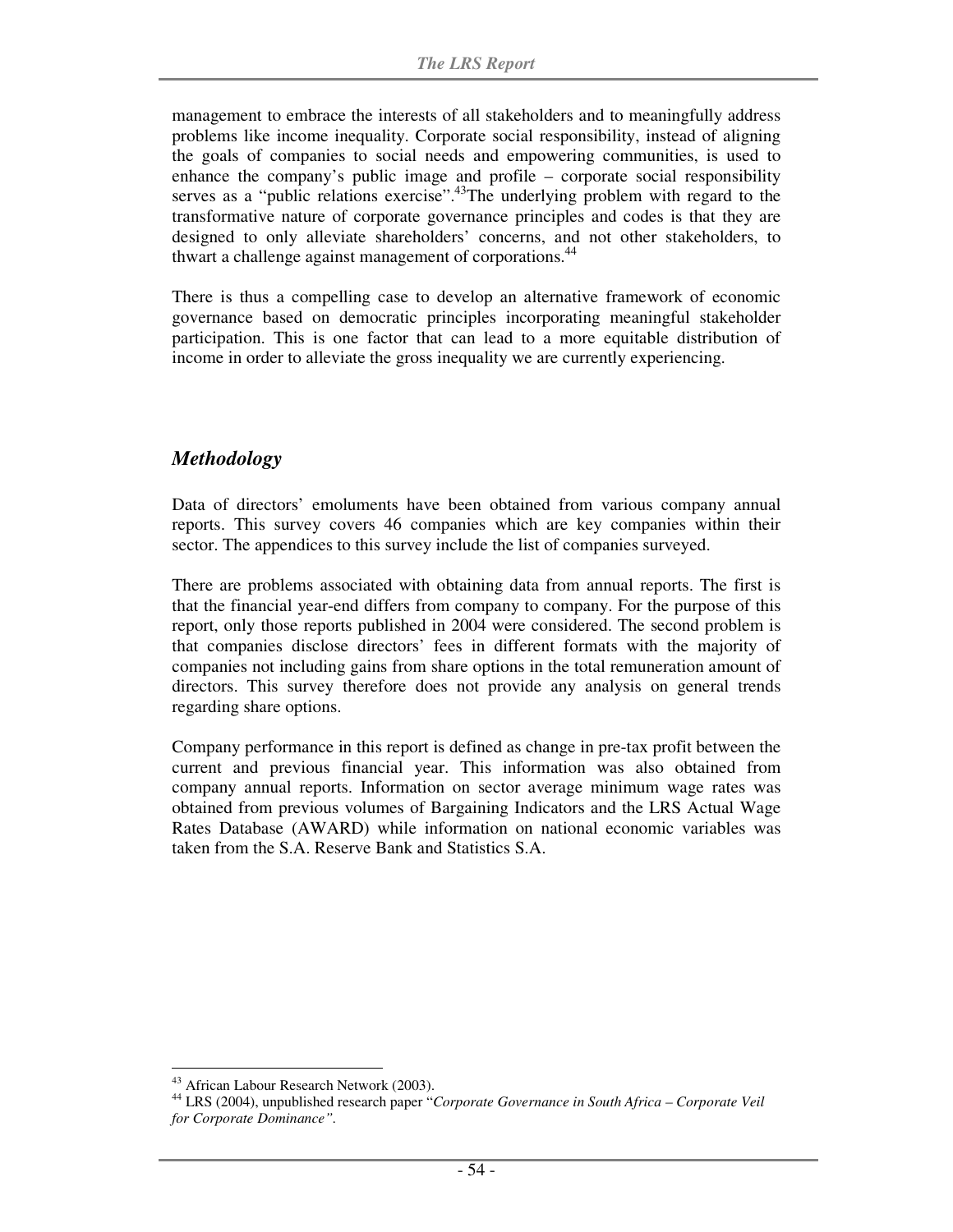management to embrace the interests of all stakeholders and to meaningfully address problems like income inequality. Corporate social responsibility, instead of aligning the goals of companies to social needs and empowering communities, is used to enhance the company's public image and profile – corporate social responsibility serves as a "public relations exercise".[43]The underlying problem with regard to the transformative nature of corporate governance principles and codes is that they are designed to only alleviate shareholders' concerns, and not other stakeholders, to thwart a challenge against management of corporations.[44]

There is thus a compelling case to develop an alternative framework of economic governance based on democratic principles incorporating meaningful stakeholder participation. This is one factor that can lead to a more equitable distribution of income in order to alleviate the gross inequality we are currently experiencing.

## *Methodology*

Data of directors' emoluments have been obtained from various company annual reports. This survey covers 46 companies which are key companies within their sector. The appendices to this survey include the list of companies surveyed.

There are problems associated with obtaining data from annual reports. The first is that the financial year-end differs from company to company. For the purpose of this report, only those reports published in 2004 were considered. The second problem is that companies disclose directors' fees in different formats with the majority of companies not including gains from share options in the total remuneration amount of directors. This survey therefore does not provide any analysis on general trends regarding share options.

Company performance in this report is defined as change in pre-tax profit between the current and previous financial year. This information was also obtained from company annual reports. Information on sector average minimum wage rates was obtained from previous volumes of Bargaining Indicators and the LRS Actual Wage Rates Database (AWARD) while information on national economic variables was taken from the S.A. Reserve Bank and Statistics S.A.

---

[43] African Labour Research Network (2003).

[44] LRS (2004), unpublished research paper "*Corporate Governance in South Africa – Corporate Veil for Corporate Dominance"*.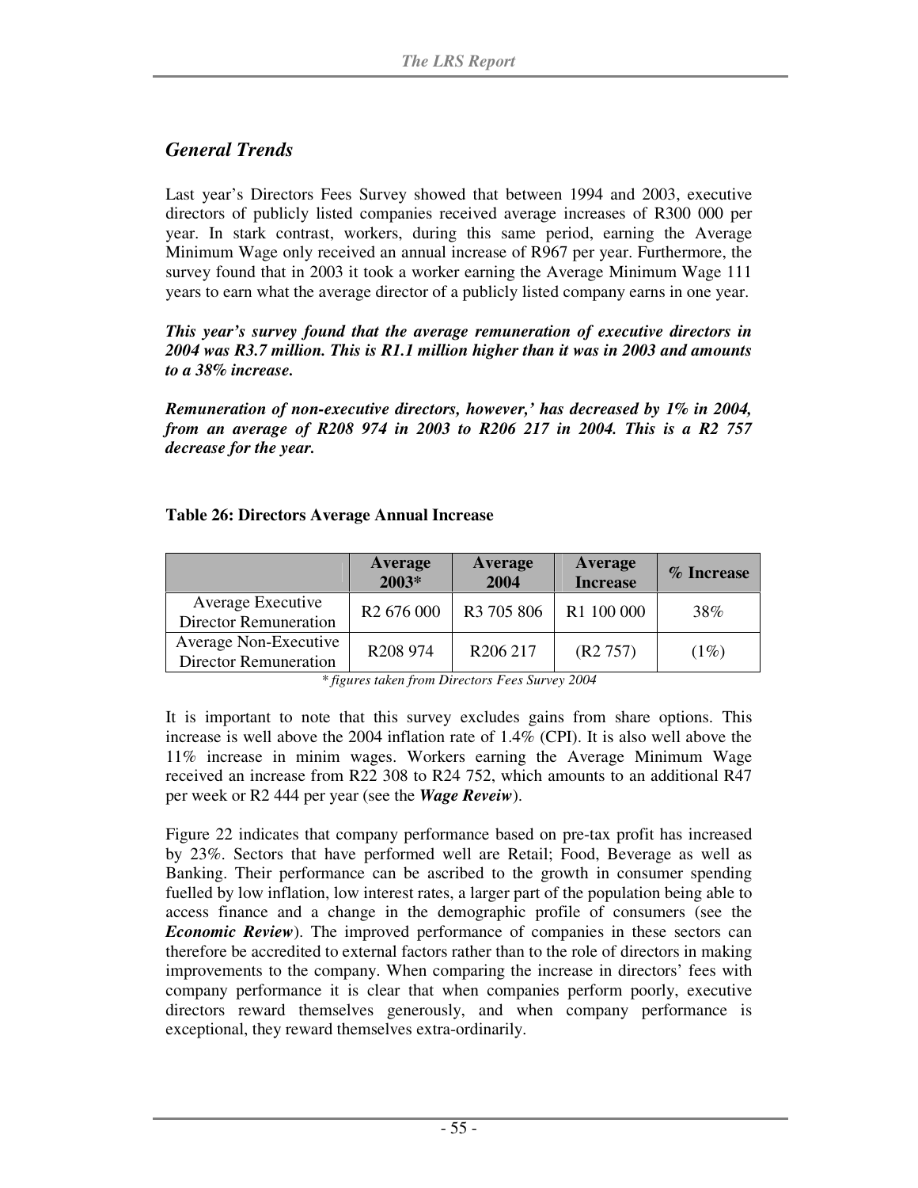## *General Trends*

Last year's Directors Fees Survey showed that between 1994 and 2003, executive directors of publicly listed companies received average increases of R300 000 per year. In stark contrast, workers, during this same period, earning the Average Minimum Wage only received an annual increase of R967 per year. Furthermore, the survey found that in 2003 it took a worker earning the Average Minimum Wage 111 years to earn what the average director of a publicly listed company earns in one year.

***This year's survey found that the average remuneration of executive directors in 2004 was R3.7 million. This is R1.1 million higher than it was in 2003 and amounts to a 38% increase.***

***Remuneration of non-executive directors, however,' has decreased by 1% in 2004, from an average of R208 974 in 2003 to R206 217 in 2004. This is a R2 757 decrease for the year.***

**Table 26: Directors Average Annual Increase**

| | Average 2003* | Average 2004 | Average Increase | % Increase |
|---|---|---|---|---|
| Average Executive Director Remuneration | R2 676 000 | R3 705 806 | R1 100 000 | 38% |
| Average Non-Executive Director Remuneration | R208 974 | R206 217 | (R2 757) | (1%) |

*\* figures taken from Directors Fees Survey 2004*

It is important to note that this survey excludes gains from share options. This increase is well above the 2004 inflation rate of 1.4% (CPI). It is also well above the 11% increase in minim wages. Workers earning the Average Minimum Wage received an increase from R22 308 to R24 752, which amounts to an additional R47 per week or R2 444 per year (see the ***Wage Reveiw***).

Figure 22 indicates that company performance based on pre-tax profit has increased by 23%. Sectors that have performed well are Retail; Food, Beverage as well as Banking. Their performance can be ascribed to the growth in consumer spending fuelled by low inflation, low interest rates, a larger part of the population being able to access finance and a change in the demographic profile of consumers (see the ***Economic Review***). The improved performance of companies in these sectors can therefore be accredited to external factors rather than to the role of directors in making improvements to the company. When comparing the increase in directors' fees with company performance it is clear that when companies perform poorly, executive directors reward themselves generously, and when company performance is exceptional, they reward themselves extra-ordinarily.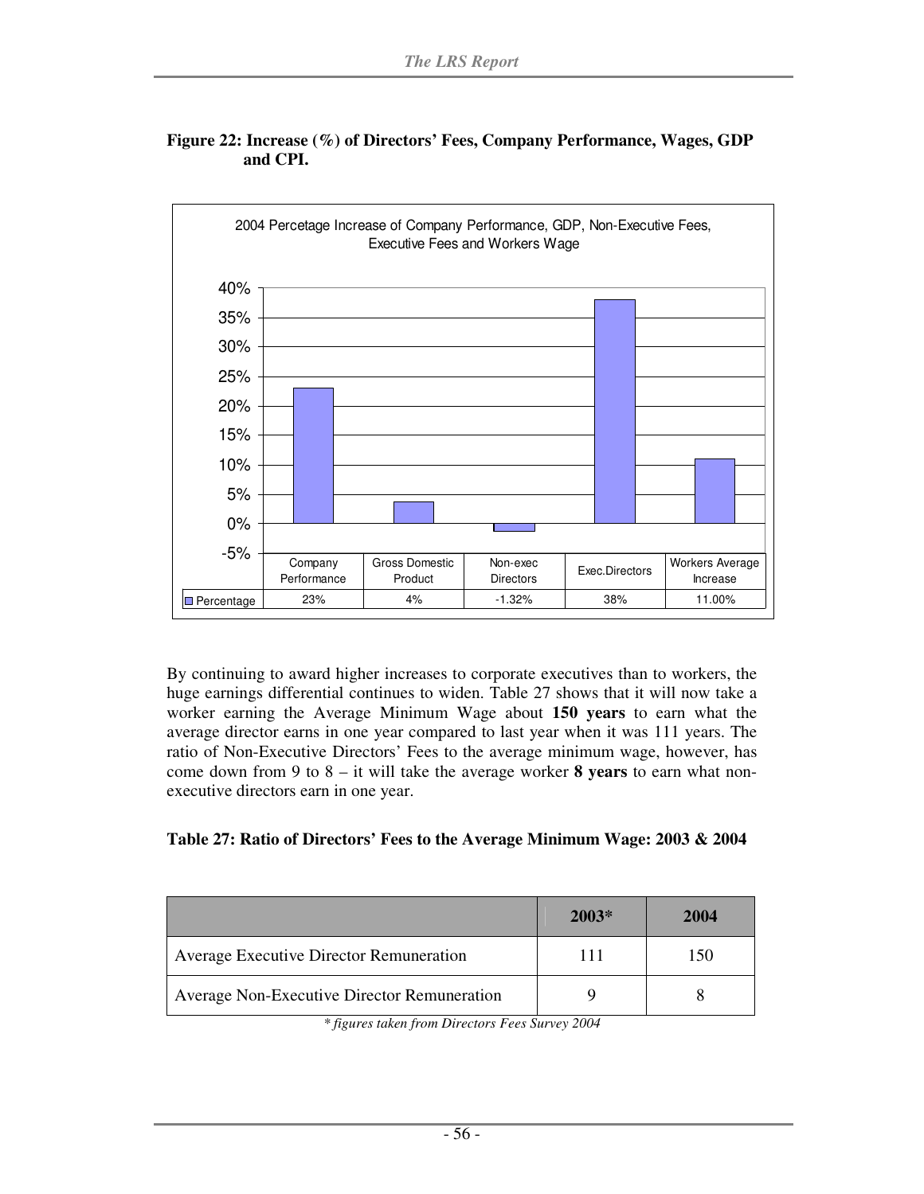**Figure 22: Increase (%) of Directors' Fees, Company Performance, Wages, GDP and CPI.**

2004 Percetage Increase of Company Performance, GDP, Non-Executive Fees, Executive Fees and Workers Wage

| | Company Performance | Gross Domestic Product | Non-exec Directors | Exec.Directors | Workers Average Increase |
|---|---|---|---|---|---|
| Percentage | 23% | 4% | -1.32% | 38% | 11.00% |

By continuing to award higher increases to corporate executives than to workers, the huge earnings differential continues to widen. Table 27 shows that it will now take a worker earning the Average Minimum Wage about **150 years** to earn what the average director earns in one year compared to last year when it was 111 years. The ratio of Non-Executive Directors' Fees to the average minimum wage, however, has come down from 9 to 8 – it will take the average worker **8 years** to earn what non-executive directors earn in one year.

**Table 27: Ratio of Directors' Fees to the Average Minimum Wage: 2003 & 2004**

| | 2003* | 2004 |
|---|---|---|
| Average Executive Director Remuneration | 111 | 150 |
| Average Non-Executive Director Remuneration | 9 | 8 |

*\* figures taken from Directors Fees Survey 2004*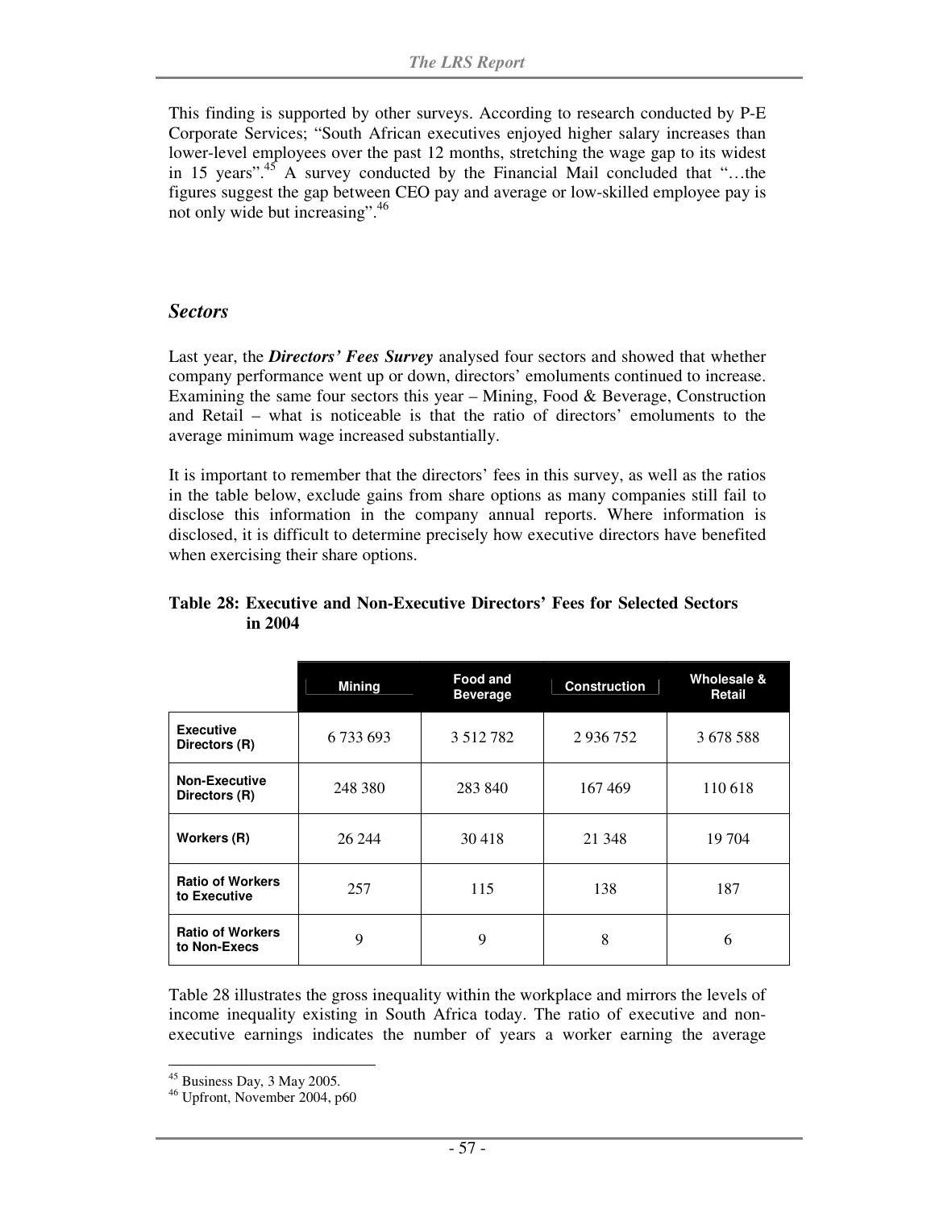This finding is supported by other surveys. According to research conducted by P-E Corporate Services; "South African executives enjoyed higher salary increases than lower-level employees over the past 12 months, stretching the wage gap to its widest in 15 years".[45] A survey conducted by the Financial Mail concluded that "…the figures suggest the gap between CEO pay and average or low-skilled employee pay is not only wide but increasing".[46]

## *Sectors*

Last year, the ***Directors' Fees Survey*** analysed four sectors and showed that whether company performance went up or down, directors' emoluments continued to increase. Examining the same four sectors this year – Mining, Food & Beverage, Construction and Retail – what is noticeable is that the ratio of directors' emoluments to the average minimum wage increased substantially.

It is important to remember that the directors' fees in this survey, as well as the ratios in the table below, exclude gains from share options as many companies still fail to disclose this information in the company annual reports. Where information is disclosed, it is difficult to determine precisely how executive directors have benefited when exercising their share options.

**Table 28: Executive and Non-Executive Directors' Fees for Selected Sectors in 2004**

| | Mining | Food and Beverage | Construction | Wholesale & Retail |
|---|---|---|---|---|
| **Executive Directors (R)** | 6 733 693 | 3 512 782 | 2 936 752 | 3 678 588 |
| **Non-Executive Directors (R)** | 248 380 | 283 840 | 167 469 | 110 618 |
| **Workers (R)** | 26 244 | 30 418 | 21 348 | 19 704 |
| **Ratio of Workers to Executive** | 257 | 115 | 138 | 187 |
| **Ratio of Workers to Non-Execs** | 9 | 9 | 8 | 6 |

Table 28 illustrates the gross inequality within the workplace and mirrors the levels of income inequality existing in South Africa today. The ratio of executive and non-executive earnings indicates the number of years a worker earning the average

---

[45] Business Day, 3 May 2005.

[46] Upfront, November 2004, p60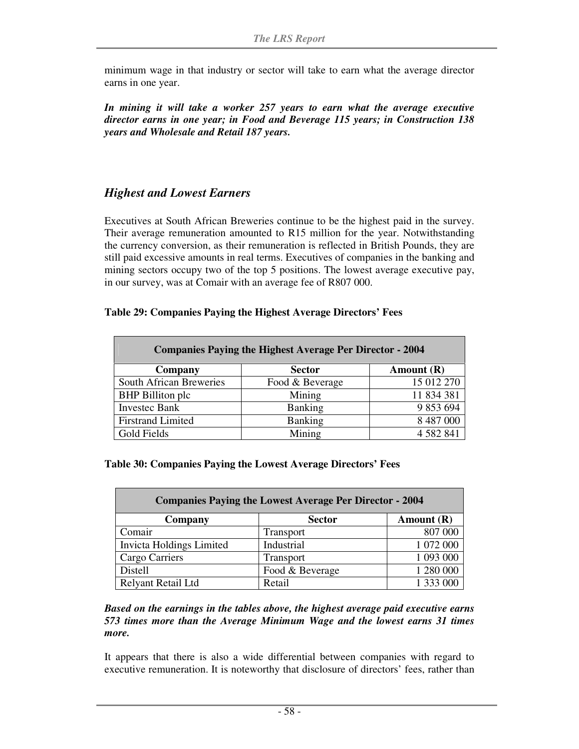minimum wage in that industry or sector will take to earn what the average director earns in one year.

***In mining it will take a worker 257 years to earn what the average executive director earns in one year; in Food and Beverage 115 years; in Construction 138 years and Wholesale and Retail 187 years.***

## *Highest and Lowest Earners*

Executives at South African Breweries continue to be the highest paid in the survey. Their average remuneration amounted to R15 million for the year. Notwithstanding the currency conversion, as their remuneration is reflected in British Pounds, they are still paid excessive amounts in real terms. Executives of companies in the banking and mining sectors occupy two of the top 5 positions. The lowest average executive pay, in our survey, was at Comair with an average fee of R807 000.

**Table 29: Companies Paying the Highest Average Directors' Fees**

| Companies Paying the Highest Average Per Director - 2004 | | |
|---|---|---|
| **Company** | **Sector** | **Amount (R)** |
| South African Breweries | Food & Beverage | 15 012 270 |
| BHP Billiton plc | Mining | 11 834 381 |
| Investec Bank | Banking | 9 853 694 |
| Firstrand Limited | Banking | 8 487 000 |
| Gold Fields | Mining | 4 582 841 |

**Table 30: Companies Paying the Lowest Average Directors' Fees**

| Companies Paying the Lowest Average Per Director - 2004 | | |
|---|---|---|
| **Company** | **Sector** | **Amount (R)** |
| Comair | Transport | 807 000 |
| Invicta Holdings Limited | Industrial | 1 072 000 |
| Cargo Carriers | Transport | 1 093 000 |
| Distell | Food & Beverage | 1 280 000 |
| Relyant Retail Ltd | Retail | 1 333 000 |

***Based on the earnings in the tables above, the highest average paid executive earns 573 times more than the Average Minimum Wage and the lowest earns 31 times more.***

It appears that there is also a wide differential between companies with regard to executive remuneration. It is noteworthy that disclosure of directors' fees, rather than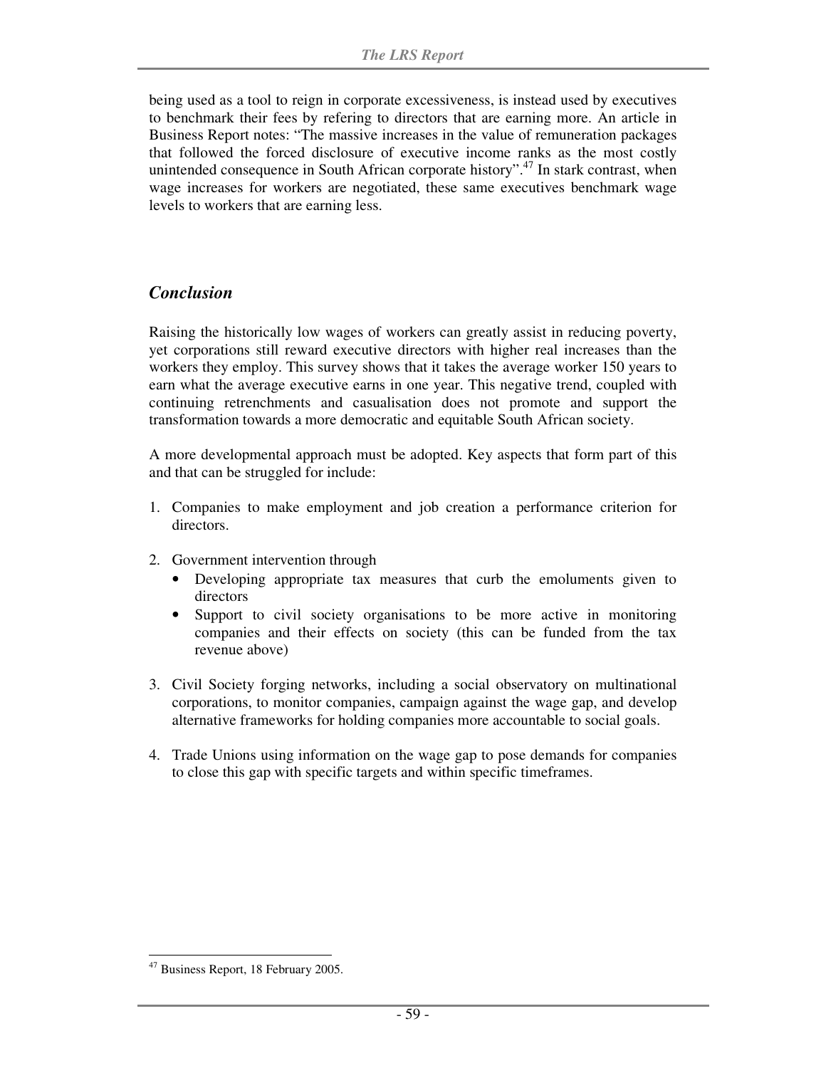being used as a tool to reign in corporate excessiveness, is instead used by executives to benchmark their fees by refering to directors that are earning more. An article in Business Report notes: "The massive increases in the value of remuneration packages that followed the forced disclosure of executive income ranks as the most costly unintended consequence in South African corporate history".[47] In stark contrast, when wage increases for workers are negotiated, these same executives benchmark wage levels to workers that are earning less.

## *Conclusion*

Raising the historically low wages of workers can greatly assist in reducing poverty, yet corporations still reward executive directors with higher real increases than the workers they employ. This survey shows that it takes the average worker 150 years to earn what the average executive earns in one year. This negative trend, coupled with continuing retrenchments and casualisation does not promote and support the transformation towards a more democratic and equitable South African society.

A more developmental approach must be adopted. Key aspects that form part of this and that can be struggled for include:

1. Companies to make employment and job creation a performance criterion for directors.

2. Government intervention through
   - Developing appropriate tax measures that curb the emoluments given to directors
   - Support to civil society organisations to be more active in monitoring companies and their effects on society (this can be funded from the tax revenue above)

3. Civil Society forging networks, including a social observatory on multinational corporations, to monitor companies, campaign against the wage gap, and develop alternative frameworks for holding companies more accountable to social goals.

4. Trade Unions using information on the wage gap to pose demands for companies to close this gap with specific targets and within specific timeframes.

---

[47] Business Report, 18 February 2005.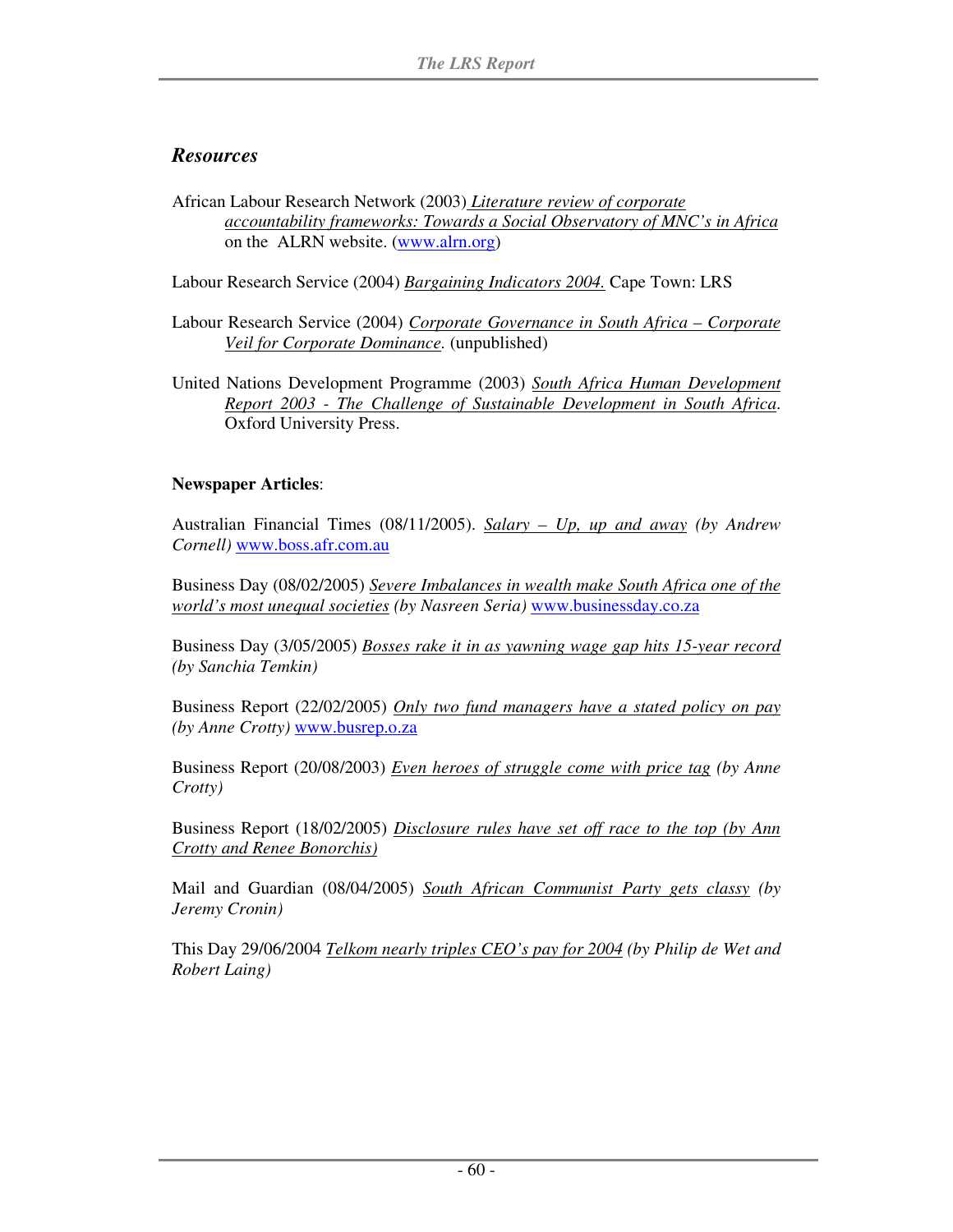## *Resources*

African Labour Research Network (2003) *Literature review of corporate accountability frameworks: Towards a Social Observatory of MNC's in Africa* on the ALRN website. (www.alrn.org)

Labour Research Service (2004) *Bargaining Indicators 2004.* Cape Town: LRS

Labour Research Service (2004) *Corporate Governance in South Africa – Corporate Veil for Corporate Dominance.* (unpublished)

United Nations Development Programme (2003) *South Africa Human Development Report 2003 - The Challenge of Sustainable Development in South Africa*. Oxford University Press.

**Newspaper Articles**:

Australian Financial Times (08/11/2005). *Salary – Up, up and away (by Andrew Cornell)* www.boss.afr.com.au

Business Day (08/02/2005) *Severe Imbalances in wealth make South Africa one of the world's most unequal societies (by Nasreen Seria)* www.businessday.co.za

Business Day (3/05/2005) *Bosses rake it in as yawning wage gap hits 15-year record (by Sanchia Temkin)*

Business Report (22/02/2005) *Only two fund managers have a stated policy on pay (by Anne Crotty)* www.busrep.o.za

Business Report (20/08/2003) *Even heroes of struggle come with price tag (by Anne Crotty)*

Business Report (18/02/2005) *Disclosure rules have set off race to the top (by Ann Crotty and Renee Bonorchis)*

Mail and Guardian (08/04/2005) *South African Communist Party gets classy (by Jeremy Cronin)*

This Day 29/06/2004 *Telkom nearly triples CEO's pay for 2004 (by Philip de Wet and Robert Laing)*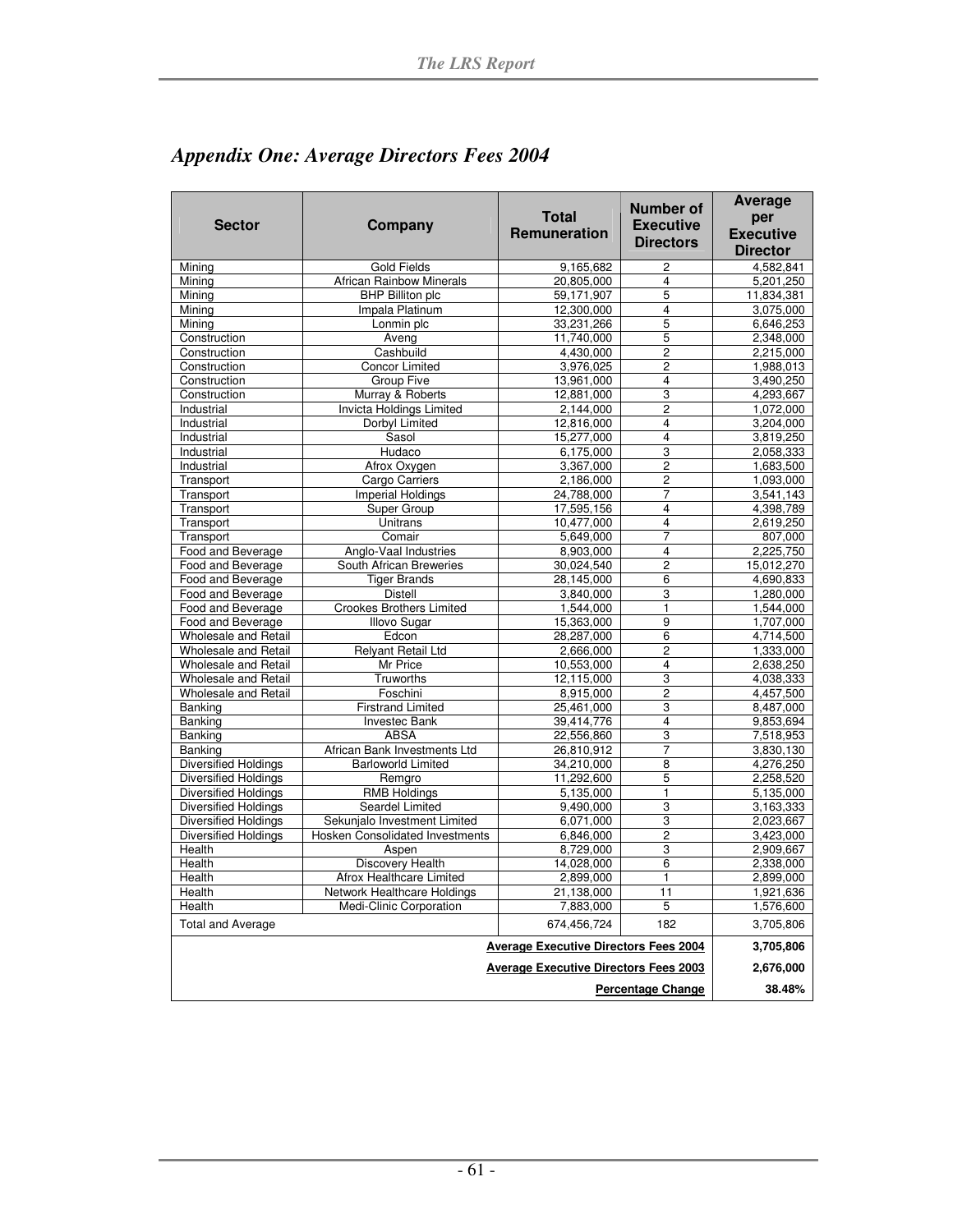## *Appendix One: Average Directors Fees 2004*

| Sector | Company | Total Remuneration | Number of Executive Directors | Average per Executive Director |
|---|---|---|---|---|
| Mining | Gold Fields | 9,165,682 | 2 | 4,582,841 |
| Mining | African Rainbow Minerals | 20,805,000 | 4 | 5,201,250 |
| Mining | BHP Billiton plc | 59,171,907 | 5 | 11,834,381 |
| Mining | Impala Platinum | 12,300,000 | 4 | 3,075,000 |
| Mining | Lonmin plc | 33,231,266 | 5 | 6,646,253 |
| Construction | Aveng | 11,740,000 | 5 | 2,348,000 |
| Construction | Cashbuild | 4,430,000 | 2 | 2,215,000 |
| Construction | Concor Limited | 3,976,025 | 2 | 1,988,013 |
| Construction | Group Five | 13,961,000 | 4 | 3,490,250 |
| Construction | Murray & Roberts | 12,881,000 | 3 | 4,293,667 |
| Industrial | Invicta Holdings Limited | 2,144,000 | 2 | 1,072,000 |
| Industrial | Dorbyl Limited | 12,816,000 | 4 | 3,204,000 |
| Industrial | Sasol | 15,277,000 | 4 | 3,819,250 |
| Industrial | Hudaco | 6,175,000 | 3 | 2,058,333 |
| Industrial | Afrox Oxygen | 3,367,000 | 2 | 1,683,500 |
| Transport | Cargo Carriers | 2,186,000 | 2 | 1,093,000 |
| Transport | Imperial Holdings | 24,788,000 | 7 | 3,541,143 |
| Transport | Super Group | 17,595,156 | 4 | 4,398,789 |
| Transport | Unitrans | 10,477,000 | 4 | 2,619,250 |
| Transport | Comair | 5,649,000 | 7 | 807,000 |
| Food and Beverage | Anglo-Vaal Industries | 8,903,000 | 4 | 2,225,750 |
| Food and Beverage | South African Breweries | 30,024,540 | 2 | 15,012,270 |
| Food and Beverage | Tiger Brands | 28,145,000 | 6 | 4,690,833 |
| Food and Beverage | Distell | 3,840,000 | 3 | 1,280,000 |
| Food and Beverage | Crookes Brothers Limited | 1,544,000 | 1 | 1,544,000 |
| Food and Beverage | Illovo Sugar | 15,363,000 | 9 | 1,707,000 |
| Wholesale and Retail | Edcon | 28,287,000 | 6 | 4,714,500 |
| Wholesale and Retail | Relyant Retail Ltd | 2,666,000 | 2 | 1,333,000 |
| Wholesale and Retail | Mr Price | 10,553,000 | 4 | 2,638,250 |
| Wholesale and Retail | Truworths | 12,115,000 | 3 | 4,038,333 |
| Wholesale and Retail | Foschini | 8,915,000 | 2 | 4,457,500 |
| Banking | Firstrand Limited | 25,461,000 | 3 | 8,487,000 |
| Banking | Investec Bank | 39,414,776 | 4 | 9,853,694 |
| Banking | ABSA | 22,556,860 | 3 | 7,518,953 |
| Banking | African Bank Investments Ltd | 26,810,912 | 7 | 3,830,130 |
| Diversified Holdings | Barloworld Limited | 34,210,000 | 8 | 4,276,250 |
| Diversified Holdings | Remgro | 11,292,600 | 5 | 2,258,520 |
| Diversified Holdings | RMB Holdings | 5,135,000 | 1 | 5,135,000 |
| Diversified Holdings | Seardel Limited | 9,490,000 | 3 | 3,163,333 |
| Diversified Holdings | Sekunjalo Investment Limited | 6,071,000 | 3 | 2,023,667 |
| Diversified Holdings | Hosken Consolidated Investments | 6,846,000 | 2 | 3,423,000 |
| Health | Aspen | 8,729,000 | 3 | 2,909,667 |
| Health | Discovery Health | 14,028,000 | 6 | 2,338,000 |
| Health | Afrox Healthcare Limited | 2,899,000 | 1 | 2,899,000 |
| Health | Network Healthcare Holdings | 21,138,000 | 11 | 1,921,636 |
| Health | Medi-Clinic Corporation | 7,883,000 | 5 | 1,576,600 |
| Total and Average | | 674,456,724 | 182 | 3,705,806 |
| | | **Average Executive Directors Fees 2004** | | **3,705,806** |
| | | **Average Executive Directors Fees 2003** | | **2,676,000** |
| | | | **Percentage Change** | **38.48%** |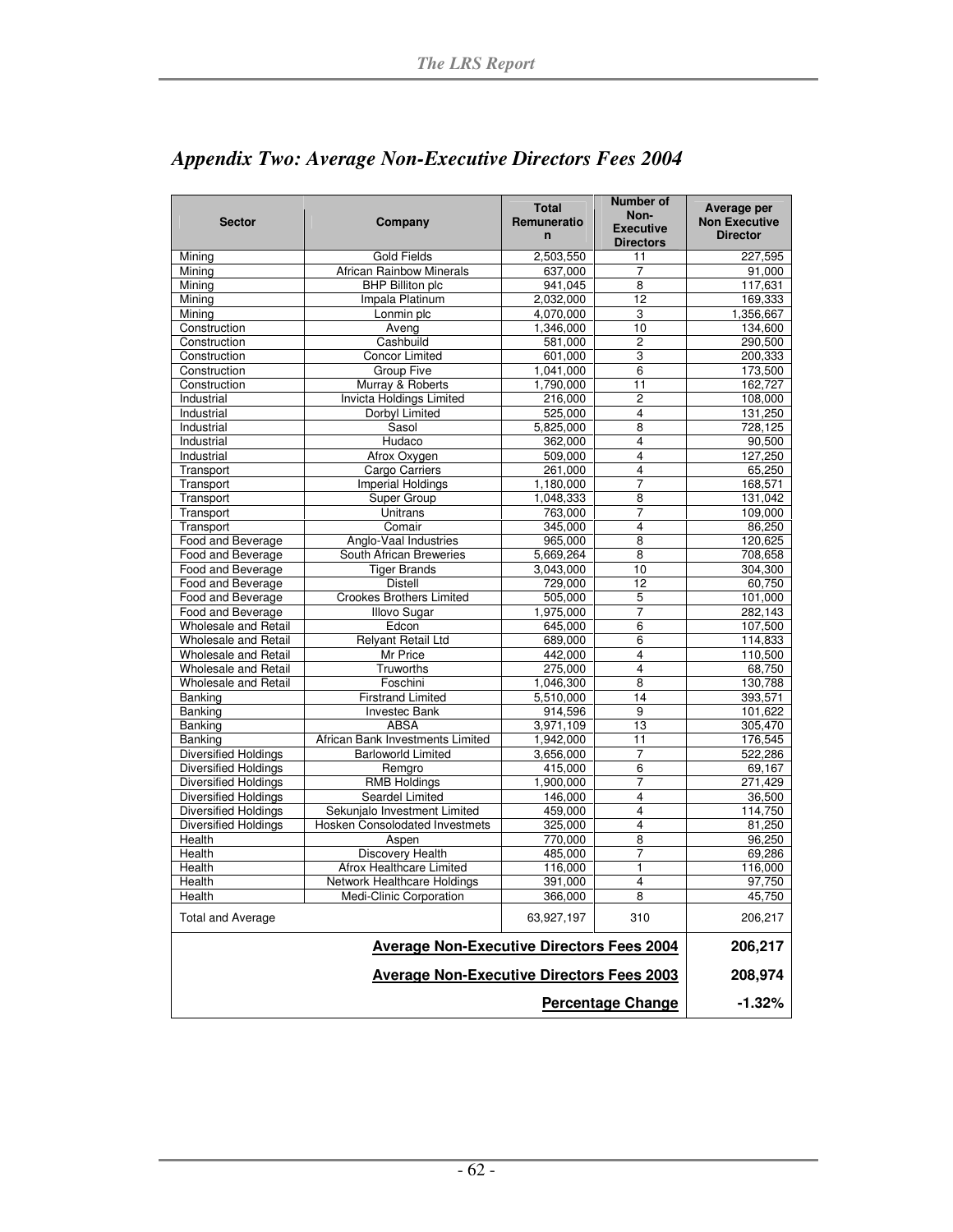## *Appendix Two: Average Non-Executive Directors Fees 2004*

| Sector | Company | Total Remuneration | Number of Non-Executive Directors | Average per Non Executive Director |
|---|---|---|---|---|
| Mining | Gold Fields | 2,503,550 | 11 | 227,595 |
| Mining | African Rainbow Minerals | 637,000 | 7 | 91,000 |
| Mining | BHP Billiton plc | 941,045 | 8 | 117,631 |
| Mining | Impala Platinum | 2,032,000 | 12 | 169,333 |
| Mining | Lonmin plc | 4,070,000 | 3 | 1,356,667 |
| Construction | Aveng | 1,346,000 | 10 | 134,600 |
| Construction | Cashbuild | 581,000 | 2 | 290,500 |
| Construction | Concor Limited | 601,000 | 3 | 200,333 |
| Construction | Group Five | 1,041,000 | 6 | 173,500 |
| Construction | Murray & Roberts | 1,790,000 | 11 | 162,727 |
| Industrial | Invicta Holdings Limited | 216,000 | 2 | 108,000 |
| Industrial | Dorbyl Limited | 525,000 | 4 | 131,250 |
| Industrial | Sasol | 5,825,000 | 8 | 728,125 |
| Industrial | Hudaco | 362,000 | 4 | 90,500 |
| Industrial | Afrox Oxygen | 509,000 | 4 | 127,250 |
| Transport | Cargo Carriers | 261,000 | 4 | 65,250 |
| Transport | Imperial Holdings | 1,180,000 | 7 | 168,571 |
| Transport | Super Group | 1,048,333 | 8 | 131,042 |
| Transport | Unitrans | 763,000 | 7 | 109,000 |
| Transport | Comair | 345,000 | 4 | 86,250 |
| Food and Beverage | Anglo-Vaal Industries | 965,000 | 8 | 120,625 |
| Food and Beverage | South African Breweries | 5,669,264 | 8 | 708,658 |
| Food and Beverage | Tiger Brands | 3,043,000 | 10 | 304,300 |
| Food and Beverage | Distell | 729,000 | 12 | 60,750 |
| Food and Beverage | Crookes Brothers Limited | 505,000 | 5 | 101,000 |
| Food and Beverage | Illovo Sugar | 1,975,000 | 7 | 282,143 |
| Wholesale and Retail | Edcon | 645,000 | 6 | 107,500 |
| Wholesale and Retail | Relyant Retail Ltd | 689,000 | 6 | 114,833 |
| Wholesale and Retail | Mr Price | 442,000 | 4 | 110,500 |
| Wholesale and Retail | Truworths | 275,000 | 4 | 68,750 |
| Wholesale and Retail | Foschini | 1,046,300 | 8 | 130,788 |
| Banking | Firstrand Limited | 5,510,000 | 14 | 393,571 |
| Banking | Investec Bank | 914,596 | 9 | 101,622 |
| Banking | ABSA | 3,971,109 | 13 | 305,470 |
| Banking | African Bank Investments Limited | 1,942,000 | 11 | 176,545 |
| Diversified Holdings | Barloworld Limited | 3,656,000 | 7 | 522,286 |
| Diversified Holdings | Remgro | 415,000 | 6 | 69,167 |
| Diversified Holdings | RMB Holdings | 1,900,000 | 7 | 271,429 |
| Diversified Holdings | Seardel Limited | 146,000 | 4 | 36,500 |
| Diversified Holdings | Sekunjalo Investment Limited | 459,000 | 4 | 114,750 |
| Diversified Holdings | Hosken Consolodated Investmets | 325,000 | 4 | 81,250 |
| Health | Aspen | 770,000 | 8 | 96,250 |
| Health | Discovery Health | 485,000 | 7 | 69,286 |
| Health | Afrox Healthcare Limited | 116,000 | 1 | 116,000 |
| Health | Network Healthcare Holdings | 391,000 | 4 | 97,750 |
| Health | Medi-Clinic Corporation | 366,000 | 8 | 45,750 |
| Total and Average | | 63,927,197 | 310 | 206,217 |
| **Average Non-Executive Directors Fees 2004** | | | | **206,217** |
| **Average Non-Executive Directors Fees 2003** | | | | **208,974** |
| **Percentage Change** | | | | **-1.32%** |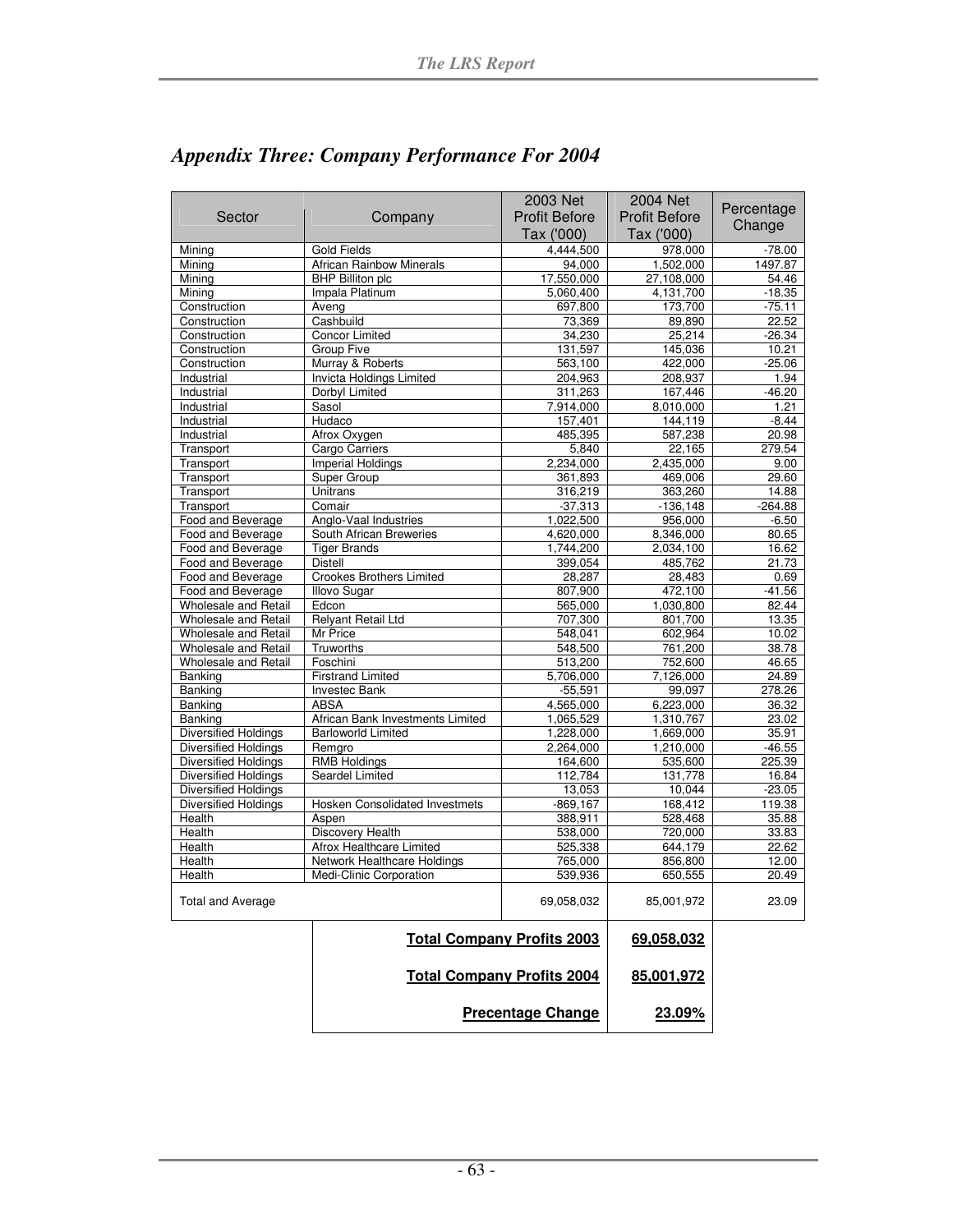## *Appendix Three: Company Performance For 2004*

| Sector | Company | 2003 Net Profit Before Tax ('000) | 2004 Net Profit Before Tax ('000) | Percentage Change |
|---|---|---|---|---|
| Mining | Gold Fields | 4,444,500 | 978,000 | -78.00 |
| Mining | African Rainbow Minerals | 94,000 | 1,502,000 | 1497.87 |
| Mining | BHP Billiton plc | 17,550,000 | 27,108,000 | 54.46 |
| Mining | Impala Platinum | 5,060,400 | 4,131,700 | -18.35 |
| Construction | Aveng | 697,800 | 173,700 | -75.11 |
| Construction | Cashbuild | 73,369 | 89,890 | 22.52 |
| Construction | Concor Limited | 34,230 | 25,214 | -26.34 |
| Construction | Group Five | 131,597 | 145,036 | 10.21 |
| Construction | Murray & Roberts | 563,100 | 422,000 | -25.06 |
| Industrial | Invicta Holdings Limited | 204,963 | 208,937 | 1.94 |
| Industrial | Dorbyl Limited | 311,263 | 167,446 | -46.20 |
| Industrial | Sasol | 7,914,000 | 8,010,000 | 1.21 |
| Industrial | Hudaco | 157,401 | 144,119 | -8.44 |
| Industrial | Afrox Oxygen | 485,395 | 587,238 | 20.98 |
| Transport | Cargo Carriers | 5,840 | 22,165 | 279.54 |
| Transport | Imperial Holdings | 2,234,000 | 2,435,000 | 9.00 |
| Transport | Super Group | 361,893 | 469,006 | 29.60 |
| Transport | Unitrans | 316,219 | 363,260 | 14.88 |
| Transport | Comair | -37,313 | -136,148 | -264.88 |
| Food and Beverage | Anglo-Vaal Industries | 1,022,500 | 956,000 | -6.50 |
| Food and Beverage | South African Breweries | 4,620,000 | 8,346,000 | 80.65 |
| Food and Beverage | Tiger Brands | 1,744,200 | 2,034,100 | 16.62 |
| Food and Beverage | Distell | 399,054 | 485,762 | 21.73 |
| Food and Beverage | Crookes Brothers Limited | 28,287 | 28,483 | 0.69 |
| Food and Beverage | Illovo Sugar | 807,900 | 472,100 | -41.56 |
| Wholesale and Retail | Edcon | 565,000 | 1,030,800 | 82.44 |
| Wholesale and Retail | Relyant Retail Ltd | 707,300 | 801,700 | 13.35 |
| Wholesale and Retail | Mr Price | 548,041 | 602,964 | 10.02 |
| Wholesale and Retail | Truworths | 548,500 | 761,200 | 38.78 |
| Wholesale and Retail | Foschini | 513,200 | 752,600 | 46.65 |
| Banking | Firstrand Limited | 5,706,000 | 7,126,000 | 24.89 |
| Banking | Investec Bank | -55,591 | 99,097 | 278.26 |
| Banking | ABSA | 4,565,000 | 6,223,000 | 36.32 |
| Banking | African Bank Investments Limited | 1,065,529 | 1,310,767 | 23.02 |
| Diversified Holdings | Barloworld Limited | 1,228,000 | 1,669,000 | 35.91 |
| Diversified Holdings | Remgro | 2,264,000 | 1,210,000 | -46.55 |
| Diversified Holdings | RMB Holdings | 164,600 | 535,600 | 225.39 |
| Diversified Holdings | Seardel Limited | 112,784 | 131,778 | 16.84 |
| Diversified Holdings | | 13,053 | 10,044 | -23.05 |
| Diversified Holdings | Hosken Consolidated Investmets | -869,167 | 168,412 | 119.38 |
| Health | Aspen | 388,911 | 528,468 | 35.88 |
| Health | Discovery Health | 538,000 | 720,000 | 33.83 |
| Health | Afrox Healthcare Limited | 525,338 | 644,179 | 22.62 |
| Health | Network Healthcare Holdings | 765,000 | 856,800 | 12.00 |
| Health | Medi-Clinic Corporation | 539,936 | 650,555 | 20.49 |
| Total and Average | | 69,058,032 | 85,001,972 | 23.09 |

| | |
|---|---|
| **Total Company Profits 2003** | **69,058,032** |
| **Total Company Profits 2004** | **85,001,972** |
| **Precentage Change** | **23.09%** |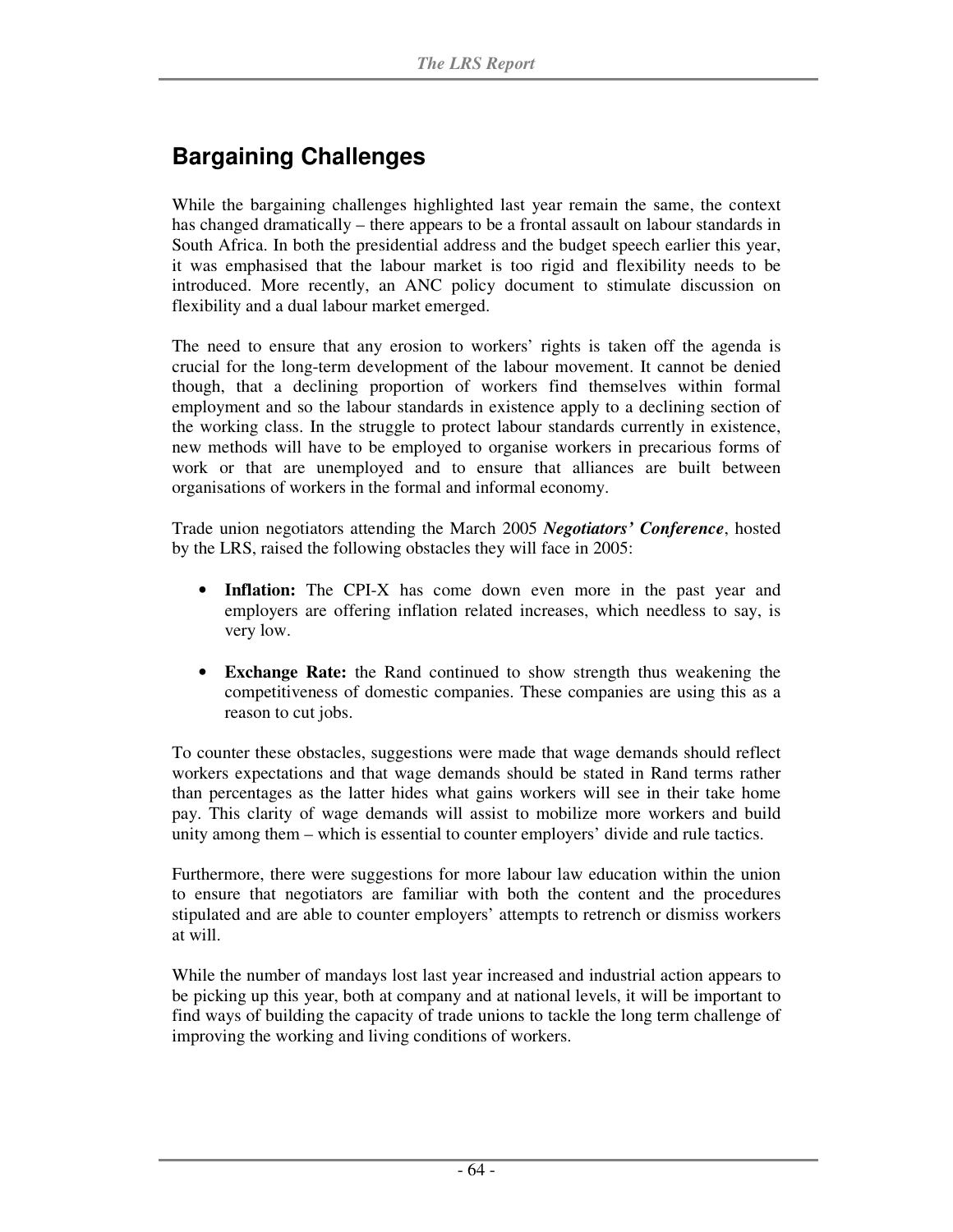## Bargaining Challenges

While the bargaining challenges highlighted last year remain the same, the context has changed dramatically – there appears to be a frontal assault on labour standards in South Africa. In both the presidential address and the budget speech earlier this year, it was emphasised that the labour market is too rigid and flexibility needs to be introduced. More recently, an ANC policy document to stimulate discussion on flexibility and a dual labour market emerged.

The need to ensure that any erosion to workers' rights is taken off the agenda is crucial for the long-term development of the labour movement. It cannot be denied though, that a declining proportion of workers find themselves within formal employment and so the labour standards in existence apply to a declining section of the working class. In the struggle to protect labour standards currently in existence, new methods will have to be employed to organise workers in precarious forms of work or that are unemployed and to ensure that alliances are built between organisations of workers in the formal and informal economy.

Trade union negotiators attending the March 2005 ***Negotiators' Conference***, hosted by the LRS, raised the following obstacles they will face in 2005:

- **Inflation:** The CPI-X has come down even more in the past year and employers are offering inflation related increases, which needless to say, is very low.
- **Exchange Rate:** the Rand continued to show strength thus weakening the competitiveness of domestic companies. These companies are using this as a reason to cut jobs.

To counter these obstacles, suggestions were made that wage demands should reflect workers expectations and that wage demands should be stated in Rand terms rather than percentages as the latter hides what gains workers will see in their take home pay. This clarity of wage demands will assist to mobilize more workers and build unity among them – which is essential to counter employers' divide and rule tactics.

Furthermore, there were suggestions for more labour law education within the union to ensure that negotiators are familiar with both the content and the procedures stipulated and are able to counter employers' attempts to retrench or dismiss workers at will.

While the number of mandays lost last year increased and industrial action appears to be picking up this year, both at company and at national levels, it will be important to find ways of building the capacity of trade unions to tackle the long term challenge of improving the working and living conditions of workers.